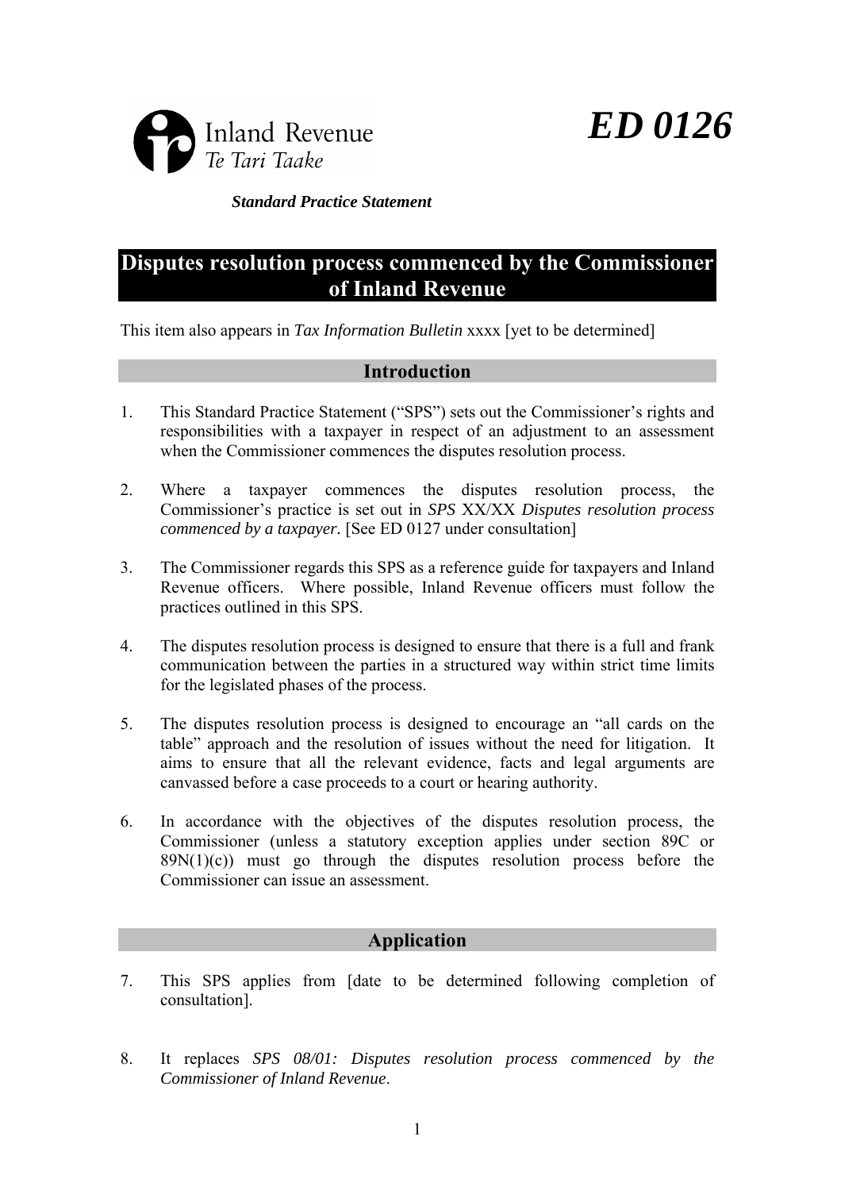Inland Revenue
*Te Tari Taake*

***ED 0126***

***Standard Practice Statement***

# Disputes resolution process commenced by the Commissioner of Inland Revenue

This item also appears in *Tax Information Bulletin* xxxx [yet to be determined]

## Introduction

1. This Standard Practice Statement ("SPS") sets out the Commissioner's rights and responsibilities with a taxpayer in respect of an adjustment to an assessment when the Commissioner commences the disputes resolution process.

2. Where a taxpayer commences the disputes resolution process, the Commissioner's practice is set out in *SPS* XX/XX *Disputes resolution process commenced by a taxpayer*. [See ED 0127 under consultation]

3. The Commissioner regards this SPS as a reference guide for taxpayers and Inland Revenue officers. Where possible, Inland Revenue officers must follow the practices outlined in this SPS.

4. The disputes resolution process is designed to ensure that there is a full and frank communication between the parties in a structured way within strict time limits for the legislated phases of the process.

5. The disputes resolution process is designed to encourage an "all cards on the table" approach and the resolution of issues without the need for litigation. It aims to ensure that all the relevant evidence, facts and legal arguments are canvassed before a case proceeds to a court or hearing authority.

6. In accordance with the objectives of the disputes resolution process, the Commissioner (unless a statutory exception applies under section 89C or 89N(1)(c)) must go through the disputes resolution process before the Commissioner can issue an assessment.

## Application

7. This SPS applies from [date to be determined following completion of consultation].

8. It replaces *SPS 08/01: Disputes resolution process commenced by the Commissioner of Inland Revenue*.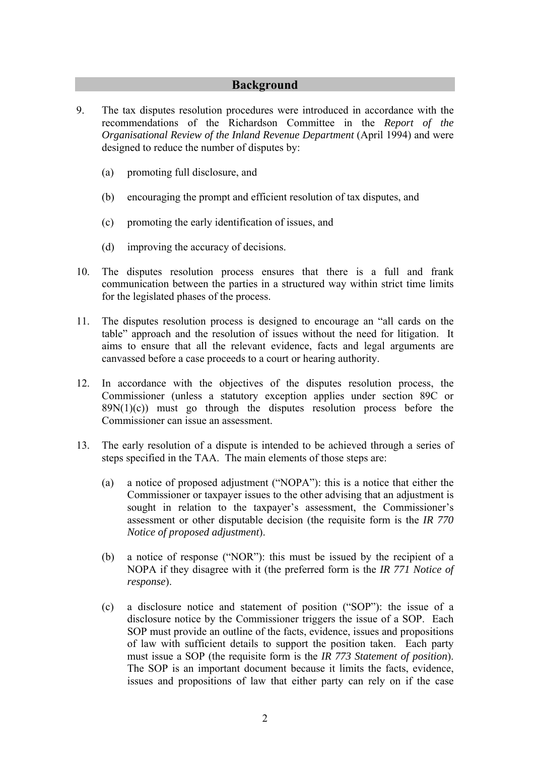## Background

9. The tax disputes resolution procedures were introduced in accordance with the recommendations of the Richardson Committee in the *Report of the Organisational Review of the Inland Revenue Department* (April 1994) and were designed to reduce the number of disputes by:

   (a) promoting full disclosure, and

   (b) encouraging the prompt and efficient resolution of tax disputes, and

   (c) promoting the early identification of issues, and

   (d) improving the accuracy of decisions.

10. The disputes resolution process ensures that there is a full and frank communication between the parties in a structured way within strict time limits for the legislated phases of the process.

11. The disputes resolution process is designed to encourage an "all cards on the table" approach and the resolution of issues without the need for litigation. It aims to ensure that all the relevant evidence, facts and legal arguments are canvassed before a case proceeds to a court or hearing authority.

12. In accordance with the objectives of the disputes resolution process, the Commissioner (unless a statutory exception applies under section 89C or 89N(1)(c)) must go through the disputes resolution process before the Commissioner can issue an assessment.

13. The early resolution of a dispute is intended to be achieved through a series of steps specified in the TAA. The main elements of those steps are:

   (a) a notice of proposed adjustment ("NOPA"): this is a notice that either the Commissioner or taxpayer issues to the other advising that an adjustment is sought in relation to the taxpayer's assessment, the Commissioner's assessment or other disputable decision (the requisite form is the *IR 770 Notice of proposed adjustment*).

   (b) a notice of response ("NOR"): this must be issued by the recipient of a NOPA if they disagree with it (the preferred form is the *IR 771 Notice of response*).

   (c) a disclosure notice and statement of position ("SOP"): the issue of a disclosure notice by the Commissioner triggers the issue of a SOP. Each SOP must provide an outline of the facts, evidence, issues and propositions of law with sufficient details to support the position taken. Each party must issue a SOP (the requisite form is the *IR 773 Statement of position*). The SOP is an important document because it limits the facts, evidence, issues and propositions of law that either party can rely on if the case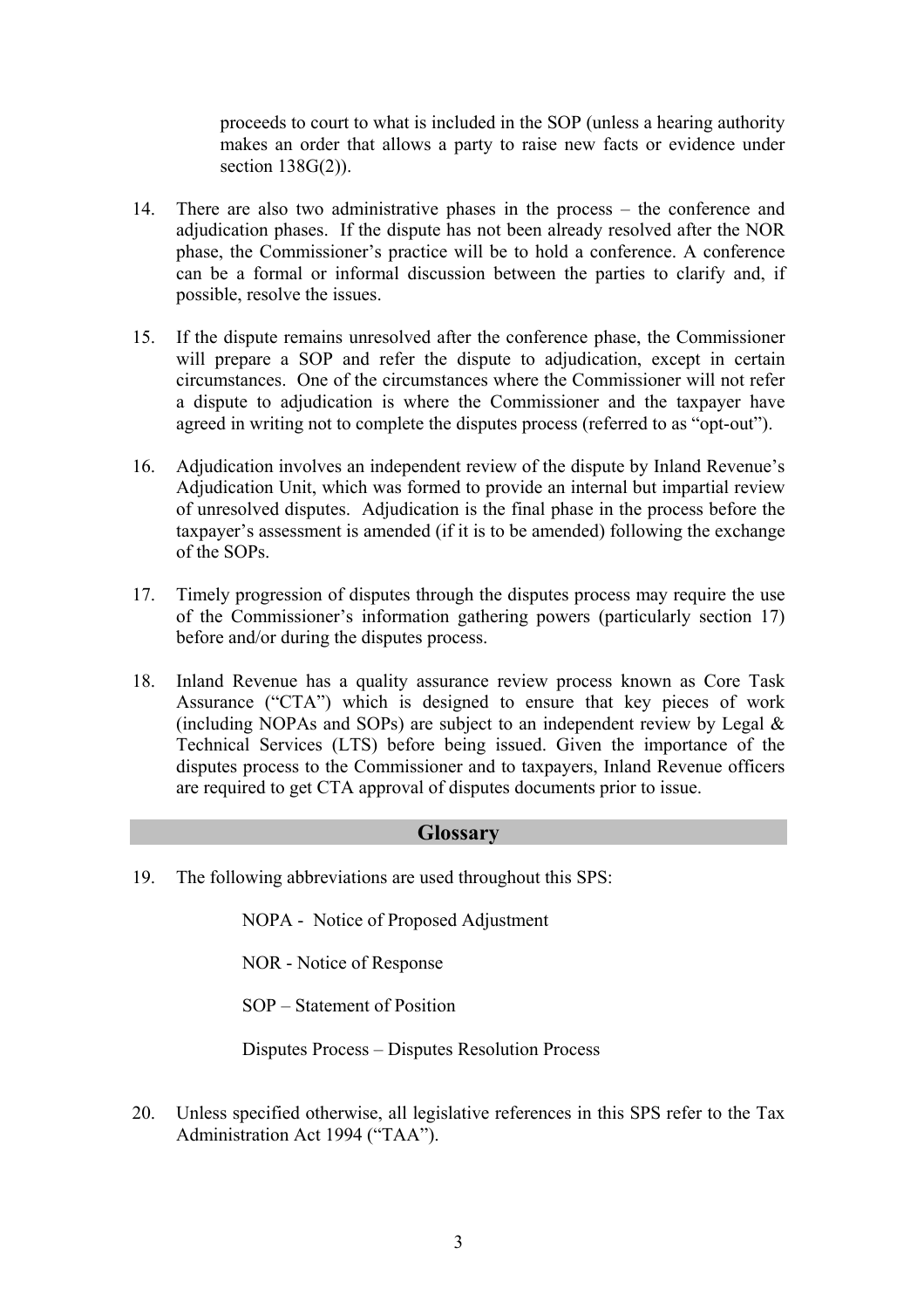proceeds to court to what is included in the SOP (unless a hearing authority makes an order that allows a party to raise new facts or evidence under section 138G(2)).

14. There are also two administrative phases in the process – the conference and adjudication phases. If the dispute has not been already resolved after the NOR phase, the Commissioner's practice will be to hold a conference. A conference can be a formal or informal discussion between the parties to clarify and, if possible, resolve the issues.

15. If the dispute remains unresolved after the conference phase, the Commissioner will prepare a SOP and refer the dispute to adjudication, except in certain circumstances. One of the circumstances where the Commissioner will not refer a dispute to adjudication is where the Commissioner and the taxpayer have agreed in writing not to complete the disputes process (referred to as "opt-out").

16. Adjudication involves an independent review of the dispute by Inland Revenue's Adjudication Unit, which was formed to provide an internal but impartial review of unresolved disputes. Adjudication is the final phase in the process before the taxpayer's assessment is amended (if it is to be amended) following the exchange of the SOPs.

17. Timely progression of disputes through the disputes process may require the use of the Commissioner's information gathering powers (particularly section 17) before and/or during the disputes process.

18. Inland Revenue has a quality assurance review process known as Core Task Assurance ("CTA") which is designed to ensure that key pieces of work (including NOPAs and SOPs) are subject to an independent review by Legal & Technical Services (LTS) before being issued. Given the importance of the disputes process to the Commissioner and to taxpayers, Inland Revenue officers are required to get CTA approval of disputes documents prior to issue.

## Glossary

19. The following abbreviations are used throughout this SPS:

    NOPA - Notice of Proposed Adjustment

    NOR - Notice of Response

    SOP – Statement of Position

    Disputes Process – Disputes Resolution Process

20. Unless specified otherwise, all legislative references in this SPS refer to the Tax Administration Act 1994 ("TAA").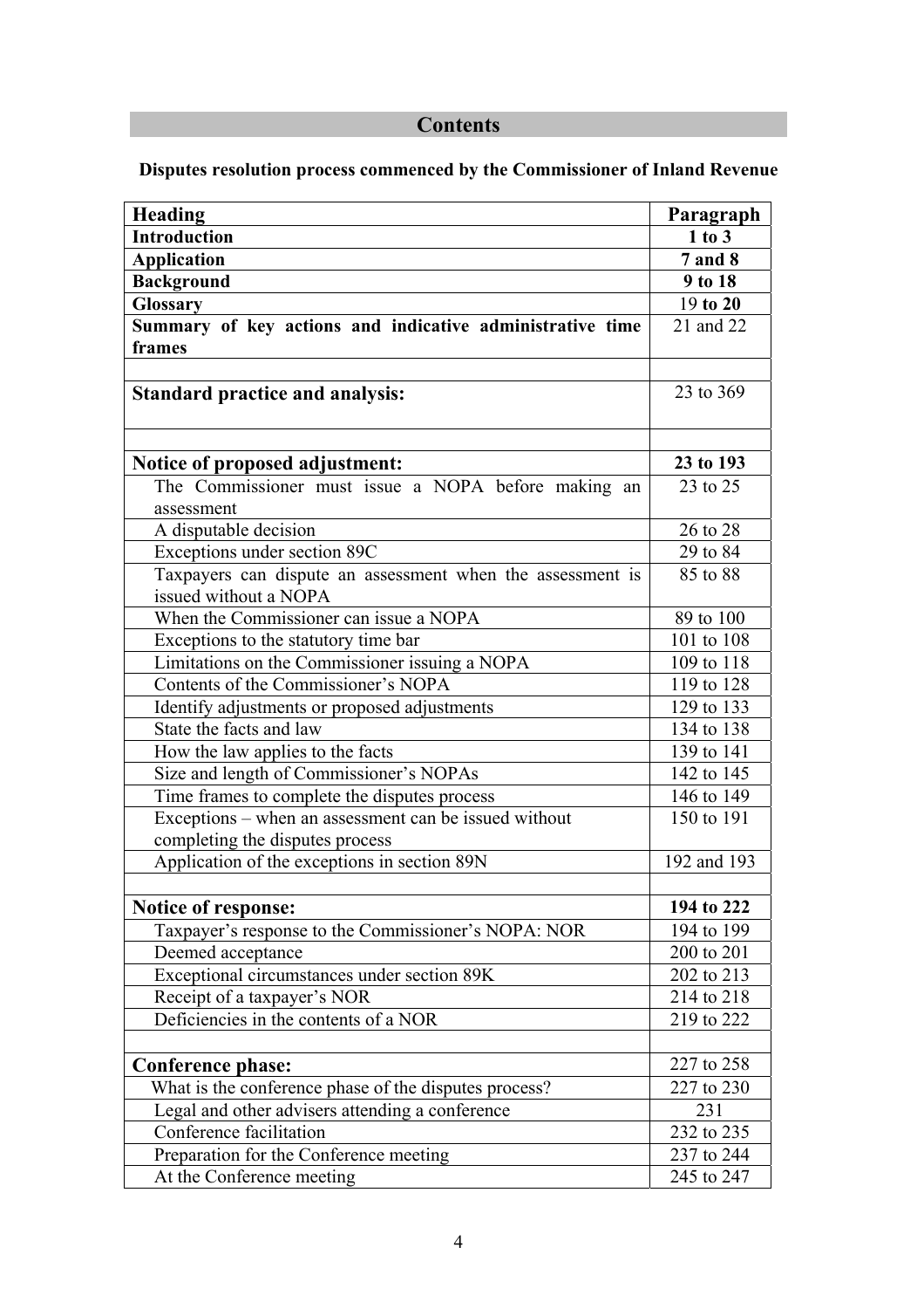## Contents

**Disputes resolution process commenced by the Commissioner of Inland Revenue**

| Heading | Paragraph |
|---|---|
| **Introduction** | **1 to 3** |
| **Application** | **7 and 8** |
| **Background** | **9 to 18** |
| **Glossary** | 19 **to 20** |
| **Summary of key actions and indicative administrative time frames** | 21 and 22 |
| | |
| **Standard practice and analysis:** | 23 to 369 |
| | |
| **Notice of proposed adjustment:** | **23 to 193** |
| The Commissioner must issue a NOPA before making an assessment | 23 to 25 |
| A disputable decision | 26 to 28 |
| Exceptions under section 89C | 29 to 84 |
| Taxpayers can dispute an assessment when the assessment is issued without a NOPA | 85 to 88 |
| When the Commissioner can issue a NOPA | 89 to 100 |
| Exceptions to the statutory time bar | 101 to 108 |
| Limitations on the Commissioner issuing a NOPA | 109 to 118 |
| Contents of the Commissioner's NOPA | 119 to 128 |
| Identify adjustments or proposed adjustments | 129 to 133 |
| State the facts and law | 134 to 138 |
| How the law applies to the facts | 139 to 141 |
| Size and length of Commissioner's NOPAs | 142 to 145 |
| Time frames to complete the disputes process | 146 to 149 |
| Exceptions – when an assessment can be issued without completing the disputes process | 150 to 191 |
| Application of the exceptions in section 89N | 192 and 193 |
| | |
| **Notice of response:** | **194 to 222** |
| Taxpayer's response to the Commissioner's NOPA: NOR | 194 to 199 |
| Deemed acceptance | 200 to 201 |
| Exceptional circumstances under section 89K | 202 to 213 |
| Receipt of a taxpayer's NOR | 214 to 218 |
| Deficiencies in the contents of a NOR | 219 to 222 |
| | |
| **Conference phase:** | 227 to 258 |
| What is the conference phase of the disputes process? | 227 to 230 |
| Legal and other advisers attending a conference | 231 |
| Conference facilitation | 232 to 235 |
| Preparation for the Conference meeting | 237 to 244 |
| At the Conference meeting | 245 to 247 |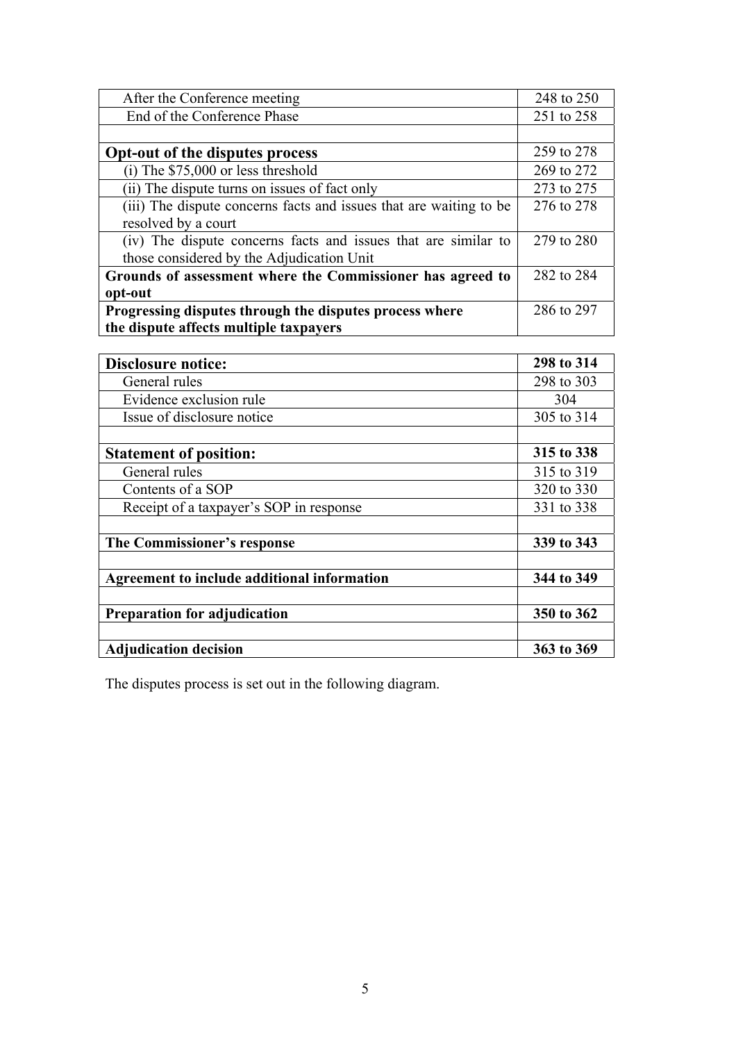| | |
|---|---|
| After the Conference meeting | 248 to 250 |
| End of the Conference Phase | 251 to 258 |
| | |
| **Opt-out of the disputes process** | 259 to 278 |
| (i) The $75,000 or less threshold | 269 to 272 |
| (ii) The dispute turns on issues of fact only | 273 to 275 |
| (iii) The dispute concerns facts and issues that are waiting to be resolved by a court | 276 to 278 |
| (iv) The dispute concerns facts and issues that are similar to those considered by the Adjudication Unit | 279 to 280 |
| **Grounds of assessment where the Commissioner has agreed to opt-out** | 282 to 284 |
| **Progressing disputes through the disputes process where the dispute affects multiple taxpayers** | 286 to 297 |

| | |
|---|---|
| **Disclosure notice:** | **298 to 314** |
| General rules | 298 to 303 |
| Evidence exclusion rule | 304 |
| Issue of disclosure notice | 305 to 314 |
| | |
| **Statement of position:** | **315 to 338** |
| General rules | 315 to 319 |
| Contents of a SOP | 320 to 330 |
| Receipt of a taxpayer's SOP in response | 331 to 338 |
| | |
| **The Commissioner's response** | **339 to 343** |
| | |
| **Agreement to include additional information** | **344 to 349** |
| | |
| **Preparation for adjudication** | **350 to 362** |
| | |
| **Adjudication decision** | **363 to 369** |

The disputes process is set out in the following diagram.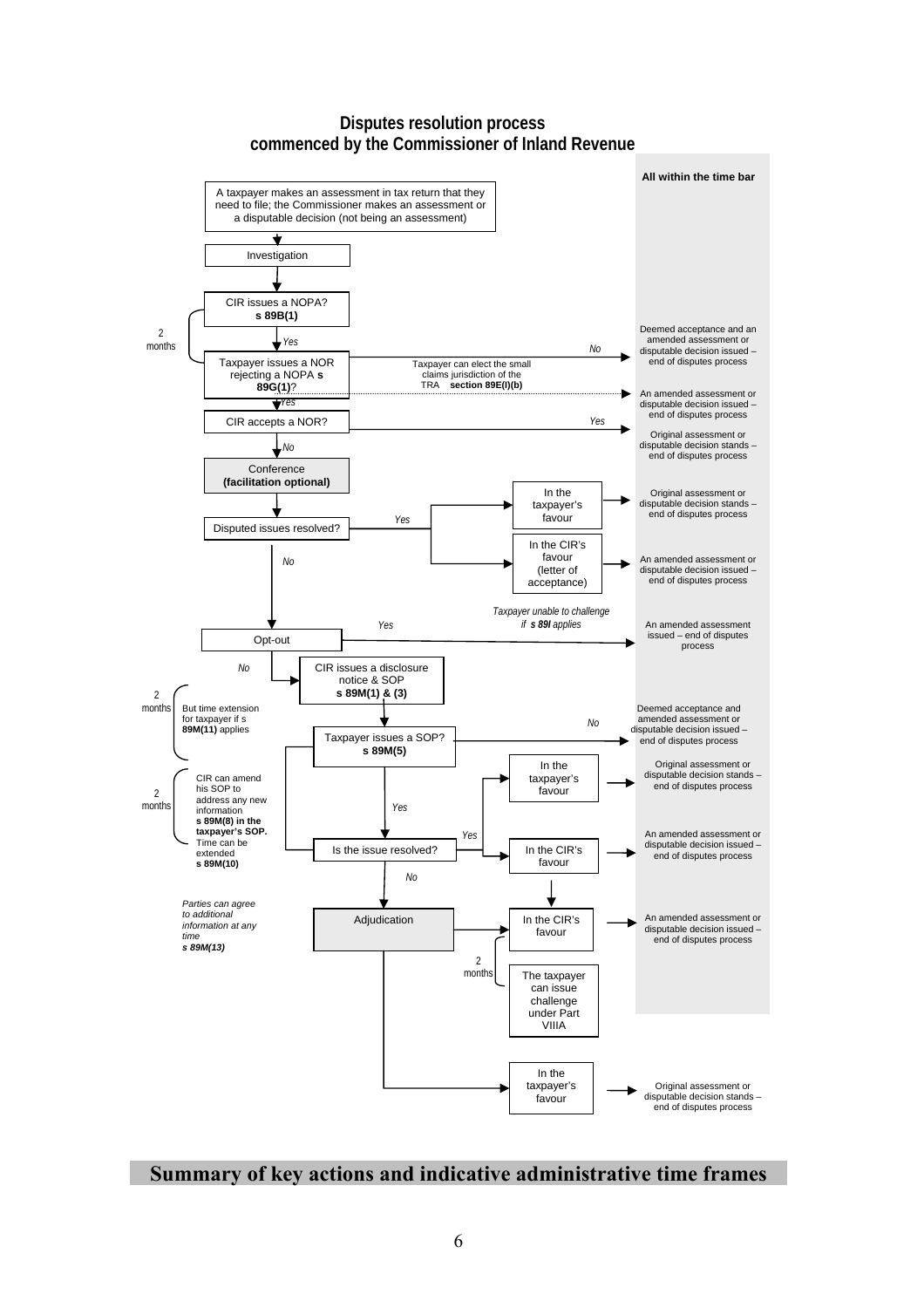## Disputes resolution process
## commenced by the Commissioner of Inland Revenue

**All within the time bar**

A taxpayer makes an assessment in tax return that they need to file; the Commissioner makes an assessment or a disputable decision (not being an assessment)

Investigation

CIR issues a NOPA? **s 89B(1)**

2 months

*Yes*

Taxpayer issues a NOR rejecting a NOPA **s 89G(1)**?

*No* → Deemed acceptance and an amended assessment or disputable decision issued – end of disputes process

Taxpayer can elect the small claims jurisdiction of the TRA **section 89E(l)(b)** → An amended assessment or disputable decision issued – end of disputes process

*Yes*

CIR accepts a NOR?

*Yes* → Original assessment or disputable decision stands – end of disputes process

*No*

Conference **(facilitation optional)**

Disputed issues resolved?

*Yes* → In the taxpayer's favour → Original assessment or disputable decision stands – end of disputes process

*Yes* → In the CIR's favour (letter of acceptance) → An amended assessment or disputable decision issued – end of disputes process

*No*

Opt-out

*Yes* → *Taxpayer unable to challenge if **s 89I** applies* → An amended assessment issued – end of disputes process

*No*

CIR issues a disclosure notice & SOP **s 89M(1) & (3)**

2 months — But time extension for taxpayer if s **89M(11)** applies

Taxpayer issues a SOP? **s 89M(5)**

*No* → Deemed acceptance and amended assessment or disputable decision issued – end of disputes process

*Yes*

2 months — CIR can amend his SOP to address any new information **s 89M(8) in the taxpayer's SOP.** Time can be extended **s 89M(10)**

Is the issue resolved?

*Yes* → In the taxpayer's favour → Original assessment or disputable decision stands – end of disputes process

*Yes* → In the CIR's favour → An amended assessment or disputable decision issued – end of disputes process

*No*

*Parties can agree to additional information at any time **s 89M(13)***

Adjudication

→ In the CIR's favour → An amended assessment or disputable decision issued – end of disputes process

2 months — The taxpayer can issue challenge under Part VIIIA

→ In the taxpayer's favour → Original assessment or disputable decision stands – end of disputes process

# Summary of key actions and indicative administrative time frames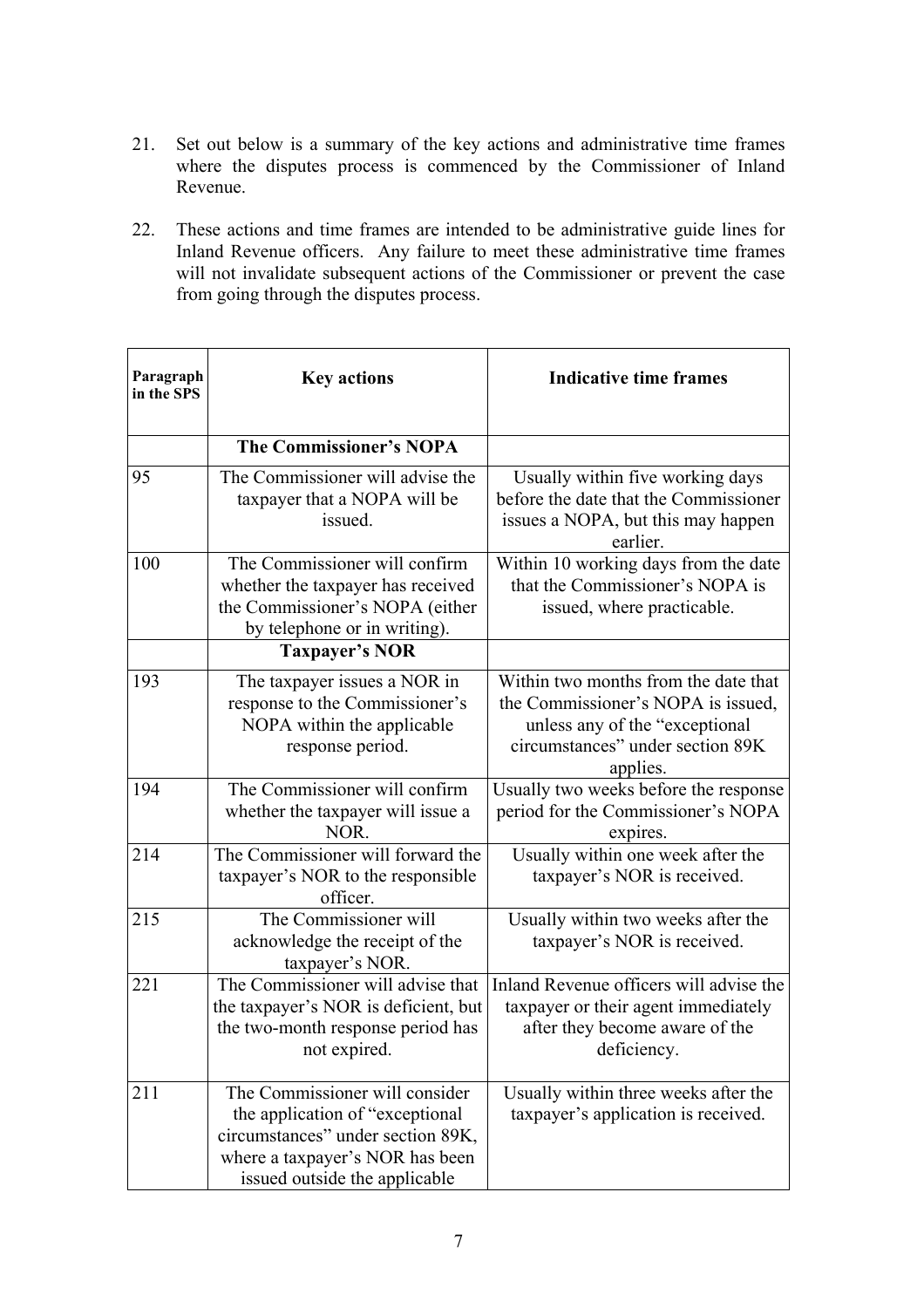21. Set out below is a summary of the key actions and administrative time frames where the disputes process is commenced by the Commissioner of Inland Revenue.

22. These actions and time frames are intended to be administrative guide lines for Inland Revenue officers. Any failure to meet these administrative time frames will not invalidate subsequent actions of the Commissioner or prevent the case from going through the disputes process.

| Paragraph in the SPS | Key actions | Indicative time frames |
|---|---|---|
| | **The Commissioner's NOPA** | |
| 95 | The Commissioner will advise the taxpayer that a NOPA will be issued. | Usually within five working days before the date that the Commissioner issues a NOPA, but this may happen earlier. |
| 100 | The Commissioner will confirm whether the taxpayer has received the Commissioner's NOPA (either by telephone or in writing). | Within 10 working days from the date that the Commissioner's NOPA is issued, where practicable. |
| | **Taxpayer's NOR** | |
| 193 | The taxpayer issues a NOR in response to the Commissioner's NOPA within the applicable response period. | Within two months from the date that the Commissioner's NOPA is issued, unless any of the "exceptional circumstances" under section 89K applies. |
| 194 | The Commissioner will confirm whether the taxpayer will issue a NOR. | Usually two weeks before the response period for the Commissioner's NOPA expires. |
| 214 | The Commissioner will forward the taxpayer's NOR to the responsible officer. | Usually within one week after the taxpayer's NOR is received. |
| 215 | The Commissioner will acknowledge the receipt of the taxpayer's NOR. | Usually within two weeks after the taxpayer's NOR is received. |
| 221 | The Commissioner will advise that the taxpayer's NOR is deficient, but the two-month response period has not expired. | Inland Revenue officers will advise the taxpayer or their agent immediately after they become aware of the deficiency. |
| 211 | The Commissioner will consider the application of "exceptional circumstances" under section 89K, where a taxpayer's NOR has been issued outside the applicable | Usually within three weeks after the taxpayer's application is received. |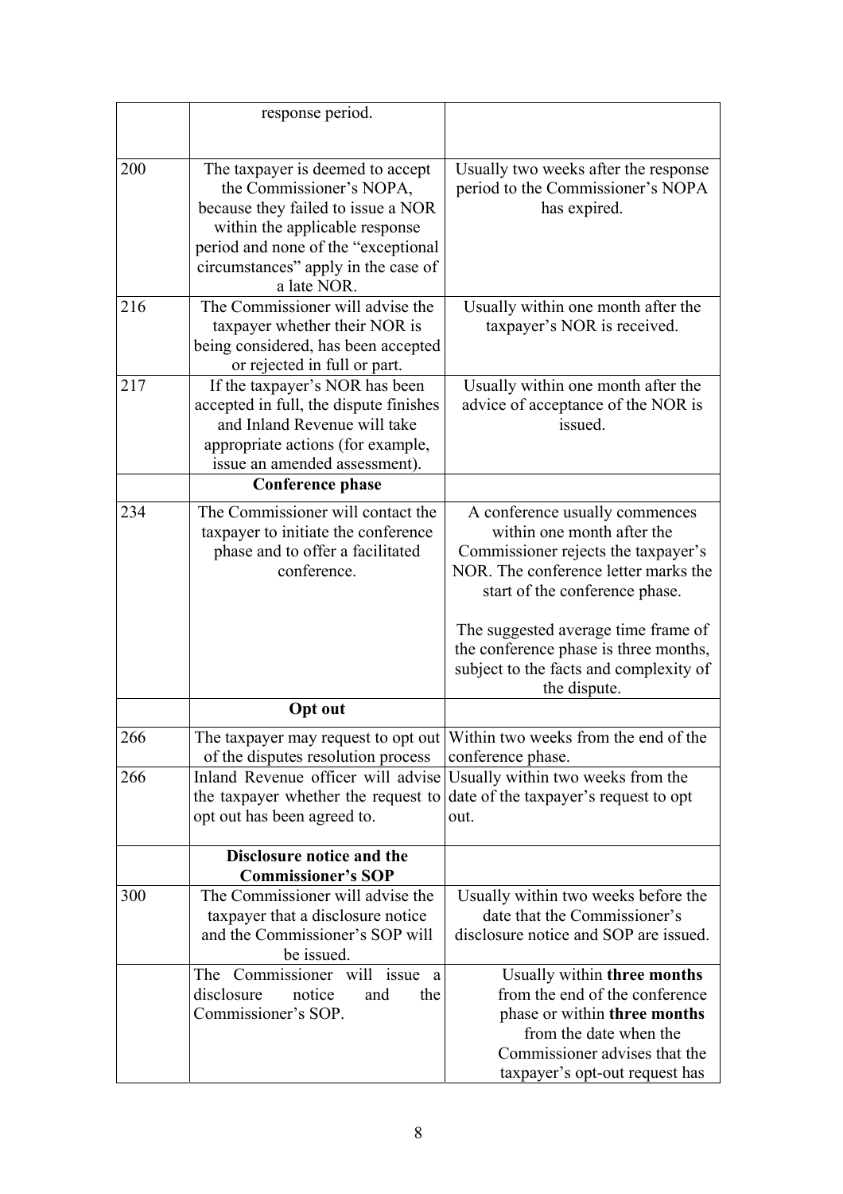| | | |
|---|---|---|
| | response period. | |
| 200 | The taxpayer is deemed to accept the Commissioner's NOPA, because they failed to issue a NOR within the applicable response period and none of the "exceptional circumstances" apply in the case of a late NOR. | Usually two weeks after the response period to the Commissioner's NOPA has expired. |
| 216 | The Commissioner will advise the taxpayer whether their NOR is being considered, has been accepted or rejected in full or part. | Usually within one month after the taxpayer's NOR is received. |
| 217 | If the taxpayer's NOR has been accepted in full, the dispute finishes and Inland Revenue will take appropriate actions (for example, issue an amended assessment). | Usually within one month after the advice of acceptance of the NOR is issued. |
| | **Conference phase** | |
| 234 | The Commissioner will contact the taxpayer to initiate the conference phase and to offer a facilitated conference. | A conference usually commences within one month after the Commissioner rejects the taxpayer's NOR. The conference letter marks the start of the conference phase.<br><br>The suggested average time frame of the conference phase is three months, subject to the facts and complexity of the dispute. |
| | **Opt out** | |
| 266 | The taxpayer may request to opt out of the disputes resolution process | Within two weeks from the end of the conference phase. |
| 266 | Inland Revenue officer will advise the taxpayer whether the request to opt out has been agreed to. | Usually within two weeks from the date of the taxpayer's request to opt out. |
| | **Disclosure notice and the Commissioner's SOP** | |
| 300 | The Commissioner will advise the taxpayer that a disclosure notice and the Commissioner's SOP will be issued. | Usually within two weeks before the date that the Commissioner's disclosure notice and SOP are issued. |
| | The Commissioner will issue a disclosure notice and the Commissioner's SOP. | Usually within **three months** from the end of the conference phase or within **three months** from the date when the Commissioner advises that the taxpayer's opt-out request has |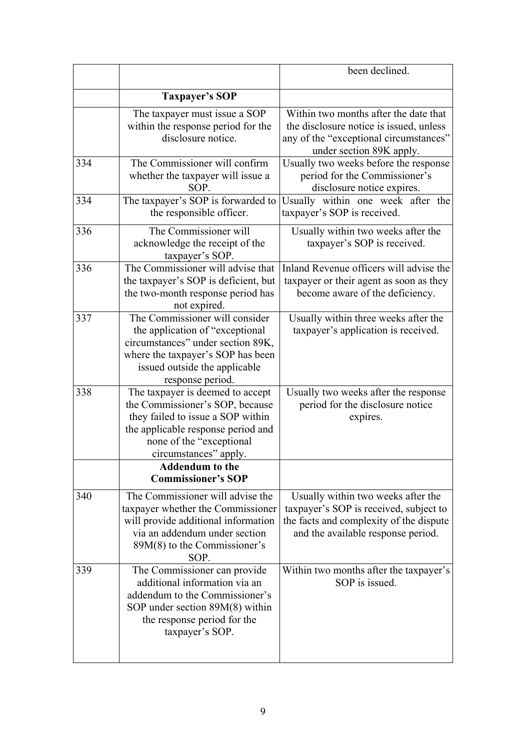|  |  | been declined. |
|---|---|---|
|  | **Taxpayer's SOP** |  |
|  | The taxpayer must issue a SOP within the response period for the disclosure notice. | Within two months after the date that the disclosure notice is issued, unless any of the "exceptional circumstances" under section 89K apply. |
| 334 | The Commissioner will confirm whether the taxpayer will issue a SOP. | Usually two weeks before the response period for the Commissioner's disclosure notice expires. |
| 334 | The taxpayer's SOP is forwarded to the responsible officer. | Usually within one week after the taxpayer's SOP is received. |
| 336 | The Commissioner will acknowledge the receipt of the taxpayer's SOP. | Usually within two weeks after the taxpayer's SOP is received. |
| 336 | The Commissioner will advise that the taxpayer's SOP is deficient, but the two-month response period has not expired. | Inland Revenue officers will advise the taxpayer or their agent as soon as they become aware of the deficiency. |
| 337 | The Commissioner will consider the application of "exceptional circumstances" under section 89K, where the taxpayer's SOP has been issued outside the applicable response period. | Usually within three weeks after the taxpayer's application is received. |
| 338 | The taxpayer is deemed to accept the Commissioner's SOP, because they failed to issue a SOP within the applicable response period and none of the "exceptional circumstances" apply. | Usually two weeks after the response period for the disclosure notice expires. |
|  | **Addendum to the Commissioner's SOP** |  |
| 340 | The Commissioner will advise the taxpayer whether the Commissioner will provide additional information via an addendum under section 89M(8) to the Commissioner's SOP. | Usually within two weeks after the taxpayer's SOP is received, subject to the facts and complexity of the dispute and the available response period. |
| 339 | The Commissioner can provide additional information via an addendum to the Commissioner's SOP under section 89M(8) within the response period for the taxpayer's SOP. | Within two months after the taxpayer's SOP is issued. |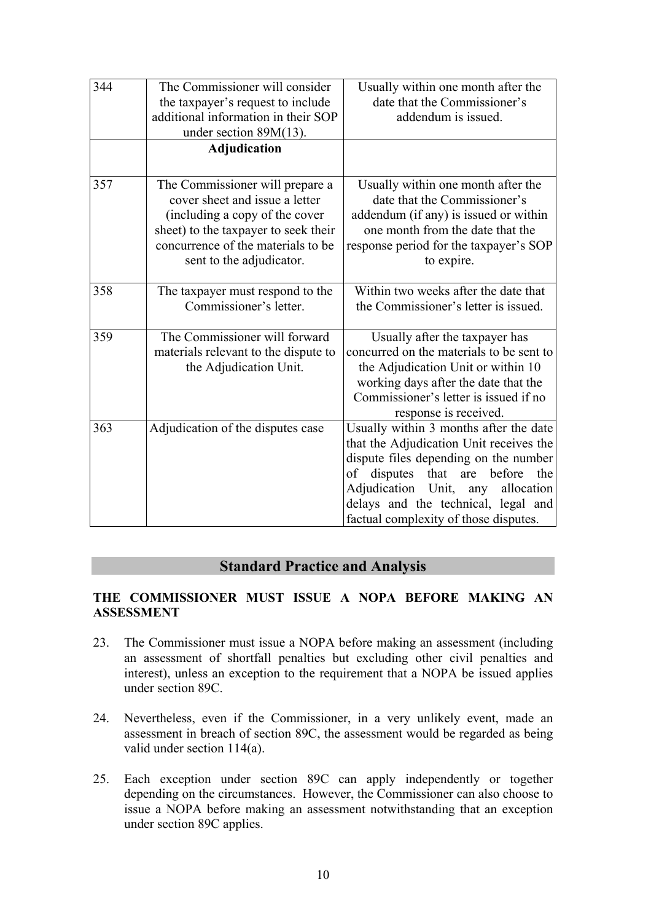| | | |
|---|---|---|
| 344 | The Commissioner will consider the taxpayer's request to include additional information in their SOP under section 89M(13). | Usually within one month after the date that the Commissioner's addendum is issued. |
| | **Adjudication** | |
| 357 | The Commissioner will prepare a cover sheet and issue a letter (including a copy of the cover sheet) to the taxpayer to seek their concurrence of the materials to be sent to the adjudicator. | Usually within one month after the date that the Commissioner's addendum (if any) is issued or within one month from the date that the response period for the taxpayer's SOP to expire. |
| 358 | The taxpayer must respond to the Commissioner's letter. | Within two weeks after the date that the Commissioner's letter is issued. |
| 359 | The Commissioner will forward materials relevant to the dispute to the Adjudication Unit. | Usually after the taxpayer has concurred on the materials to be sent to the Adjudication Unit or within 10 working days after the date that the Commissioner's letter is issued if no response is received. |
| 363 | Adjudication of the disputes case | Usually within 3 months after the date that the Adjudication Unit receives the dispute files depending on the number of disputes that are before the Adjudication Unit, any allocation delays and the technical, legal and factual complexity of those disputes. |

## Standard Practice and Analysis

### THE COMMISSIONER MUST ISSUE A NOPA BEFORE MAKING AN ASSESSMENT

23. The Commissioner must issue a NOPA before making an assessment (including an assessment of shortfall penalties but excluding other civil penalties and interest), unless an exception to the requirement that a NOPA be issued applies under section 89C.

24. Nevertheless, even if the Commissioner, in a very unlikely event, made an assessment in breach of section 89C, the assessment would be regarded as being valid under section 114(a).

25. Each exception under section 89C can apply independently or together depending on the circumstances. However, the Commissioner can also choose to issue a NOPA before making an assessment notwithstanding that an exception under section 89C applies.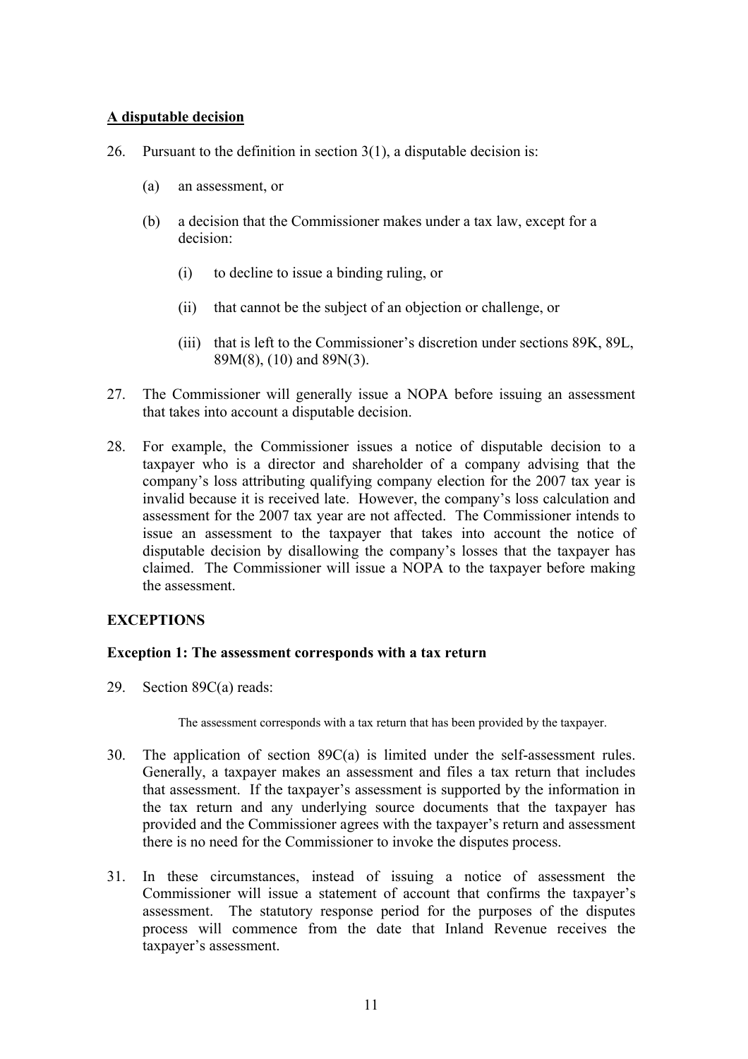**A disputable decision**

26. Pursuant to the definition in section 3(1), a disputable decision is:

    (a) an assessment, or

    (b) a decision that the Commissioner makes under a tax law, except for a decision:

        (i) to decline to issue a binding ruling, or

        (ii) that cannot be the subject of an objection or challenge, or

        (iii) that is left to the Commissioner's discretion under sections 89K, 89L, 89M(8), (10) and 89N(3).

27. The Commissioner will generally issue a NOPA before issuing an assessment that takes into account a disputable decision.

28. For example, the Commissioner issues a notice of disputable decision to a taxpayer who is a director and shareholder of a company advising that the company's loss attributing qualifying company election for the 2007 tax year is invalid because it is received late. However, the company's loss calculation and assessment for the 2007 tax year are not affected. The Commissioner intends to issue an assessment to the taxpayer that takes into account the notice of disputable decision by disallowing the company's losses that the taxpayer has claimed. The Commissioner will issue a NOPA to the taxpayer before making the assessment.

## EXCEPTIONS

### Exception 1: The assessment corresponds with a tax return

29. Section 89C(a) reads:

> The assessment corresponds with a tax return that has been provided by the taxpayer.

30. The application of section 89C(a) is limited under the self-assessment rules. Generally, a taxpayer makes an assessment and files a tax return that includes that assessment. If the taxpayer's assessment is supported by the information in the tax return and any underlying source documents that the taxpayer has provided and the Commissioner agrees with the taxpayer's return and assessment there is no need for the Commissioner to invoke the disputes process.

31. In these circumstances, instead of issuing a notice of assessment the Commissioner will issue a statement of account that confirms the taxpayer's assessment. The statutory response period for the purposes of the disputes process will commence from the date that Inland Revenue receives the taxpayer's assessment.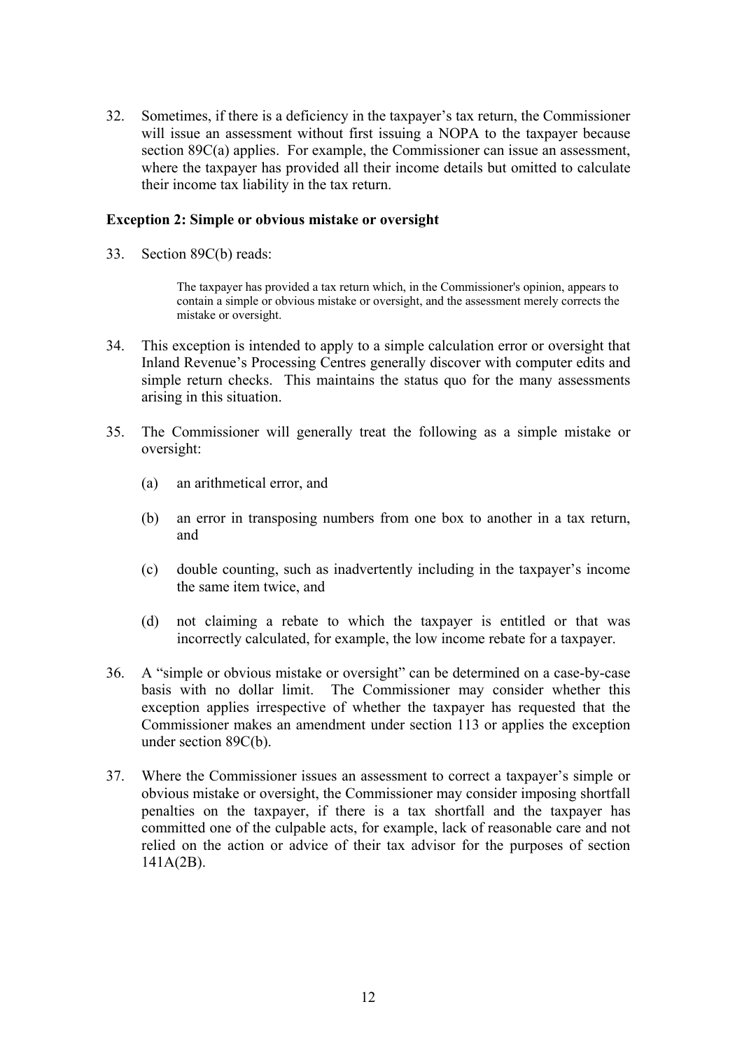32. Sometimes, if there is a deficiency in the taxpayer's tax return, the Commissioner will issue an assessment without first issuing a NOPA to the taxpayer because section 89C(a) applies. For example, the Commissioner can issue an assessment, where the taxpayer has provided all their income details but omitted to calculate their income tax liability in the tax return.

**Exception 2: Simple or obvious mistake or oversight**

33. Section 89C(b) reads:

> The taxpayer has provided a tax return which, in the Commissioner's opinion, appears to contain a simple or obvious mistake or oversight, and the assessment merely corrects the mistake or oversight.

34. This exception is intended to apply to a simple calculation error or oversight that Inland Revenue's Processing Centres generally discover with computer edits and simple return checks. This maintains the status quo for the many assessments arising in this situation.

35. The Commissioner will generally treat the following as a simple mistake or oversight:

    (a) an arithmetical error, and

    (b) an error in transposing numbers from one box to another in a tax return, and

    (c) double counting, such as inadvertently including in the taxpayer's income the same item twice, and

    (d) not claiming a rebate to which the taxpayer is entitled or that was incorrectly calculated, for example, the low income rebate for a taxpayer.

36. A "simple or obvious mistake or oversight" can be determined on a case-by-case basis with no dollar limit. The Commissioner may consider whether this exception applies irrespective of whether the taxpayer has requested that the Commissioner makes an amendment under section 113 or applies the exception under section 89C(b).

37. Where the Commissioner issues an assessment to correct a taxpayer's simple or obvious mistake or oversight, the Commissioner may consider imposing shortfall penalties on the taxpayer, if there is a tax shortfall and the taxpayer has committed one of the culpable acts, for example, lack of reasonable care and not relied on the action or advice of their tax advisor for the purposes of section 141A(2B).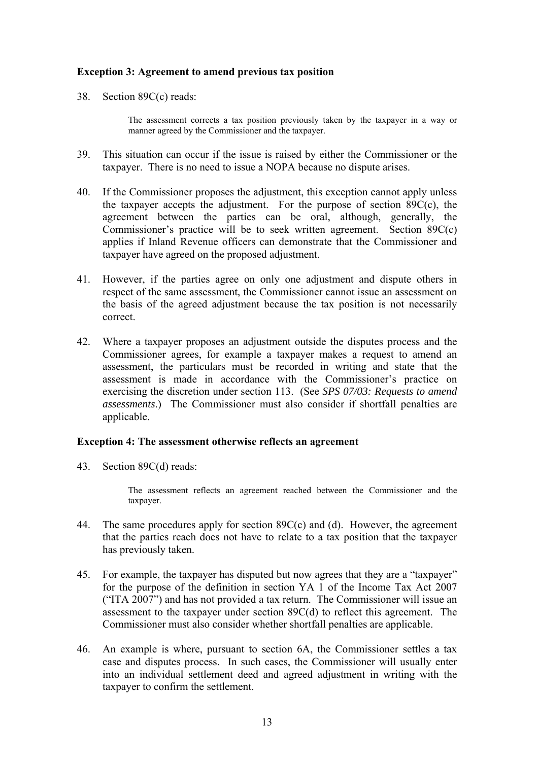**Exception 3: Agreement to amend previous tax position**

38. Section 89C(c) reads:

> The assessment corrects a tax position previously taken by the taxpayer in a way or manner agreed by the Commissioner and the taxpayer.

39. This situation can occur if the issue is raised by either the Commissioner or the taxpayer. There is no need to issue a NOPA because no dispute arises.

40. If the Commissioner proposes the adjustment, this exception cannot apply unless the taxpayer accepts the adjustment. For the purpose of section 89C(c), the agreement between the parties can be oral, although, generally, the Commissioner's practice will be to seek written agreement. Section 89C(c) applies if Inland Revenue officers can demonstrate that the Commissioner and taxpayer have agreed on the proposed adjustment.

41. However, if the parties agree on only one adjustment and dispute others in respect of the same assessment, the Commissioner cannot issue an assessment on the basis of the agreed adjustment because the tax position is not necessarily correct.

42. Where a taxpayer proposes an adjustment outside the disputes process and the Commissioner agrees, for example a taxpayer makes a request to amend an assessment, the particulars must be recorded in writing and state that the assessment is made in accordance with the Commissioner's practice on exercising the discretion under section 113. (See *SPS 07/03: Requests to amend assessments*.) The Commissioner must also consider if shortfall penalties are applicable.

**Exception 4: The assessment otherwise reflects an agreement**

43. Section 89C(d) reads:

> The assessment reflects an agreement reached between the Commissioner and the taxpayer.

44. The same procedures apply for section 89C(c) and (d). However, the agreement that the parties reach does not have to relate to a tax position that the taxpayer has previously taken.

45. For example, the taxpayer has disputed but now agrees that they are a "taxpayer" for the purpose of the definition in section YA 1 of the Income Tax Act 2007 ("ITA 2007") and has not provided a tax return. The Commissioner will issue an assessment to the taxpayer under section 89C(d) to reflect this agreement. The Commissioner must also consider whether shortfall penalties are applicable.

46. An example is where, pursuant to section 6A, the Commissioner settles a tax case and disputes process. In such cases, the Commissioner will usually enter into an individual settlement deed and agreed adjustment in writing with the taxpayer to confirm the settlement.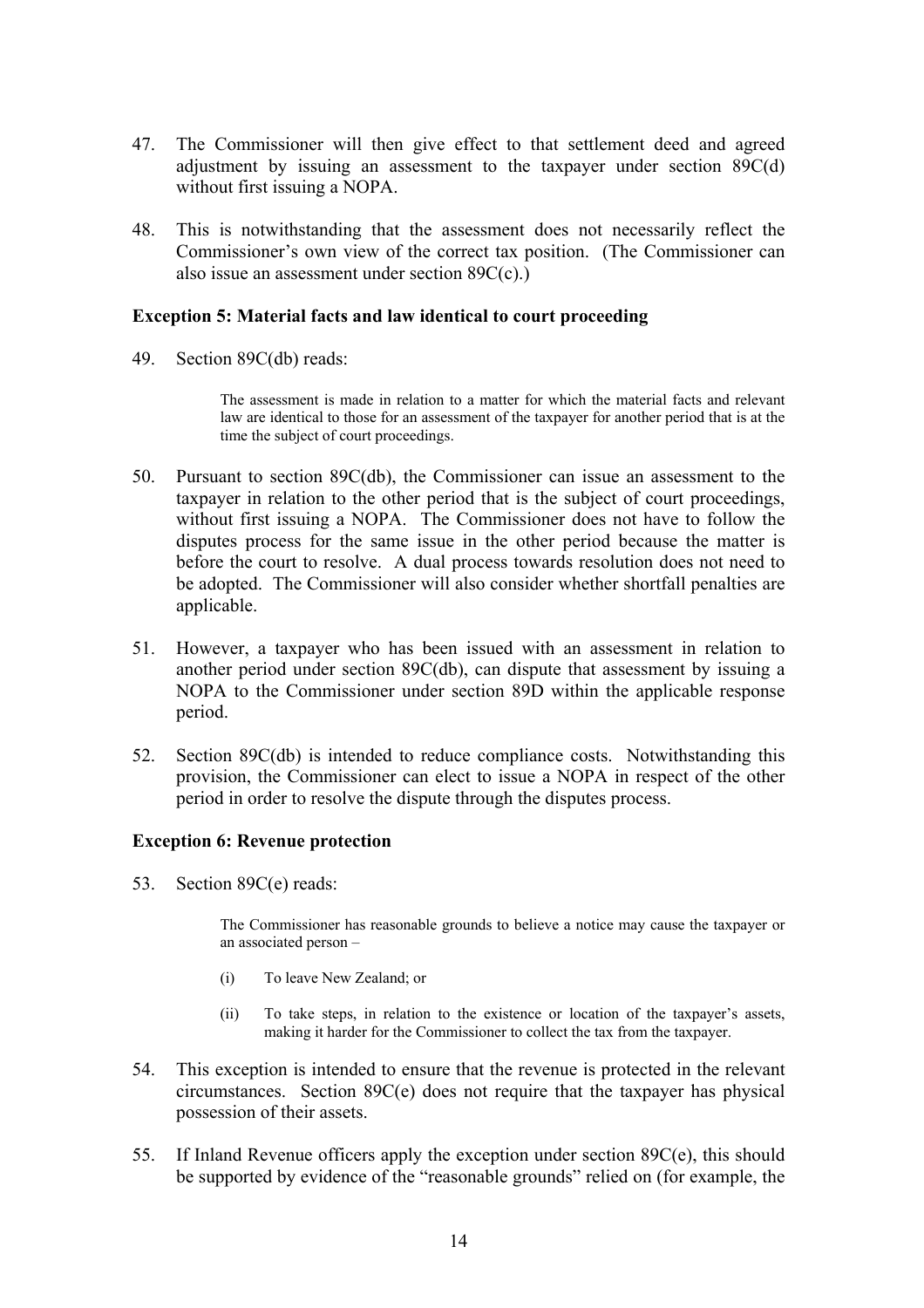47. The Commissioner will then give effect to that settlement deed and agreed adjustment by issuing an assessment to the taxpayer under section 89C(d) without first issuing a NOPA.

48. This is notwithstanding that the assessment does not necessarily reflect the Commissioner's own view of the correct tax position. (The Commissioner can also issue an assessment under section 89C(c).)

**Exception 5: Material facts and law identical to court proceeding**

49. Section 89C(db) reads:

> The assessment is made in relation to a matter for which the material facts and relevant law are identical to those for an assessment of the taxpayer for another period that is at the time the subject of court proceedings.

50. Pursuant to section 89C(db), the Commissioner can issue an assessment to the taxpayer in relation to the other period that is the subject of court proceedings, without first issuing a NOPA. The Commissioner does not have to follow the disputes process for the same issue in the other period because the matter is before the court to resolve. A dual process towards resolution does not need to be adopted. The Commissioner will also consider whether shortfall penalties are applicable.

51. However, a taxpayer who has been issued with an assessment in relation to another period under section 89C(db), can dispute that assessment by issuing a NOPA to the Commissioner under section 89D within the applicable response period.

52. Section 89C(db) is intended to reduce compliance costs. Notwithstanding this provision, the Commissioner can elect to issue a NOPA in respect of the other period in order to resolve the dispute through the disputes process.

**Exception 6: Revenue protection**

53. Section 89C(e) reads:

> The Commissioner has reasonable grounds to believe a notice may cause the taxpayer or an associated person –
>
> (i) To leave New Zealand; or
>
> (ii) To take steps, in relation to the existence or location of the taxpayer's assets, making it harder for the Commissioner to collect the tax from the taxpayer.

54. This exception is intended to ensure that the revenue is protected in the relevant circumstances. Section 89C(e) does not require that the taxpayer has physical possession of their assets.

55. If Inland Revenue officers apply the exception under section 89C(e), this should be supported by evidence of the "reasonable grounds" relied on (for example, the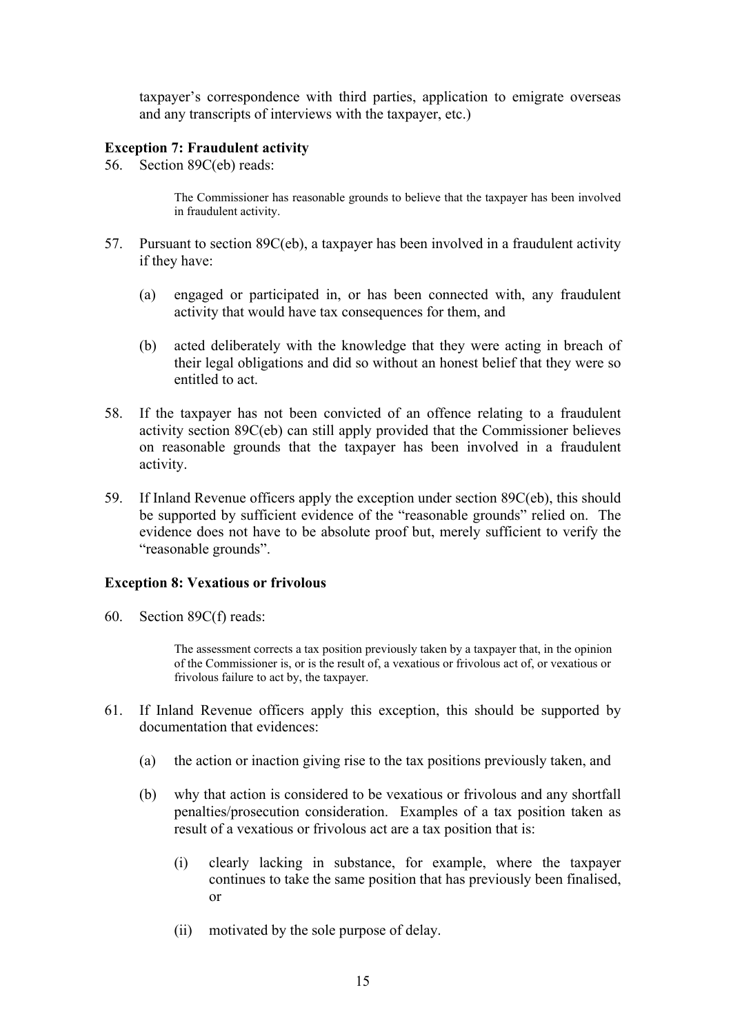taxpayer's correspondence with third parties, application to emigrate overseas and any transcripts of interviews with the taxpayer, etc.)

**Exception 7: Fraudulent activity**

56. Section 89C(eb) reads:

> The Commissioner has reasonable grounds to believe that the taxpayer has been involved in fraudulent activity.

57. Pursuant to section 89C(eb), a taxpayer has been involved in a fraudulent activity if they have:

    (a) engaged or participated in, or has been connected with, any fraudulent activity that would have tax consequences for them, and

    (b) acted deliberately with the knowledge that they were acting in breach of their legal obligations and did so without an honest belief that they were so entitled to act.

58. If the taxpayer has not been convicted of an offence relating to a fraudulent activity section 89C(eb) can still apply provided that the Commissioner believes on reasonable grounds that the taxpayer has been involved in a fraudulent activity.

59. If Inland Revenue officers apply the exception under section 89C(eb), this should be supported by sufficient evidence of the "reasonable grounds" relied on. The evidence does not have to be absolute proof but, merely sufficient to verify the "reasonable grounds".

**Exception 8: Vexatious or frivolous**

60. Section 89C(f) reads:

> The assessment corrects a tax position previously taken by a taxpayer that, in the opinion of the Commissioner is, or is the result of, a vexatious or frivolous act of, or vexatious or frivolous failure to act by, the taxpayer.

61. If Inland Revenue officers apply this exception, this should be supported by documentation that evidences:

    (a) the action or inaction giving rise to the tax positions previously taken, and

    (b) why that action is considered to be vexatious or frivolous and any shortfall penalties/prosecution consideration. Examples of a tax position taken as result of a vexatious or frivolous act are a tax position that is:

        (i) clearly lacking in substance, for example, where the taxpayer continues to take the same position that has previously been finalised, or

        (ii) motivated by the sole purpose of delay.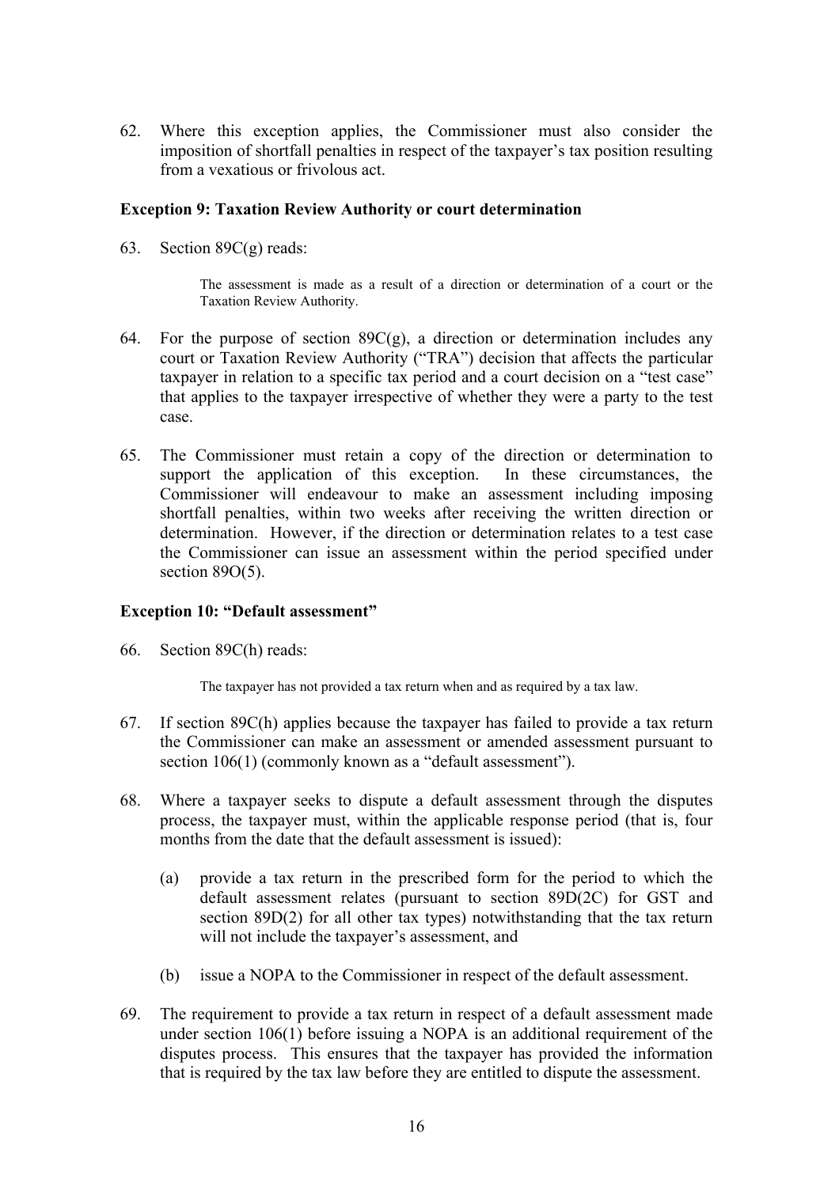62. Where this exception applies, the Commissioner must also consider the imposition of shortfall penalties in respect of the taxpayer's tax position resulting from a vexatious or frivolous act.

### Exception 9: Taxation Review Authority or court determination

63. Section 89C(g) reads:

> The assessment is made as a result of a direction or determination of a court or the Taxation Review Authority.

64. For the purpose of section 89C(g), a direction or determination includes any court or Taxation Review Authority ("TRA") decision that affects the particular taxpayer in relation to a specific tax period and a court decision on a "test case" that applies to the taxpayer irrespective of whether they were a party to the test case.

65. The Commissioner must retain a copy of the direction or determination to support the application of this exception. In these circumstances, the Commissioner will endeavour to make an assessment including imposing shortfall penalties, within two weeks after receiving the written direction or determination. However, if the direction or determination relates to a test case the Commissioner can issue an assessment within the period specified under section 89O(5).

### Exception 10: "Default assessment"

66. Section 89C(h) reads:

> The taxpayer has not provided a tax return when and as required by a tax law.

67. If section 89C(h) applies because the taxpayer has failed to provide a tax return the Commissioner can make an assessment or amended assessment pursuant to section 106(1) (commonly known as a "default assessment").

68. Where a taxpayer seeks to dispute a default assessment through the disputes process, the taxpayer must, within the applicable response period (that is, four months from the date that the default assessment is issued):

    (a) provide a tax return in the prescribed form for the period to which the default assessment relates (pursuant to section 89D(2C) for GST and section 89D(2) for all other tax types) notwithstanding that the tax return will not include the taxpayer's assessment, and

    (b) issue a NOPA to the Commissioner in respect of the default assessment.

69. The requirement to provide a tax return in respect of a default assessment made under section 106(1) before issuing a NOPA is an additional requirement of the disputes process. This ensures that the taxpayer has provided the information that is required by the tax law before they are entitled to dispute the assessment.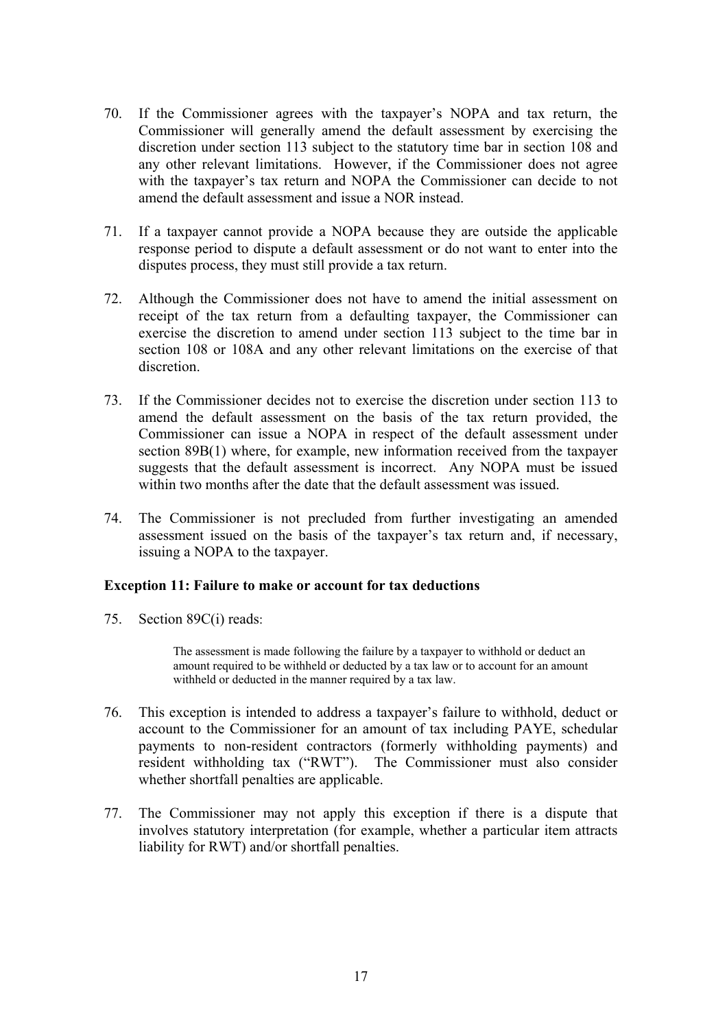70. If the Commissioner agrees with the taxpayer's NOPA and tax return, the Commissioner will generally amend the default assessment by exercising the discretion under section 113 subject to the statutory time bar in section 108 and any other relevant limitations. However, if the Commissioner does not agree with the taxpayer's tax return and NOPA the Commissioner can decide to not amend the default assessment and issue a NOR instead.

71. If a taxpayer cannot provide a NOPA because they are outside the applicable response period to dispute a default assessment or do not want to enter into the disputes process, they must still provide a tax return.

72. Although the Commissioner does not have to amend the initial assessment on receipt of the tax return from a defaulting taxpayer, the Commissioner can exercise the discretion to amend under section 113 subject to the time bar in section 108 or 108A and any other relevant limitations on the exercise of that discretion.

73. If the Commissioner decides not to exercise the discretion under section 113 to amend the default assessment on the basis of the tax return provided, the Commissioner can issue a NOPA in respect of the default assessment under section 89B(1) where, for example, new information received from the taxpayer suggests that the default assessment is incorrect. Any NOPA must be issued within two months after the date that the default assessment was issued.

74. The Commissioner is not precluded from further investigating an amended assessment issued on the basis of the taxpayer's tax return and, if necessary, issuing a NOPA to the taxpayer.

### Exception 11: Failure to make or account for tax deductions

75. Section 89C(i) reads:

> The assessment is made following the failure by a taxpayer to withhold or deduct an amount required to be withheld or deducted by a tax law or to account for an amount withheld or deducted in the manner required by a tax law.

76. This exception is intended to address a taxpayer's failure to withhold, deduct or account to the Commissioner for an amount of tax including PAYE, schedular payments to non-resident contractors (formerly withholding payments) and resident withholding tax ("RWT"). The Commissioner must also consider whether shortfall penalties are applicable.

77. The Commissioner may not apply this exception if there is a dispute that involves statutory interpretation (for example, whether a particular item attracts liability for RWT) and/or shortfall penalties.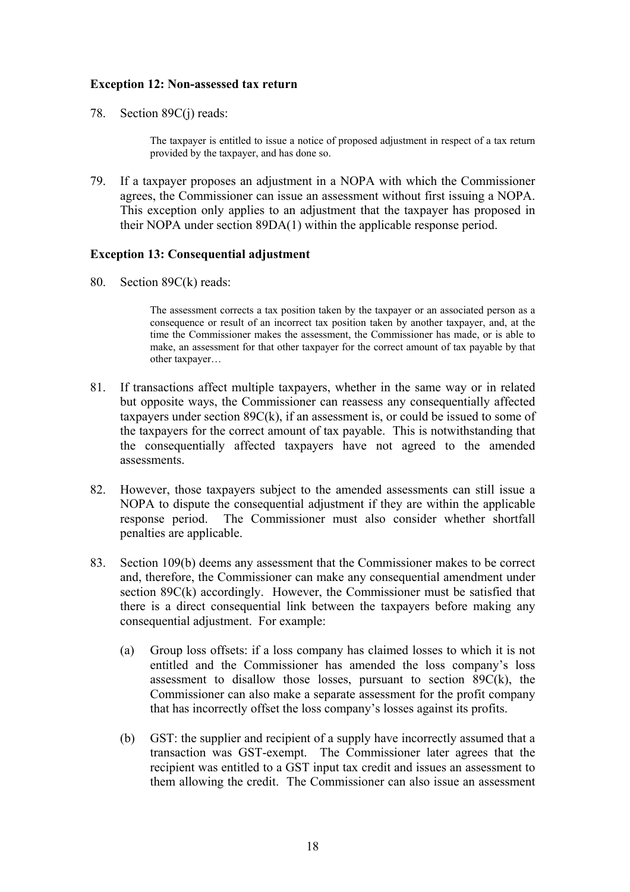**Exception 12: Non-assessed tax return**

78. Section 89C(j) reads:

> The taxpayer is entitled to issue a notice of proposed adjustment in respect of a tax return provided by the taxpayer, and has done so.

79. If a taxpayer proposes an adjustment in a NOPA with which the Commissioner agrees, the Commissioner can issue an assessment without first issuing a NOPA. This exception only applies to an adjustment that the taxpayer has proposed in their NOPA under section 89DA(1) within the applicable response period.

**Exception 13: Consequential adjustment**

80. Section 89C(k) reads:

> The assessment corrects a tax position taken by the taxpayer or an associated person as a consequence or result of an incorrect tax position taken by another taxpayer, and, at the time the Commissioner makes the assessment, the Commissioner has made, or is able to make, an assessment for that other taxpayer for the correct amount of tax payable by that other taxpayer…

81. If transactions affect multiple taxpayers, whether in the same way or in related but opposite ways, the Commissioner can reassess any consequentially affected taxpayers under section 89C(k), if an assessment is, or could be issued to some of the taxpayers for the correct amount of tax payable. This is notwithstanding that the consequentially affected taxpayers have not agreed to the amended assessments.

82. However, those taxpayers subject to the amended assessments can still issue a NOPA to dispute the consequential adjustment if they are within the applicable response period. The Commissioner must also consider whether shortfall penalties are applicable.

83. Section 109(b) deems any assessment that the Commissioner makes to be correct and, therefore, the Commissioner can make any consequential amendment under section 89C(k) accordingly. However, the Commissioner must be satisfied that there is a direct consequential link between the taxpayers before making any consequential adjustment. For example:

    (a) Group loss offsets: if a loss company has claimed losses to which it is not entitled and the Commissioner has amended the loss company's loss assessment to disallow those losses, pursuant to section 89C(k), the Commissioner can also make a separate assessment for the profit company that has incorrectly offset the loss company's losses against its profits.

    (b) GST: the supplier and recipient of a supply have incorrectly assumed that a transaction was GST-exempt. The Commissioner later agrees that the recipient was entitled to a GST input tax credit and issues an assessment to them allowing the credit. The Commissioner can also issue an assessment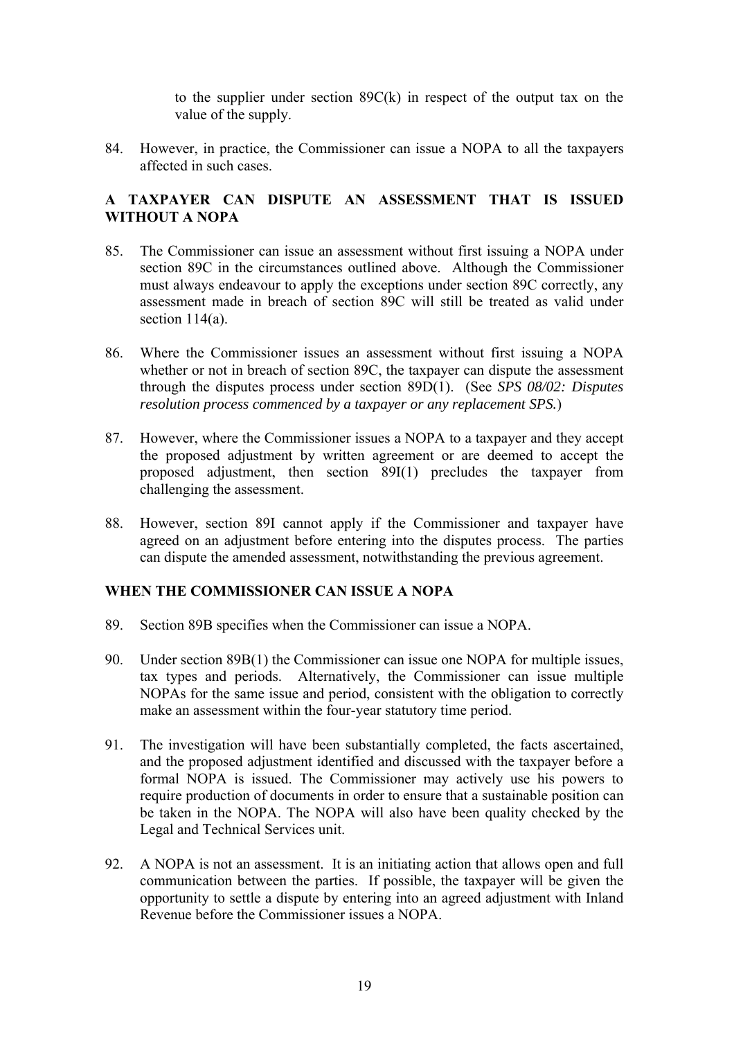to the supplier under section 89C(k) in respect of the output tax on the value of the supply.

84. However, in practice, the Commissioner can issue a NOPA to all the taxpayers affected in such cases.

## A TAXPAYER CAN DISPUTE AN ASSESSMENT THAT IS ISSUED WITHOUT A NOPA

85. The Commissioner can issue an assessment without first issuing a NOPA under section 89C in the circumstances outlined above. Although the Commissioner must always endeavour to apply the exceptions under section 89C correctly, any assessment made in breach of section 89C will still be treated as valid under section 114(a).

86. Where the Commissioner issues an assessment without first issuing a NOPA whether or not in breach of section 89C, the taxpayer can dispute the assessment through the disputes process under section 89D(1). (See *SPS 08/02: Disputes resolution process commenced by a taxpayer or any replacement SPS.*)

87. However, where the Commissioner issues a NOPA to a taxpayer and they accept the proposed adjustment by written agreement or are deemed to accept the proposed adjustment, then section 89I(1) precludes the taxpayer from challenging the assessment.

88. However, section 89I cannot apply if the Commissioner and taxpayer have agreed on an adjustment before entering into the disputes process. The parties can dispute the amended assessment, notwithstanding the previous agreement.

## WHEN THE COMMISSIONER CAN ISSUE A NOPA

89. Section 89B specifies when the Commissioner can issue a NOPA.

90. Under section 89B(1) the Commissioner can issue one NOPA for multiple issues, tax types and periods. Alternatively, the Commissioner can issue multiple NOPAs for the same issue and period, consistent with the obligation to correctly make an assessment within the four-year statutory time period.

91. The investigation will have been substantially completed, the facts ascertained, and the proposed adjustment identified and discussed with the taxpayer before a formal NOPA is issued. The Commissioner may actively use his powers to require production of documents in order to ensure that a sustainable position can be taken in the NOPA. The NOPA will also have been quality checked by the Legal and Technical Services unit.

92. A NOPA is not an assessment. It is an initiating action that allows open and full communication between the parties. If possible, the taxpayer will be given the opportunity to settle a dispute by entering into an agreed adjustment with Inland Revenue before the Commissioner issues a NOPA.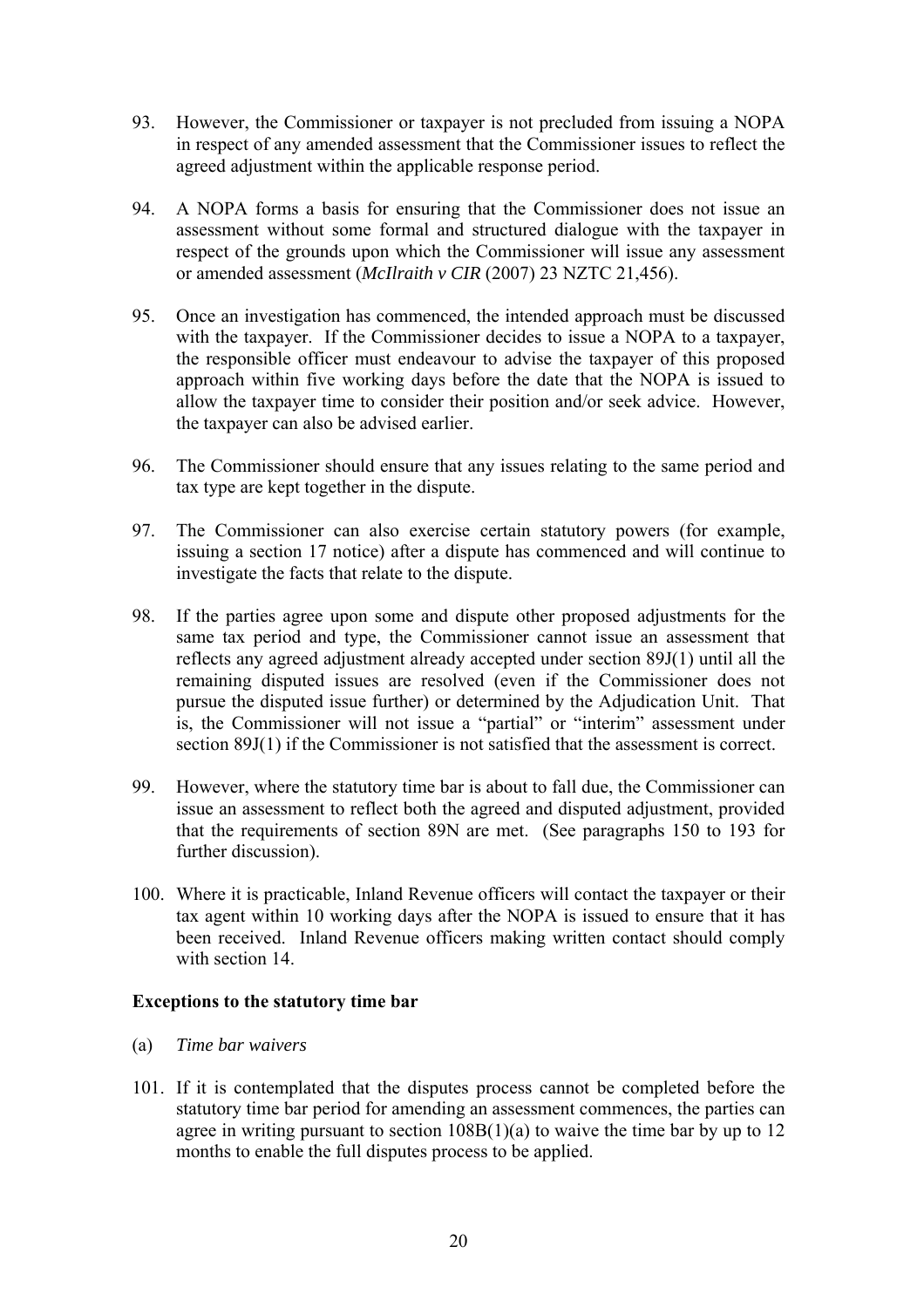93. However, the Commissioner or taxpayer is not precluded from issuing a NOPA in respect of any amended assessment that the Commissioner issues to reflect the agreed adjustment within the applicable response period.

94. A NOPA forms a basis for ensuring that the Commissioner does not issue an assessment without some formal and structured dialogue with the taxpayer in respect of the grounds upon which the Commissioner will issue any assessment or amended assessment (*McIlraith v CIR* (2007) 23 NZTC 21,456).

95. Once an investigation has commenced, the intended approach must be discussed with the taxpayer. If the Commissioner decides to issue a NOPA to a taxpayer, the responsible officer must endeavour to advise the taxpayer of this proposed approach within five working days before the date that the NOPA is issued to allow the taxpayer time to consider their position and/or seek advice. However, the taxpayer can also be advised earlier.

96. The Commissioner should ensure that any issues relating to the same period and tax type are kept together in the dispute.

97. The Commissioner can also exercise certain statutory powers (for example, issuing a section 17 notice) after a dispute has commenced and will continue to investigate the facts that relate to the dispute.

98. If the parties agree upon some and dispute other proposed adjustments for the same tax period and type, the Commissioner cannot issue an assessment that reflects any agreed adjustment already accepted under section 89J(1) until all the remaining disputed issues are resolved (even if the Commissioner does not pursue the disputed issue further) or determined by the Adjudication Unit. That is, the Commissioner will not issue a "partial" or "interim" assessment under section 89J(1) if the Commissioner is not satisfied that the assessment is correct.

99. However, where the statutory time bar is about to fall due, the Commissioner can issue an assessment to reflect both the agreed and disputed adjustment, provided that the requirements of section 89N are met. (See paragraphs 150 to 193 for further discussion).

100. Where it is practicable, Inland Revenue officers will contact the taxpayer or their tax agent within 10 working days after the NOPA is issued to ensure that it has been received. Inland Revenue officers making written contact should comply with section 14.

**Exceptions to the statutory time bar**

(a) *Time bar waivers*

101. If it is contemplated that the disputes process cannot be completed before the statutory time bar period for amending an assessment commences, the parties can agree in writing pursuant to section 108B(1)(a) to waive the time bar by up to 12 months to enable the full disputes process to be applied.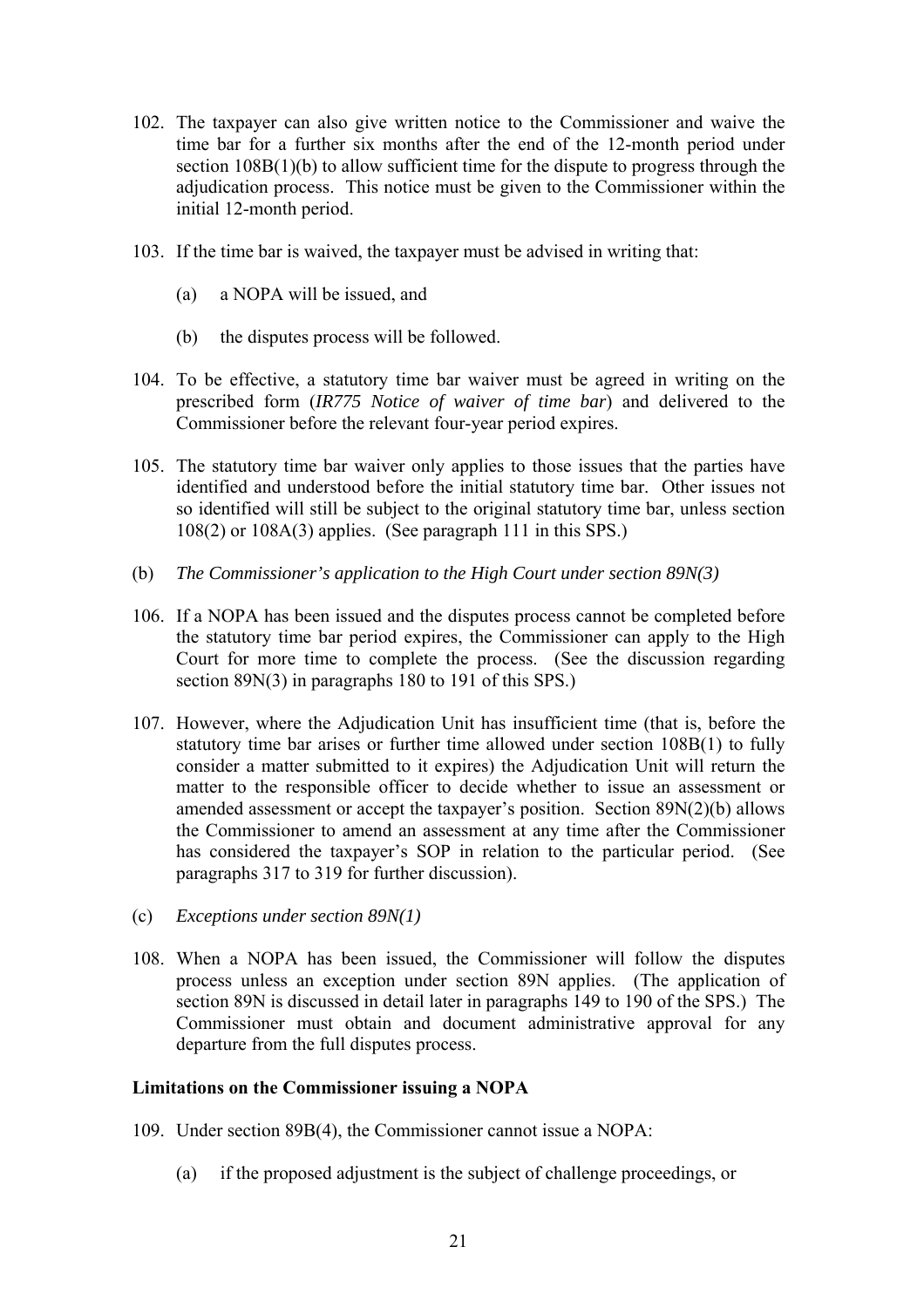102. The taxpayer can also give written notice to the Commissioner and waive the time bar for a further six months after the end of the 12-month period under section 108B(1)(b) to allow sufficient time for the dispute to progress through the adjudication process. This notice must be given to the Commissioner within the initial 12-month period.

103. If the time bar is waived, the taxpayer must be advised in writing that:

    (a) a NOPA will be issued, and

    (b) the disputes process will be followed.

104. To be effective, a statutory time bar waiver must be agreed in writing on the prescribed form (*IR775 Notice of waiver of time bar*) and delivered to the Commissioner before the relevant four-year period expires.

105. The statutory time bar waiver only applies to those issues that the parties have identified and understood before the initial statutory time bar. Other issues not so identified will still be subject to the original statutory time bar, unless section 108(2) or 108A(3) applies. (See paragraph 111 in this SPS.)

(b) *The Commissioner's application to the High Court under section 89N(3)*

106. If a NOPA has been issued and the disputes process cannot be completed before the statutory time bar period expires, the Commissioner can apply to the High Court for more time to complete the process. (See the discussion regarding section 89N(3) in paragraphs 180 to 191 of this SPS.)

107. However, where the Adjudication Unit has insufficient time (that is, before the statutory time bar arises or further time allowed under section 108B(1) to fully consider a matter submitted to it expires) the Adjudication Unit will return the matter to the responsible officer to decide whether to issue an assessment or amended assessment or accept the taxpayer's position. Section 89N(2)(b) allows the Commissioner to amend an assessment at any time after the Commissioner has considered the taxpayer's SOP in relation to the particular period. (See paragraphs 317 to 319 for further discussion).

(c) *Exceptions under section 89N(1)*

108. When a NOPA has been issued, the Commissioner will follow the disputes process unless an exception under section 89N applies. (The application of section 89N is discussed in detail later in paragraphs 149 to 190 of the SPS.) The Commissioner must obtain and document administrative approval for any departure from the full disputes process.

**Limitations on the Commissioner issuing a NOPA**

109. Under section 89B(4), the Commissioner cannot issue a NOPA:

    (a) if the proposed adjustment is the subject of challenge proceedings, or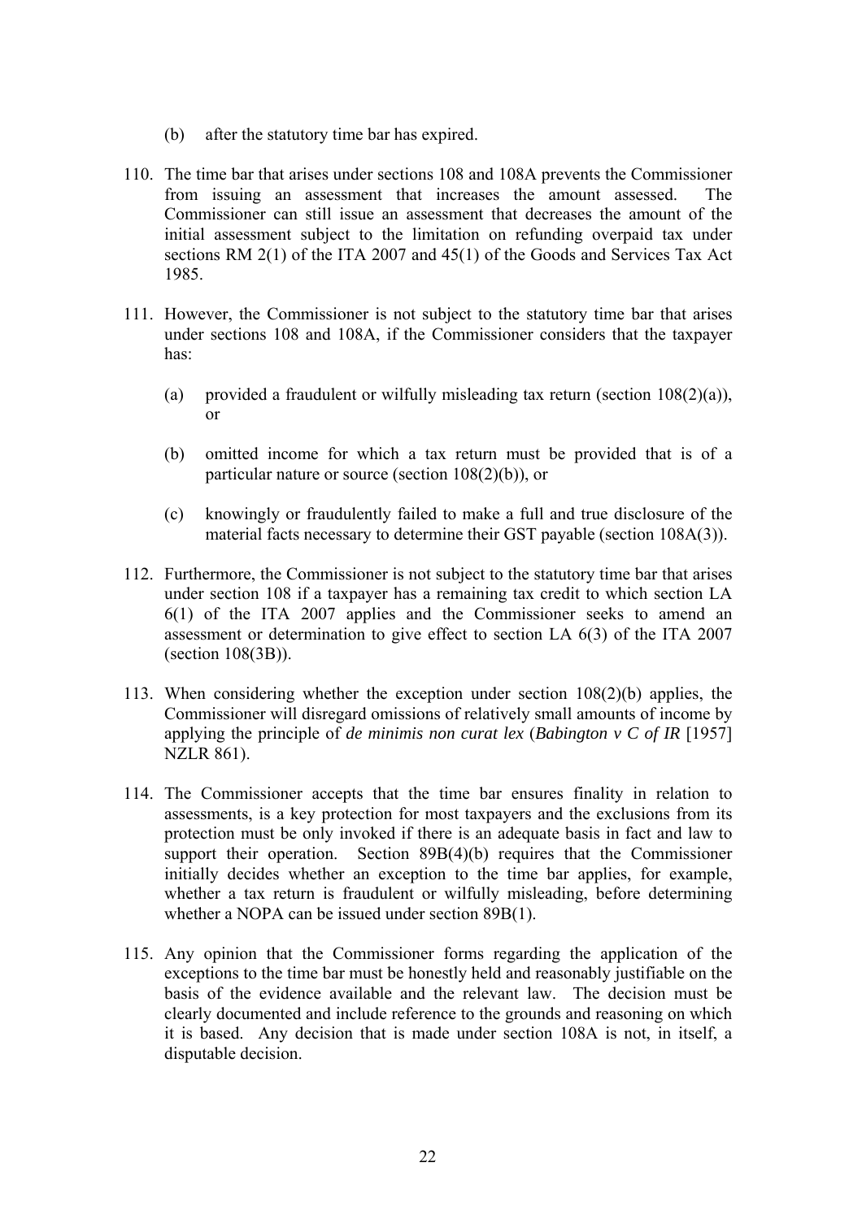(b) after the statutory time bar has expired.

110. The time bar that arises under sections 108 and 108A prevents the Commissioner from issuing an assessment that increases the amount assessed. The Commissioner can still issue an assessment that decreases the amount of the initial assessment subject to the limitation on refunding overpaid tax under sections RM 2(1) of the ITA 2007 and 45(1) of the Goods and Services Tax Act 1985.

111. However, the Commissioner is not subject to the statutory time bar that arises under sections 108 and 108A, if the Commissioner considers that the taxpayer has:

    (a) provided a fraudulent or wilfully misleading tax return (section 108(2)(a)), or

    (b) omitted income for which a tax return must be provided that is of a particular nature or source (section 108(2)(b)), or

    (c) knowingly or fraudulently failed to make a full and true disclosure of the material facts necessary to determine their GST payable (section 108A(3)).

112. Furthermore, the Commissioner is not subject to the statutory time bar that arises under section 108 if a taxpayer has a remaining tax credit to which section LA 6(1) of the ITA 2007 applies and the Commissioner seeks to amend an assessment or determination to give effect to section LA 6(3) of the ITA 2007 (section 108(3B)).

113. When considering whether the exception under section 108(2)(b) applies, the Commissioner will disregard omissions of relatively small amounts of income by applying the principle of *de minimis non curat lex* (*Babington v C of IR* [1957] NZLR 861).

114. The Commissioner accepts that the time bar ensures finality in relation to assessments, is a key protection for most taxpayers and the exclusions from its protection must be only invoked if there is an adequate basis in fact and law to support their operation. Section 89B(4)(b) requires that the Commissioner initially decides whether an exception to the time bar applies, for example, whether a tax return is fraudulent or wilfully misleading, before determining whether a NOPA can be issued under section 89B(1).

115. Any opinion that the Commissioner forms regarding the application of the exceptions to the time bar must be honestly held and reasonably justifiable on the basis of the evidence available and the relevant law. The decision must be clearly documented and include reference to the grounds and reasoning on which it is based. Any decision that is made under section 108A is not, in itself, a disputable decision.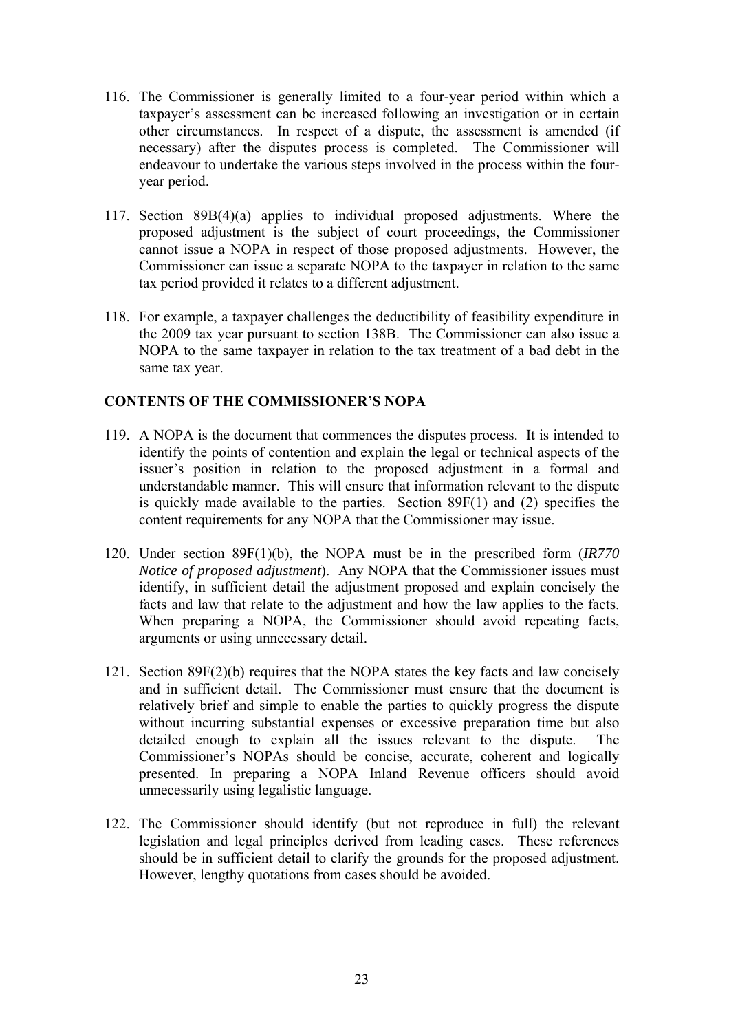116. The Commissioner is generally limited to a four-year period within which a taxpayer's assessment can be increased following an investigation or in certain other circumstances. In respect of a dispute, the assessment is amended (if necessary) after the disputes process is completed. The Commissioner will endeavour to undertake the various steps involved in the process within the four-year period.

117. Section 89B(4)(a) applies to individual proposed adjustments. Where the proposed adjustment is the subject of court proceedings, the Commissioner cannot issue a NOPA in respect of those proposed adjustments. However, the Commissioner can issue a separate NOPA to the taxpayer in relation to the same tax period provided it relates to a different adjustment.

118. For example, a taxpayer challenges the deductibility of feasibility expenditure in the 2009 tax year pursuant to section 138B. The Commissioner can also issue a NOPA to the same taxpayer in relation to the tax treatment of a bad debt in the same tax year.

**CONTENTS OF THE COMMISSIONER'S NOPA**

119. A NOPA is the document that commences the disputes process. It is intended to identify the points of contention and explain the legal or technical aspects of the issuer's position in relation to the proposed adjustment in a formal and understandable manner. This will ensure that information relevant to the dispute is quickly made available to the parties. Section 89F(1) and (2) specifies the content requirements for any NOPA that the Commissioner may issue.

120. Under section 89F(1)(b), the NOPA must be in the prescribed form (*IR770 Notice of proposed adjustment*). Any NOPA that the Commissioner issues must identify, in sufficient detail the adjustment proposed and explain concisely the facts and law that relate to the adjustment and how the law applies to the facts. When preparing a NOPA, the Commissioner should avoid repeating facts, arguments or using unnecessary detail.

121. Section 89F(2)(b) requires that the NOPA states the key facts and law concisely and in sufficient detail. The Commissioner must ensure that the document is relatively brief and simple to enable the parties to quickly progress the dispute without incurring substantial expenses or excessive preparation time but also detailed enough to explain all the issues relevant to the dispute. The Commissioner's NOPAs should be concise, accurate, coherent and logically presented. In preparing a NOPA Inland Revenue officers should avoid unnecessarily using legalistic language.

122. The Commissioner should identify (but not reproduce in full) the relevant legislation and legal principles derived from leading cases. These references should be in sufficient detail to clarify the grounds for the proposed adjustment. However, lengthy quotations from cases should be avoided.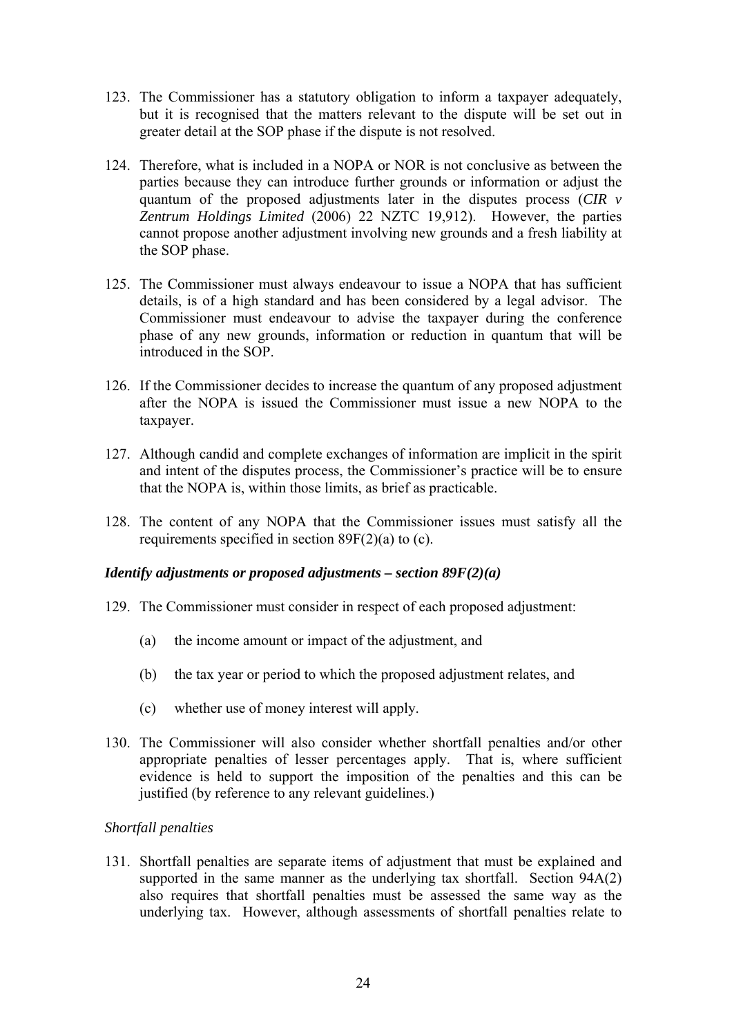123. The Commissioner has a statutory obligation to inform a taxpayer adequately, but it is recognised that the matters relevant to the dispute will be set out in greater detail at the SOP phase if the dispute is not resolved.

124. Therefore, what is included in a NOPA or NOR is not conclusive as between the parties because they can introduce further grounds or information or adjust the quantum of the proposed adjustments later in the disputes process (*CIR v Zentrum Holdings Limited* (2006) 22 NZTC 19,912). However, the parties cannot propose another adjustment involving new grounds and a fresh liability at the SOP phase.

125. The Commissioner must always endeavour to issue a NOPA that has sufficient details, is of a high standard and has been considered by a legal advisor. The Commissioner must endeavour to advise the taxpayer during the conference phase of any new grounds, information or reduction in quantum that will be introduced in the SOP.

126. If the Commissioner decides to increase the quantum of any proposed adjustment after the NOPA is issued the Commissioner must issue a new NOPA to the taxpayer.

127. Although candid and complete exchanges of information are implicit in the spirit and intent of the disputes process, the Commissioner's practice will be to ensure that the NOPA is, within those limits, as brief as practicable.

128. The content of any NOPA that the Commissioner issues must satisfy all the requirements specified in section 89F(2)(a) to (c).

### *Identify adjustments or proposed adjustments – section 89F(2)(a)*

129. The Commissioner must consider in respect of each proposed adjustment:

    (a) the income amount or impact of the adjustment, and

    (b) the tax year or period to which the proposed adjustment relates, and

    (c) whether use of money interest will apply.

130. The Commissioner will also consider whether shortfall penalties and/or other appropriate penalties of lesser percentages apply. That is, where sufficient evidence is held to support the imposition of the penalties and this can be justified (by reference to any relevant guidelines.)

#### *Shortfall penalties*

131. Shortfall penalties are separate items of adjustment that must be explained and supported in the same manner as the underlying tax shortfall. Section 94A(2) also requires that shortfall penalties must be assessed the same way as the underlying tax. However, although assessments of shortfall penalties relate to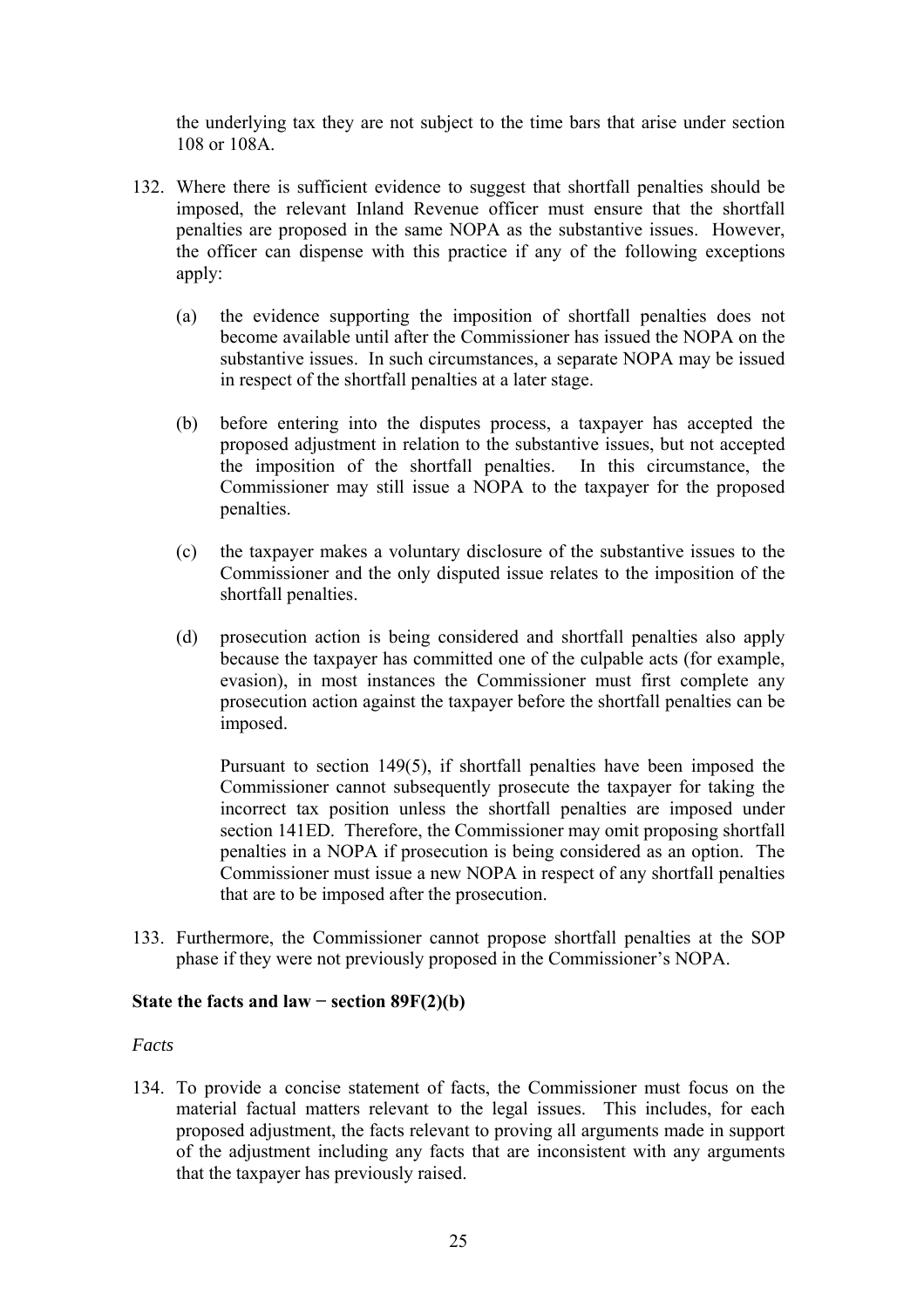the underlying tax they are not subject to the time bars that arise under section 108 or 108A.

132. Where there is sufficient evidence to suggest that shortfall penalties should be imposed, the relevant Inland Revenue officer must ensure that the shortfall penalties are proposed in the same NOPA as the substantive issues. However, the officer can dispense with this practice if any of the following exceptions apply:

    (a) the evidence supporting the imposition of shortfall penalties does not become available until after the Commissioner has issued the NOPA on the substantive issues. In such circumstances, a separate NOPA may be issued in respect of the shortfall penalties at a later stage.

    (b) before entering into the disputes process, a taxpayer has accepted the proposed adjustment in relation to the substantive issues, but not accepted the imposition of the shortfall penalties. In this circumstance, the Commissioner may still issue a NOPA to the taxpayer for the proposed penalties.

    (c) the taxpayer makes a voluntary disclosure of the substantive issues to the Commissioner and the only disputed issue relates to the imposition of the shortfall penalties.

    (d) prosecution action is being considered and shortfall penalties also apply because the taxpayer has committed one of the culpable acts (for example, evasion), in most instances the Commissioner must first complete any prosecution action against the taxpayer before the shortfall penalties can be imposed.

        Pursuant to section 149(5), if shortfall penalties have been imposed the Commissioner cannot subsequently prosecute the taxpayer for taking the incorrect tax position unless the shortfall penalties are imposed under section 141ED. Therefore, the Commissioner may omit proposing shortfall penalties in a NOPA if prosecution is being considered as an option. The Commissioner must issue a new NOPA in respect of any shortfall penalties that are to be imposed after the prosecution.

133. Furthermore, the Commissioner cannot propose shortfall penalties at the SOP phase if they were not previously proposed in the Commissioner's NOPA.

**State the facts and law − section 89F(2)(b)**

*Facts*

134. To provide a concise statement of facts, the Commissioner must focus on the material factual matters relevant to the legal issues. This includes, for each proposed adjustment, the facts relevant to proving all arguments made in support of the adjustment including any facts that are inconsistent with any arguments that the taxpayer has previously raised.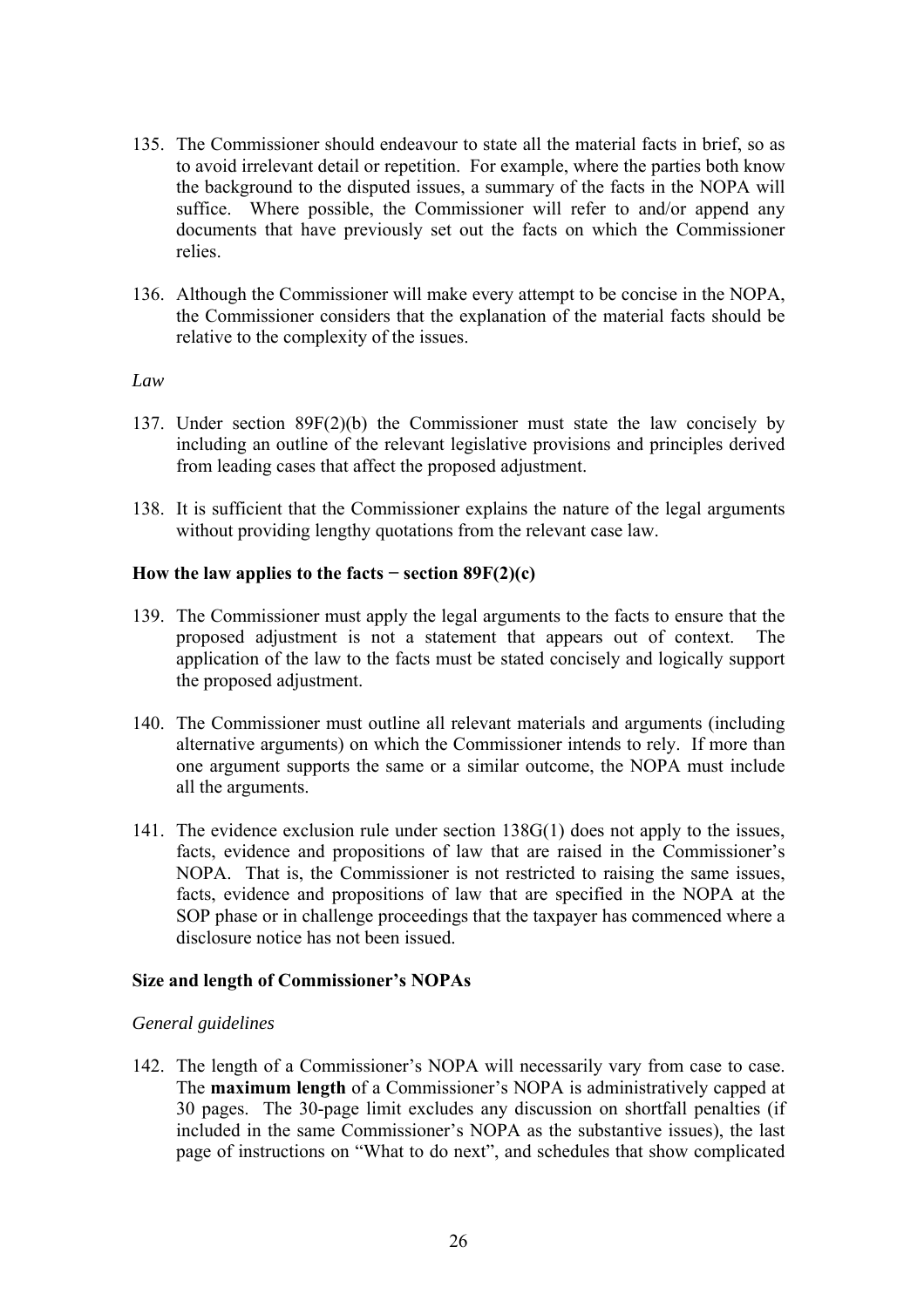135. The Commissioner should endeavour to state all the material facts in brief, so as to avoid irrelevant detail or repetition. For example, where the parties both know the background to the disputed issues, a summary of the facts in the NOPA will suffice. Where possible, the Commissioner will refer to and/or append any documents that have previously set out the facts on which the Commissioner relies.

136. Although the Commissioner will make every attempt to be concise in the NOPA, the Commissioner considers that the explanation of the material facts should be relative to the complexity of the issues.

*Law*

137. Under section 89F(2)(b) the Commissioner must state the law concisely by including an outline of the relevant legislative provisions and principles derived from leading cases that affect the proposed adjustment.

138. It is sufficient that the Commissioner explains the nature of the legal arguments without providing lengthy quotations from the relevant case law.

**How the law applies to the facts − section 89F(2)(c)**

139. The Commissioner must apply the legal arguments to the facts to ensure that the proposed adjustment is not a statement that appears out of context. The application of the law to the facts must be stated concisely and logically support the proposed adjustment.

140. The Commissioner must outline all relevant materials and arguments (including alternative arguments) on which the Commissioner intends to rely. If more than one argument supports the same or a similar outcome, the NOPA must include all the arguments.

141. The evidence exclusion rule under section 138G(1) does not apply to the issues, facts, evidence and propositions of law that are raised in the Commissioner's NOPA. That is, the Commissioner is not restricted to raising the same issues, facts, evidence and propositions of law that are specified in the NOPA at the SOP phase or in challenge proceedings that the taxpayer has commenced where a disclosure notice has not been issued.

**Size and length of Commissioner's NOPAs**

*General guidelines*

142. The length of a Commissioner's NOPA will necessarily vary from case to case. The **maximum length** of a Commissioner's NOPA is administratively capped at 30 pages. The 30-page limit excludes any discussion on shortfall penalties (if included in the same Commissioner's NOPA as the substantive issues), the last page of instructions on "What to do next", and schedules that show complicated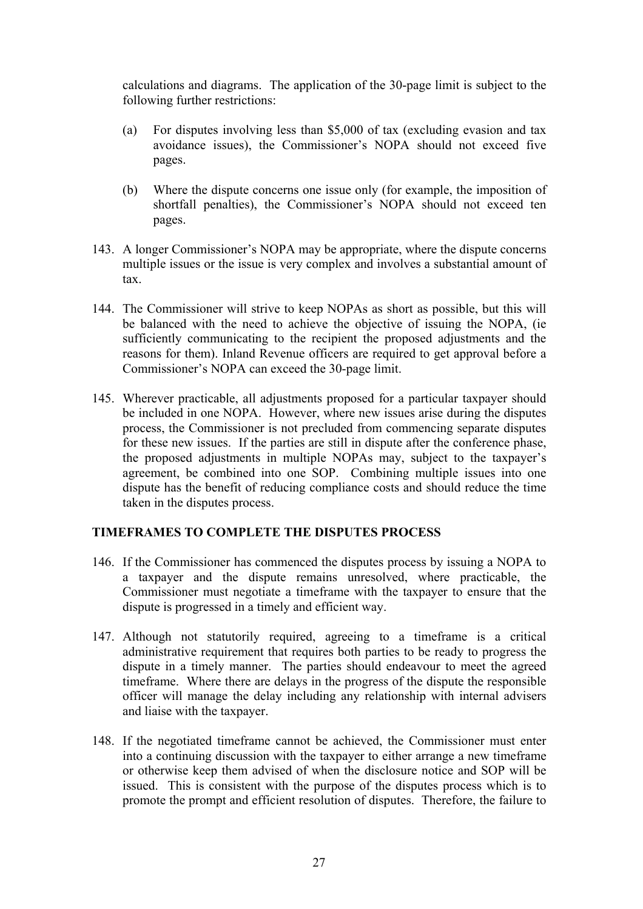calculations and diagrams. The application of the 30-page limit is subject to the following further restrictions:

(a) For disputes involving less than $5,000 of tax (excluding evasion and tax avoidance issues), the Commissioner's NOPA should not exceed five pages.

(b) Where the dispute concerns one issue only (for example, the imposition of shortfall penalties), the Commissioner's NOPA should not exceed ten pages.

143. A longer Commissioner's NOPA may be appropriate, where the dispute concerns multiple issues or the issue is very complex and involves a substantial amount of tax.

144. The Commissioner will strive to keep NOPAs as short as possible, but this will be balanced with the need to achieve the objective of issuing the NOPA, (ie sufficiently communicating to the recipient the proposed adjustments and the reasons for them). Inland Revenue officers are required to get approval before a Commissioner's NOPA can exceed the 30-page limit.

145. Wherever practicable, all adjustments proposed for a particular taxpayer should be included in one NOPA. However, where new issues arise during the disputes process, the Commissioner is not precluded from commencing separate disputes for these new issues. If the parties are still in dispute after the conference phase, the proposed adjustments in multiple NOPAs may, subject to the taxpayer's agreement, be combined into one SOP. Combining multiple issues into one dispute has the benefit of reducing compliance costs and should reduce the time taken in the disputes process.

## TIMEFRAMES TO COMPLETE THE DISPUTES PROCESS

146. If the Commissioner has commenced the disputes process by issuing a NOPA to a taxpayer and the dispute remains unresolved, where practicable, the Commissioner must negotiate a timeframe with the taxpayer to ensure that the dispute is progressed in a timely and efficient way.

147. Although not statutorily required, agreeing to a timeframe is a critical administrative requirement that requires both parties to be ready to progress the dispute in a timely manner. The parties should endeavour to meet the agreed timeframe. Where there are delays in the progress of the dispute the responsible officer will manage the delay including any relationship with internal advisers and liaise with the taxpayer.

148. If the negotiated timeframe cannot be achieved, the Commissioner must enter into a continuing discussion with the taxpayer to either arrange a new timeframe or otherwise keep them advised of when the disclosure notice and SOP will be issued. This is consistent with the purpose of the disputes process which is to promote the prompt and efficient resolution of disputes. Therefore, the failure to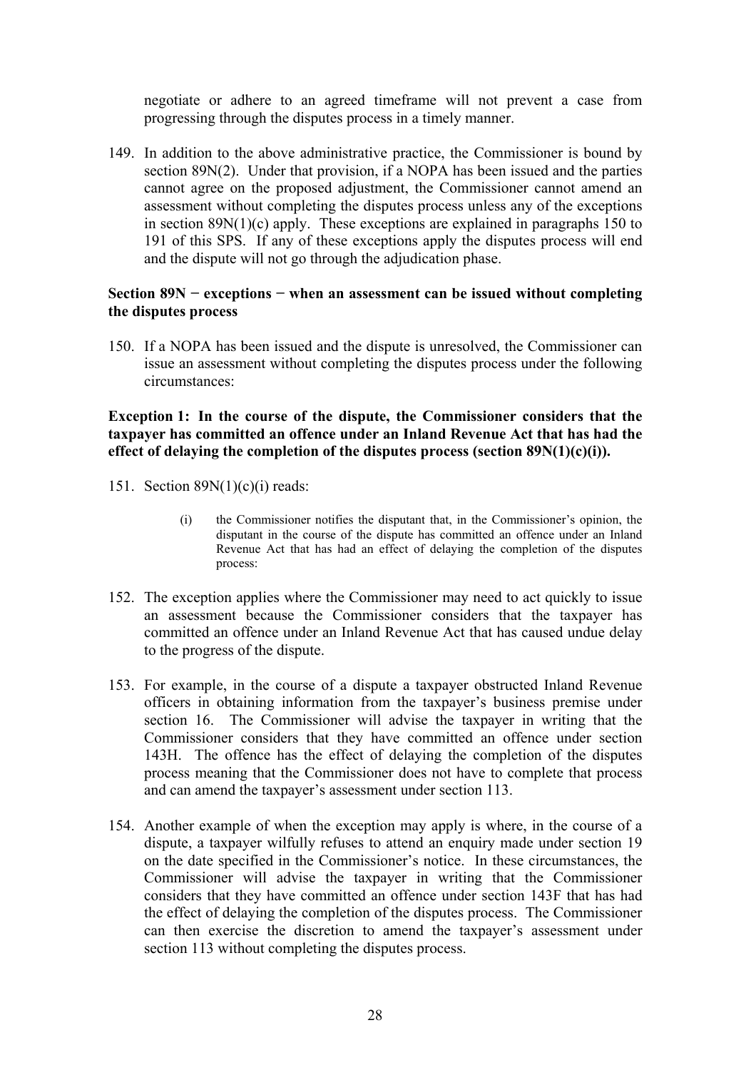negotiate or adhere to an agreed timeframe will not prevent a case from progressing through the disputes process in a timely manner.

149. In addition to the above administrative practice, the Commissioner is bound by section 89N(2). Under that provision, if a NOPA has been issued and the parties cannot agree on the proposed adjustment, the Commissioner cannot amend an assessment without completing the disputes process unless any of the exceptions in section 89N(1)(c) apply. These exceptions are explained in paragraphs 150 to 191 of this SPS. If any of these exceptions apply the disputes process will end and the dispute will not go through the adjudication phase.

### Section 89N − exceptions − when an assessment can be issued without completing the disputes process

150. If a NOPA has been issued and the dispute is unresolved, the Commissioner can issue an assessment without completing the disputes process under the following circumstances:

**Exception 1: In the course of the dispute, the Commissioner considers that the taxpayer has committed an offence under an Inland Revenue Act that has had the effect of delaying the completion of the disputes process (section 89N(1)(c)(i)).**

151. Section 89N(1)(c)(i) reads:

> (i) the Commissioner notifies the disputant that, in the Commissioner's opinion, the disputant in the course of the dispute has committed an offence under an Inland Revenue Act that has had an effect of delaying the completion of the disputes process:

152. The exception applies where the Commissioner may need to act quickly to issue an assessment because the Commissioner considers that the taxpayer has committed an offence under an Inland Revenue Act that has caused undue delay to the progress of the dispute.

153. For example, in the course of a dispute a taxpayer obstructed Inland Revenue officers in obtaining information from the taxpayer's business premise under section 16. The Commissioner will advise the taxpayer in writing that the Commissioner considers that they have committed an offence under section 143H. The offence has the effect of delaying the completion of the disputes process meaning that the Commissioner does not have to complete that process and can amend the taxpayer's assessment under section 113.

154. Another example of when the exception may apply is where, in the course of a dispute, a taxpayer wilfully refuses to attend an enquiry made under section 19 on the date specified in the Commissioner's notice. In these circumstances, the Commissioner will advise the taxpayer in writing that the Commissioner considers that they have committed an offence under section 143F that has had the effect of delaying the completion of the disputes process. The Commissioner can then exercise the discretion to amend the taxpayer's assessment under section 113 without completing the disputes process.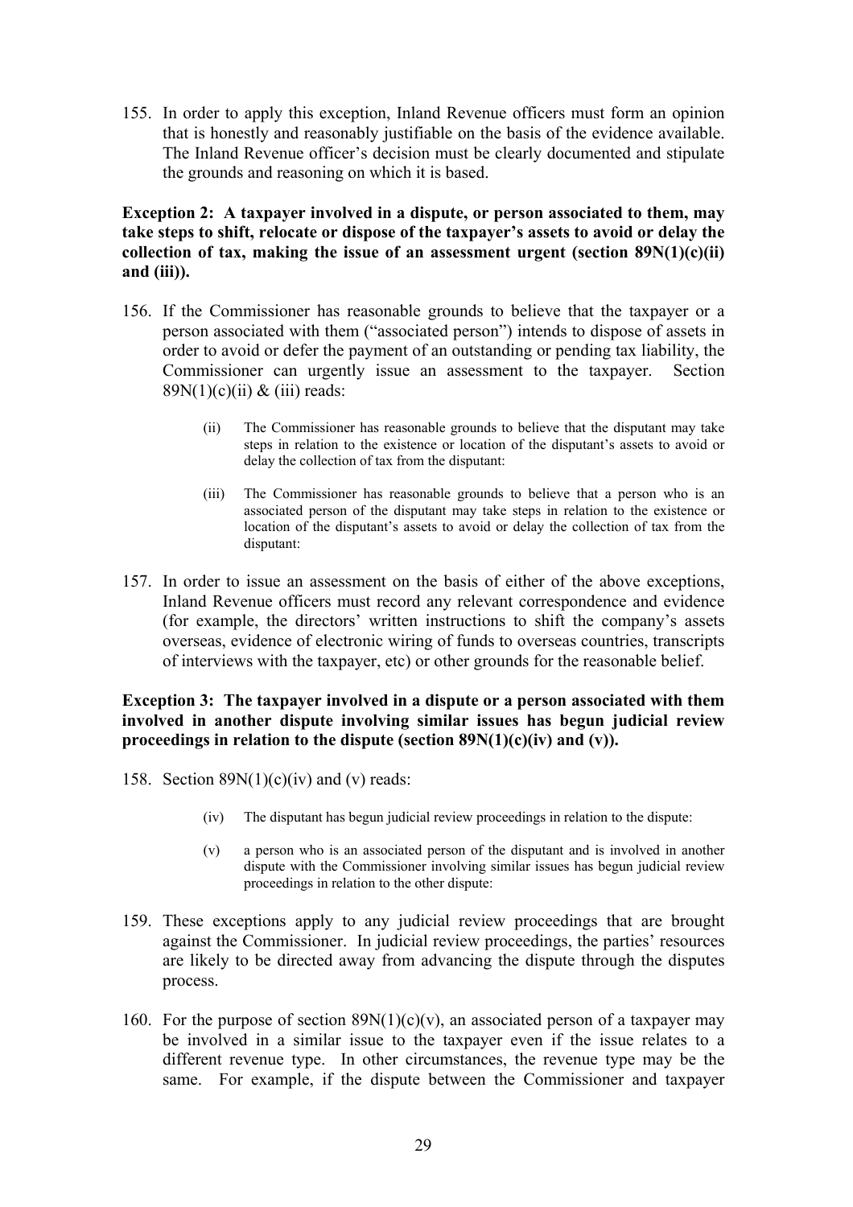155. In order to apply this exception, Inland Revenue officers must form an opinion that is honestly and reasonably justifiable on the basis of the evidence available. The Inland Revenue officer's decision must be clearly documented and stipulate the grounds and reasoning on which it is based.

**Exception 2: A taxpayer involved in a dispute, or person associated to them, may take steps to shift, relocate or dispose of the taxpayer's assets to avoid or delay the collection of tax, making the issue of an assessment urgent (section 89N(1)(c)(ii) and (iii)).**

156. If the Commissioner has reasonable grounds to believe that the taxpayer or a person associated with them ("associated person") intends to dispose of assets in order to avoid or defer the payment of an outstanding or pending tax liability, the Commissioner can urgently issue an assessment to the taxpayer. Section 89N(1)(c)(ii) & (iii) reads:

> (ii) The Commissioner has reasonable grounds to believe that the disputant may take steps in relation to the existence or location of the disputant's assets to avoid or delay the collection of tax from the disputant:
>
> (iii) The Commissioner has reasonable grounds to believe that a person who is an associated person of the disputant may take steps in relation to the existence or location of the disputant's assets to avoid or delay the collection of tax from the disputant:

157. In order to issue an assessment on the basis of either of the above exceptions, Inland Revenue officers must record any relevant correspondence and evidence (for example, the directors' written instructions to shift the company's assets overseas, evidence of electronic wiring of funds to overseas countries, transcripts of interviews with the taxpayer, etc) or other grounds for the reasonable belief.

**Exception 3: The taxpayer involved in a dispute or a person associated with them involved in another dispute involving similar issues has begun judicial review proceedings in relation to the dispute (section 89N(1)(c)(iv) and (v)).**

158. Section 89N(1)(c)(iv) and (v) reads:

> (iv) The disputant has begun judicial review proceedings in relation to the dispute:
>
> (v) a person who is an associated person of the disputant and is involved in another dispute with the Commissioner involving similar issues has begun judicial review proceedings in relation to the other dispute:

159. These exceptions apply to any judicial review proceedings that are brought against the Commissioner. In judicial review proceedings, the parties' resources are likely to be directed away from advancing the dispute through the disputes process.

160. For the purpose of section 89N(1)(c)(v), an associated person of a taxpayer may be involved in a similar issue to the taxpayer even if the issue relates to a different revenue type. In other circumstances, the revenue type may be the same. For example, if the dispute between the Commissioner and taxpayer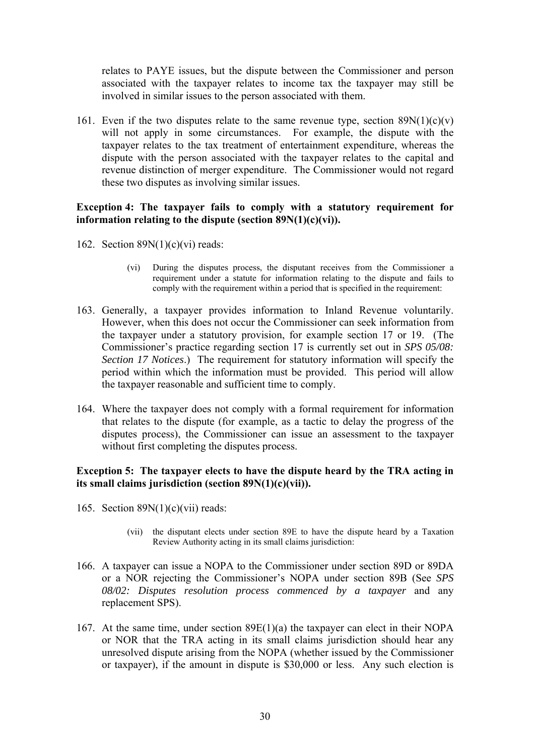relates to PAYE issues, but the dispute between the Commissioner and person associated with the taxpayer relates to income tax the taxpayer may still be involved in similar issues to the person associated with them.

161. Even if the two disputes relate to the same revenue type, section 89N(1)(c)(v) will not apply in some circumstances. For example, the dispute with the taxpayer relates to the tax treatment of entertainment expenditure, whereas the dispute with the person associated with the taxpayer relates to the capital and revenue distinction of merger expenditure. The Commissioner would not regard these two disputes as involving similar issues.

**Exception 4: The taxpayer fails to comply with a statutory requirement for information relating to the dispute (section 89N(1)(c)(vi)).**

162. Section 89N(1)(c)(vi) reads:

> (vi) During the disputes process, the disputant receives from the Commissioner a requirement under a statute for information relating to the dispute and fails to comply with the requirement within a period that is specified in the requirement:

163. Generally, a taxpayer provides information to Inland Revenue voluntarily. However, when this does not occur the Commissioner can seek information from the taxpayer under a statutory provision, for example section 17 or 19. (The Commissioner's practice regarding section 17 is currently set out in *SPS 05/08: Section 17 Notices*.) The requirement for statutory information will specify the period within which the information must be provided. This period will allow the taxpayer reasonable and sufficient time to comply.

164. Where the taxpayer does not comply with a formal requirement for information that relates to the dispute (for example, as a tactic to delay the progress of the disputes process), the Commissioner can issue an assessment to the taxpayer without first completing the disputes process.

**Exception 5: The taxpayer elects to have the dispute heard by the TRA acting in its small claims jurisdiction (section 89N(1)(c)(vii)).**

165. Section 89N(1)(c)(vii) reads:

> (vii) the disputant elects under section 89E to have the dispute heard by a Taxation Review Authority acting in its small claims jurisdiction:

166. A taxpayer can issue a NOPA to the Commissioner under section 89D or 89DA or a NOR rejecting the Commissioner's NOPA under section 89B (See *SPS 08/02: Disputes resolution process commenced by a taxpayer* and any replacement SPS).

167. At the same time, under section 89E(1)(a) the taxpayer can elect in their NOPA or NOR that the TRA acting in its small claims jurisdiction should hear any unresolved dispute arising from the NOPA (whether issued by the Commissioner or taxpayer), if the amount in dispute is $30,000 or less. Any such election is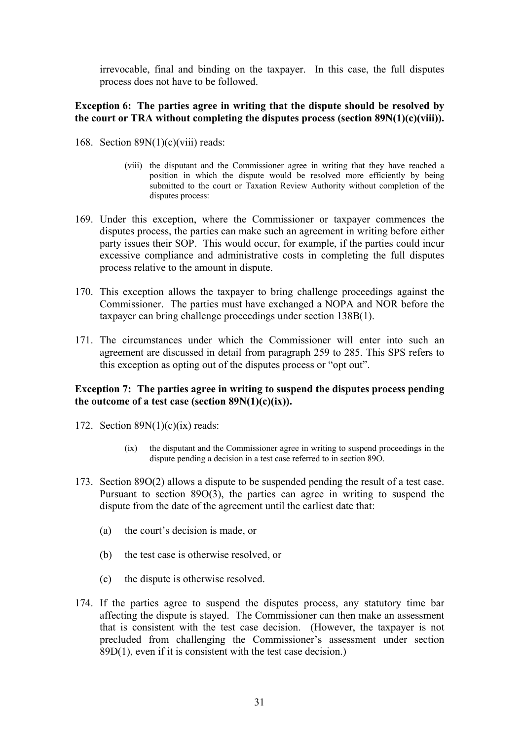irrevocable, final and binding on the taxpayer. In this case, the full disputes process does not have to be followed.

**Exception 6: The parties agree in writing that the dispute should be resolved by the court or TRA without completing the disputes process (section 89N(1)(c)(viii)).**

168. Section 89N(1)(c)(viii) reads:

> (viii) the disputant and the Commissioner agree in writing that they have reached a position in which the dispute would be resolved more efficiently by being submitted to the court or Taxation Review Authority without completion of the disputes process:

169. Under this exception, where the Commissioner or taxpayer commences the disputes process, the parties can make such an agreement in writing before either party issues their SOP. This would occur, for example, if the parties could incur excessive compliance and administrative costs in completing the full disputes process relative to the amount in dispute.

170. This exception allows the taxpayer to bring challenge proceedings against the Commissioner. The parties must have exchanged a NOPA and NOR before the taxpayer can bring challenge proceedings under section 138B(1).

171. The circumstances under which the Commissioner will enter into such an agreement are discussed in detail from paragraph 259 to 285. This SPS refers to this exception as opting out of the disputes process or "opt out".

**Exception 7: The parties agree in writing to suspend the disputes process pending the outcome of a test case (section 89N(1)(c)(ix)).**

172. Section 89N(1)(c)(ix) reads:

> (ix) the disputant and the Commissioner agree in writing to suspend proceedings in the dispute pending a decision in a test case referred to in section 89O.

173. Section 89O(2) allows a dispute to be suspended pending the result of a test case. Pursuant to section 89O(3), the parties can agree in writing to suspend the dispute from the date of the agreement until the earliest date that:

   (a) the court's decision is made, or

   (b) the test case is otherwise resolved, or

   (c) the dispute is otherwise resolved.

174. If the parties agree to suspend the disputes process, any statutory time bar affecting the dispute is stayed. The Commissioner can then make an assessment that is consistent with the test case decision. (However, the taxpayer is not precluded from challenging the Commissioner's assessment under section 89D(1), even if it is consistent with the test case decision.)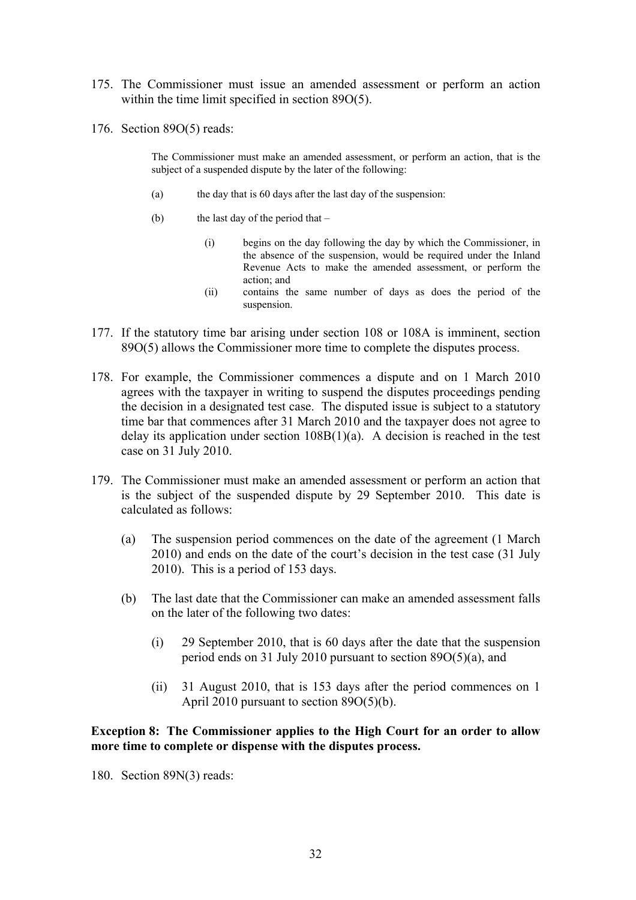175. The Commissioner must issue an amended assessment or perform an action within the time limit specified in section 89O(5).

176. Section 89O(5) reads:

> The Commissioner must make an amended assessment, or perform an action, that is the subject of a suspended dispute by the later of the following:
>
> (a) the day that is 60 days after the last day of the suspension:
>
> (b) the last day of the period that –
>
> (i) begins on the day following the day by which the Commissioner, in the absence of the suspension, would be required under the Inland Revenue Acts to make the amended assessment, or perform the action; and
>
> (ii) contains the same number of days as does the period of the suspension.

177. If the statutory time bar arising under section 108 or 108A is imminent, section 89O(5) allows the Commissioner more time to complete the disputes process.

178. For example, the Commissioner commences a dispute and on 1 March 2010 agrees with the taxpayer in writing to suspend the disputes proceedings pending the decision in a designated test case. The disputed issue is subject to a statutory time bar that commences after 31 March 2010 and the taxpayer does not agree to delay its application under section 108B(1)(a). A decision is reached in the test case on 31 July 2010.

179. The Commissioner must make an amended assessment or perform an action that is the subject of the suspended dispute by 29 September 2010. This date is calculated as follows:

    (a) The suspension period commences on the date of the agreement (1 March 2010) and ends on the date of the court's decision in the test case (31 July 2010). This is a period of 153 days.

    (b) The last date that the Commissioner can make an amended assessment falls on the later of the following two dates:

        (i) 29 September 2010, that is 60 days after the date that the suspension period ends on 31 July 2010 pursuant to section 89O(5)(a), and

        (ii) 31 August 2010, that is 153 days after the period commences on 1 April 2010 pursuant to section 89O(5)(b).

**Exception 8: The Commissioner applies to the High Court for an order to allow more time to complete or dispense with the disputes process.**

180. Section 89N(3) reads: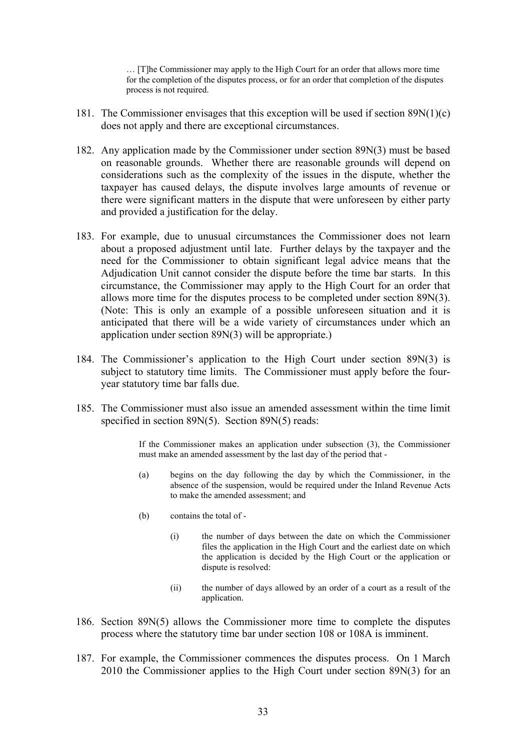> … [T]he Commissioner may apply to the High Court for an order that allows more time for the completion of the disputes process, or for an order that completion of the disputes process is not required.

181. The Commissioner envisages that this exception will be used if section 89N(1)(c) does not apply and there are exceptional circumstances.

182. Any application made by the Commissioner under section 89N(3) must be based on reasonable grounds. Whether there are reasonable grounds will depend on considerations such as the complexity of the issues in the dispute, whether the taxpayer has caused delays, the dispute involves large amounts of revenue or there were significant matters in the dispute that were unforeseen by either party and provided a justification for the delay.

183. For example, due to unusual circumstances the Commissioner does not learn about a proposed adjustment until late. Further delays by the taxpayer and the need for the Commissioner to obtain significant legal advice means that the Adjudication Unit cannot consider the dispute before the time bar starts. In this circumstance, the Commissioner may apply to the High Court for an order that allows more time for the disputes process to be completed under section 89N(3). (Note: This is only an example of a possible unforeseen situation and it is anticipated that there will be a wide variety of circumstances under which an application under section 89N(3) will be appropriate.)

184. The Commissioner's application to the High Court under section 89N(3) is subject to statutory time limits. The Commissioner must apply before the four-year statutory time bar falls due.

185. The Commissioner must also issue an amended assessment within the time limit specified in section 89N(5). Section 89N(5) reads:

> If the Commissioner makes an application under subsection (3), the Commissioner must make an amended assessment by the last day of the period that -
>
> (a) begins on the day following the day by which the Commissioner, in the absence of the suspension, would be required under the Inland Revenue Acts to make the amended assessment; and
>
> (b) contains the total of -
>
> (i) the number of days between the date on which the Commissioner files the application in the High Court and the earliest date on which the application is decided by the High Court or the application or dispute is resolved:
>
> (ii) the number of days allowed by an order of a court as a result of the application.

186. Section 89N(5) allows the Commissioner more time to complete the disputes process where the statutory time bar under section 108 or 108A is imminent.

187. For example, the Commissioner commences the disputes process. On 1 March 2010 the Commissioner applies to the High Court under section 89N(3) for an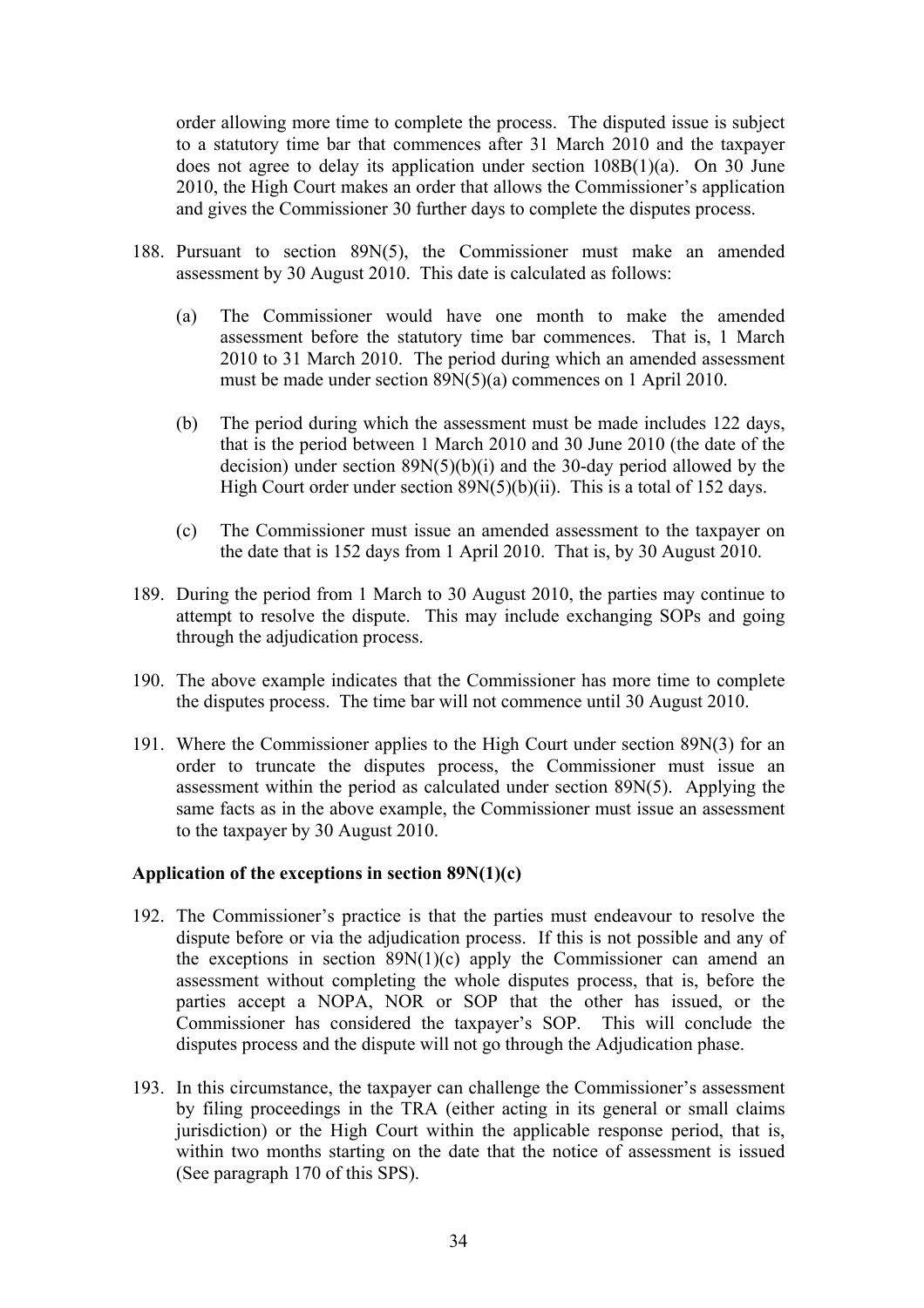order allowing more time to complete the process. The disputed issue is subject to a statutory time bar that commences after 31 March 2010 and the taxpayer does not agree to delay its application under section 108B(1)(a). On 30 June 2010, the High Court makes an order that allows the Commissioner's application and gives the Commissioner 30 further days to complete the disputes process.

188. Pursuant to section 89N(5), the Commissioner must make an amended assessment by 30 August 2010. This date is calculated as follows:

    (a) The Commissioner would have one month to make the amended assessment before the statutory time bar commences. That is, 1 March 2010 to 31 March 2010. The period during which an amended assessment must be made under section 89N(5)(a) commences on 1 April 2010.

    (b) The period during which the assessment must be made includes 122 days, that is the period between 1 March 2010 and 30 June 2010 (the date of the decision) under section 89N(5)(b)(i) and the 30-day period allowed by the High Court order under section 89N(5)(b)(ii). This is a total of 152 days.

    (c) The Commissioner must issue an amended assessment to the taxpayer on the date that is 152 days from 1 April 2010. That is, by 30 August 2010.

189. During the period from 1 March to 30 August 2010, the parties may continue to attempt to resolve the dispute. This may include exchanging SOPs and going through the adjudication process.

190. The above example indicates that the Commissioner has more time to complete the disputes process. The time bar will not commence until 30 August 2010.

191. Where the Commissioner applies to the High Court under section 89N(3) for an order to truncate the disputes process, the Commissioner must issue an assessment within the period as calculated under section 89N(5). Applying the same facts as in the above example, the Commissioner must issue an assessment to the taxpayer by 30 August 2010.

**Application of the exceptions in section 89N(1)(c)**

192. The Commissioner's practice is that the parties must endeavour to resolve the dispute before or via the adjudication process. If this is not possible and any of the exceptions in section 89N(1)(c) apply the Commissioner can amend an assessment without completing the whole disputes process, that is, before the parties accept a NOPA, NOR or SOP that the other has issued, or the Commissioner has considered the taxpayer's SOP. This will conclude the disputes process and the dispute will not go through the Adjudication phase.

193. In this circumstance, the taxpayer can challenge the Commissioner's assessment by filing proceedings in the TRA (either acting in its general or small claims jurisdiction) or the High Court within the applicable response period, that is, within two months starting on the date that the notice of assessment is issued (See paragraph 170 of this SPS).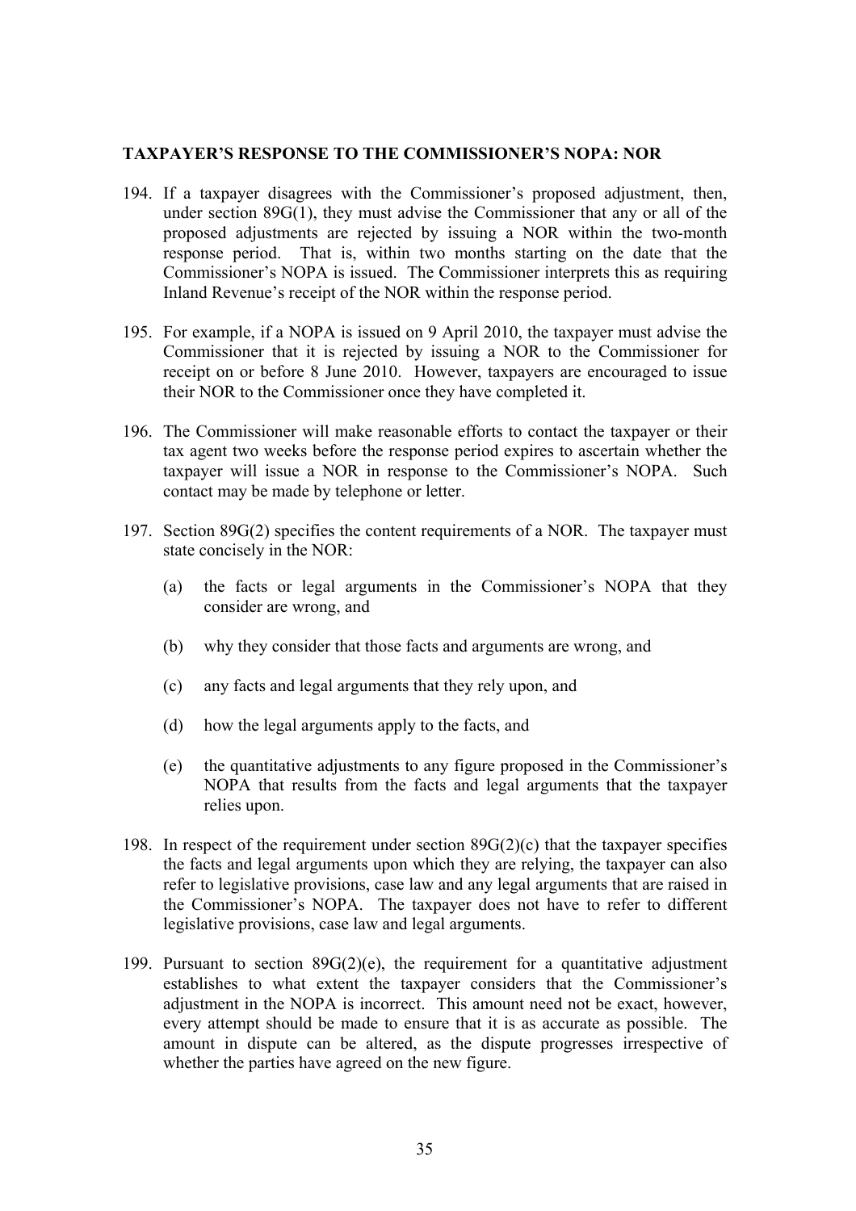**TAXPAYER'S RESPONSE TO THE COMMISSIONER'S NOPA: NOR**

194. If a taxpayer disagrees with the Commissioner's proposed adjustment, then, under section 89G(1), they must advise the Commissioner that any or all of the proposed adjustments are rejected by issuing a NOR within the two-month response period. That is, within two months starting on the date that the Commissioner's NOPA is issued. The Commissioner interprets this as requiring Inland Revenue's receipt of the NOR within the response period.

195. For example, if a NOPA is issued on 9 April 2010, the taxpayer must advise the Commissioner that it is rejected by issuing a NOR to the Commissioner for receipt on or before 8 June 2010. However, taxpayers are encouraged to issue their NOR to the Commissioner once they have completed it.

196. The Commissioner will make reasonable efforts to contact the taxpayer or their tax agent two weeks before the response period expires to ascertain whether the taxpayer will issue a NOR in response to the Commissioner's NOPA. Such contact may be made by telephone or letter.

197. Section 89G(2) specifies the content requirements of a NOR. The taxpayer must state concisely in the NOR:

    (a) the facts or legal arguments in the Commissioner's NOPA that they consider are wrong, and

    (b) why they consider that those facts and arguments are wrong, and

    (c) any facts and legal arguments that they rely upon, and

    (d) how the legal arguments apply to the facts, and

    (e) the quantitative adjustments to any figure proposed in the Commissioner's NOPA that results from the facts and legal arguments that the taxpayer relies upon.

198. In respect of the requirement under section 89G(2)(c) that the taxpayer specifies the facts and legal arguments upon which they are relying, the taxpayer can also refer to legislative provisions, case law and any legal arguments that are raised in the Commissioner's NOPA. The taxpayer does not have to refer to different legislative provisions, case law and legal arguments.

199. Pursuant to section 89G(2)(e), the requirement for a quantitative adjustment establishes to what extent the taxpayer considers that the Commissioner's adjustment in the NOPA is incorrect. This amount need not be exact, however, every attempt should be made to ensure that it is as accurate as possible. The amount in dispute can be altered, as the dispute progresses irrespective of whether the parties have agreed on the new figure.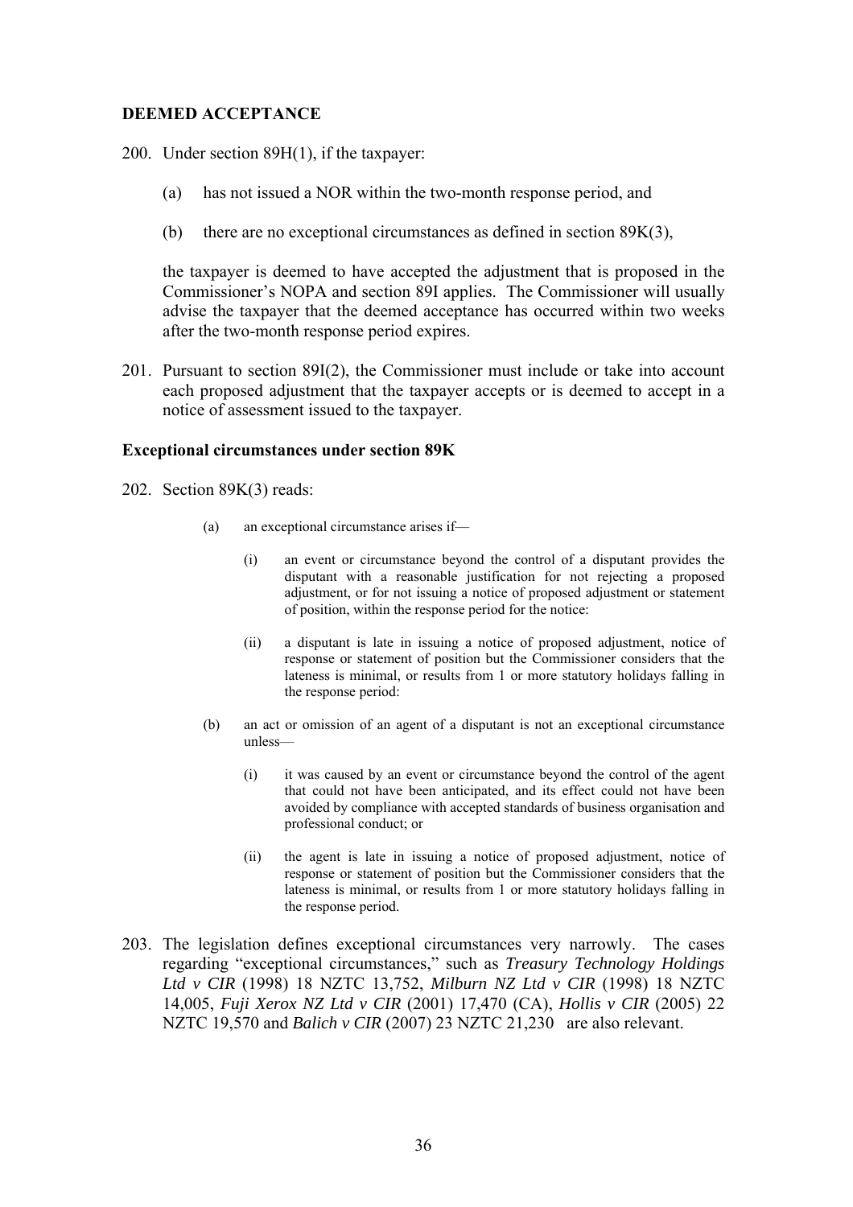**DEEMED ACCEPTANCE**

200. Under section 89H(1), if the taxpayer:

   (a) has not issued a NOR within the two-month response period, and

   (b) there are no exceptional circumstances as defined in section 89K(3),

   the taxpayer is deemed to have accepted the adjustment that is proposed in the Commissioner's NOPA and section 89I applies. The Commissioner will usually advise the taxpayer that the deemed acceptance has occurred within two weeks after the two-month response period expires.

201. Pursuant to section 89I(2), the Commissioner must include or take into account each proposed adjustment that the taxpayer accepts or is deemed to accept in a notice of assessment issued to the taxpayer.

**Exceptional circumstances under section 89K**

202. Section 89K(3) reads:

> (a) an exceptional circumstance arises if—
>
> (i) an event or circumstance beyond the control of a disputant provides the disputant with a reasonable justification for not rejecting a proposed adjustment, or for not issuing a notice of proposed adjustment or statement of position, within the response period for the notice:
>
> (ii) a disputant is late in issuing a notice of proposed adjustment, notice of response or statement of position but the Commissioner considers that the lateness is minimal, or results from 1 or more statutory holidays falling in the response period:
>
> (b) an act or omission of an agent of a disputant is not an exceptional circumstance unless—
>
> (i) it was caused by an event or circumstance beyond the control of the agent that could not have been anticipated, and its effect could not have been avoided by compliance with accepted standards of business organisation and professional conduct; or
>
> (ii) the agent is late in issuing a notice of proposed adjustment, notice of response or statement of position but the Commissioner considers that the lateness is minimal, or results from 1 or more statutory holidays falling in the response period.

203. The legislation defines exceptional circumstances very narrowly. The cases regarding "exceptional circumstances," such as *Treasury Technology Holdings Ltd v CIR* (1998) 18 NZTC 13,752, *Milburn NZ Ltd v CIR* (1998) 18 NZTC 14,005, *Fuji Xerox NZ Ltd v CIR* (2001) 17,470 (CA), *Hollis v CIR* (2005) 22 NZTC 19,570 and *Balich v CIR* (2007) 23 NZTC 21,230 are also relevant.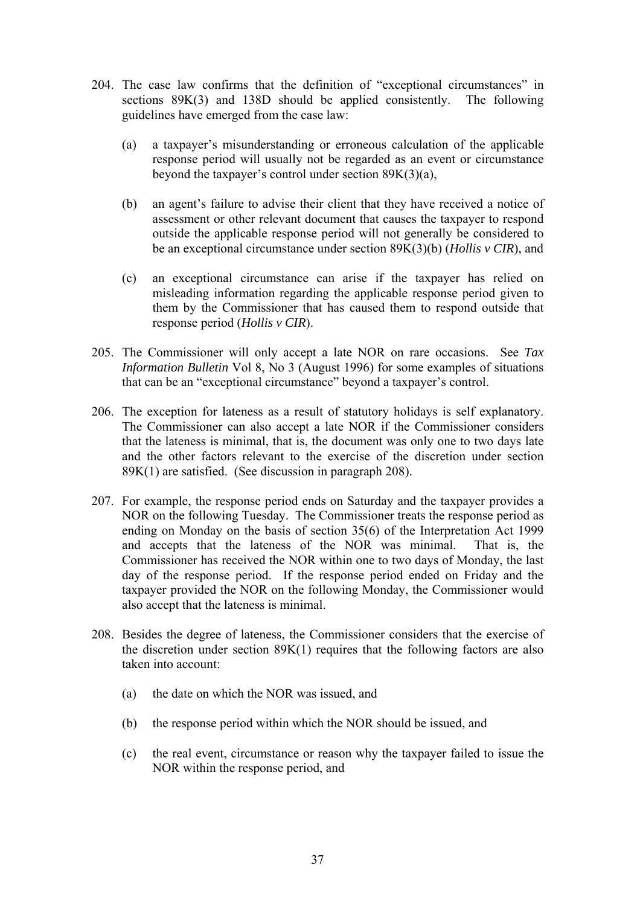204. The case law confirms that the definition of "exceptional circumstances" in sections 89K(3) and 138D should be applied consistently. The following guidelines have emerged from the case law:

   (a) a taxpayer's misunderstanding or erroneous calculation of the applicable response period will usually not be regarded as an event or circumstance beyond the taxpayer's control under section 89K(3)(a),

   (b) an agent's failure to advise their client that they have received a notice of assessment or other relevant document that causes the taxpayer to respond outside the applicable response period will not generally be considered to be an exceptional circumstance under section 89K(3)(b) (*Hollis v CIR*), and

   (c) an exceptional circumstance can arise if the taxpayer has relied on misleading information regarding the applicable response period given to them by the Commissioner that has caused them to respond outside that response period (*Hollis v CIR*).

205. The Commissioner will only accept a late NOR on rare occasions. See *Tax Information Bulletin* Vol 8, No 3 (August 1996) for some examples of situations that can be an "exceptional circumstance" beyond a taxpayer's control.

206. The exception for lateness as a result of statutory holidays is self explanatory. The Commissioner can also accept a late NOR if the Commissioner considers that the lateness is minimal, that is, the document was only one to two days late and the other factors relevant to the exercise of the discretion under section 89K(1) are satisfied. (See discussion in paragraph 208).

207. For example, the response period ends on Saturday and the taxpayer provides a NOR on the following Tuesday. The Commissioner treats the response period as ending on Monday on the basis of section 35(6) of the Interpretation Act 1999 and accepts that the lateness of the NOR was minimal. That is, the Commissioner has received the NOR within one to two days of Monday, the last day of the response period. If the response period ended on Friday and the taxpayer provided the NOR on the following Monday, the Commissioner would also accept that the lateness is minimal.

208. Besides the degree of lateness, the Commissioner considers that the exercise of the discretion under section 89K(1) requires that the following factors are also taken into account:

   (a) the date on which the NOR was issued, and

   (b) the response period within which the NOR should be issued, and

   (c) the real event, circumstance or reason why the taxpayer failed to issue the NOR within the response period, and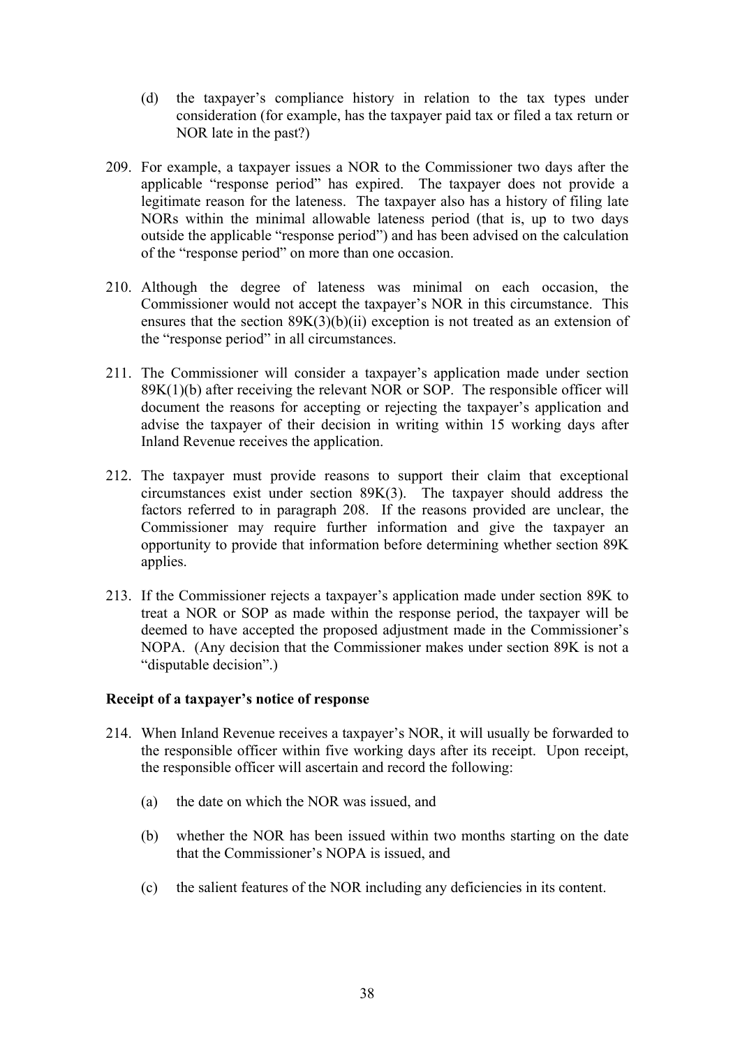(d) the taxpayer's compliance history in relation to the tax types under consideration (for example, has the taxpayer paid tax or filed a tax return or NOR late in the past?)

209. For example, a taxpayer issues a NOR to the Commissioner two days after the applicable "response period" has expired. The taxpayer does not provide a legitimate reason for the lateness. The taxpayer also has a history of filing late NORs within the minimal allowable lateness period (that is, up to two days outside the applicable "response period") and has been advised on the calculation of the "response period" on more than one occasion.

210. Although the degree of lateness was minimal on each occasion, the Commissioner would not accept the taxpayer's NOR in this circumstance. This ensures that the section 89K(3)(b)(ii) exception is not treated as an extension of the "response period" in all circumstances.

211. The Commissioner will consider a taxpayer's application made under section 89K(1)(b) after receiving the relevant NOR or SOP. The responsible officer will document the reasons for accepting or rejecting the taxpayer's application and advise the taxpayer of their decision in writing within 15 working days after Inland Revenue receives the application.

212. The taxpayer must provide reasons to support their claim that exceptional circumstances exist under section 89K(3). The taxpayer should address the factors referred to in paragraph 208. If the reasons provided are unclear, the Commissioner may require further information and give the taxpayer an opportunity to provide that information before determining whether section 89K applies.

213. If the Commissioner rejects a taxpayer's application made under section 89K to treat a NOR or SOP as made within the response period, the taxpayer will be deemed to have accepted the proposed adjustment made in the Commissioner's NOPA. (Any decision that the Commissioner makes under section 89K is not a "disputable decision".)

**Receipt of a taxpayer's notice of response**

214. When Inland Revenue receives a taxpayer's NOR, it will usually be forwarded to the responsible officer within five working days after its receipt. Upon receipt, the responsible officer will ascertain and record the following:

(a) the date on which the NOR was issued, and

(b) whether the NOR has been issued within two months starting on the date that the Commissioner's NOPA is issued, and

(c) the salient features of the NOR including any deficiencies in its content.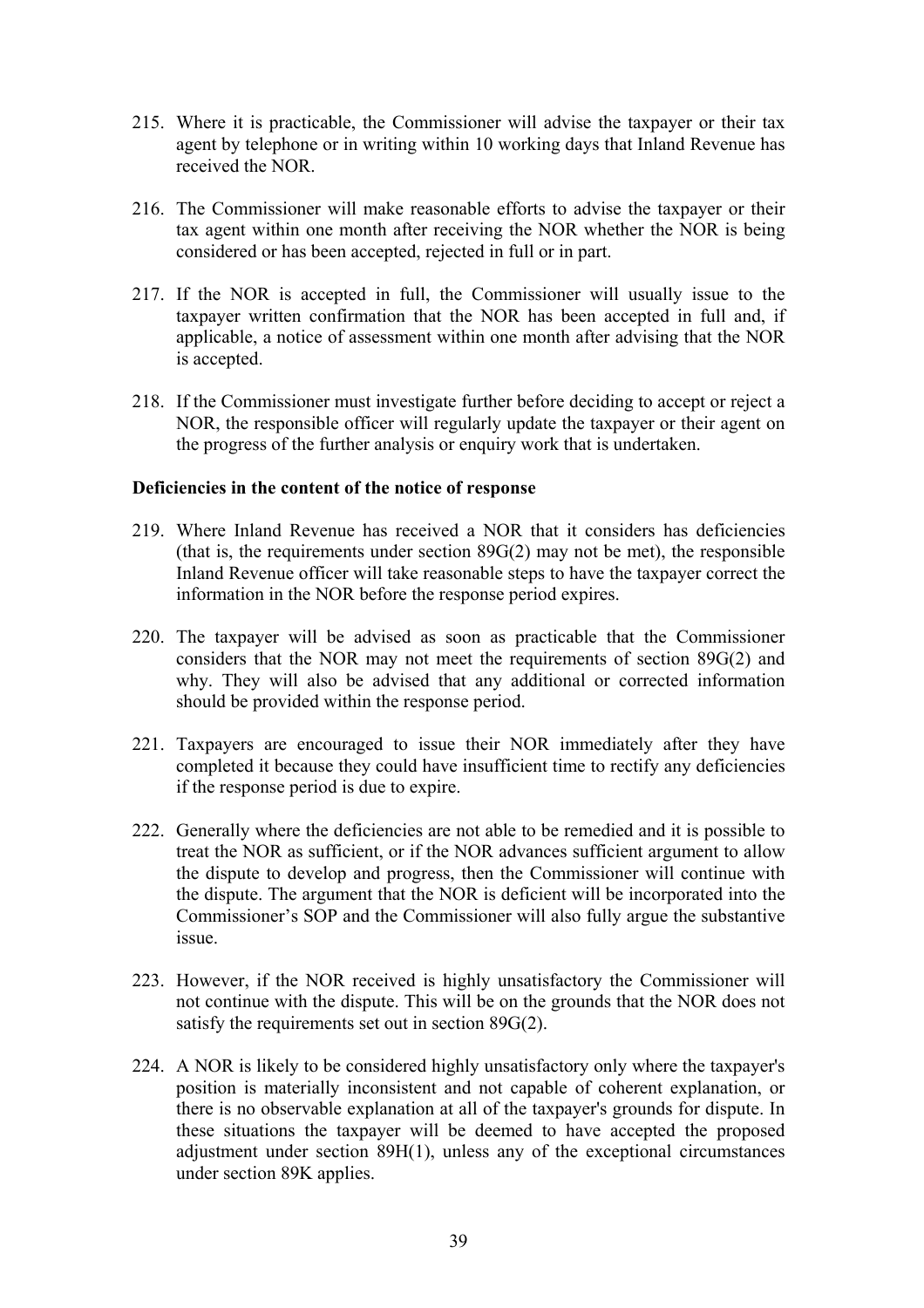215. Where it is practicable, the Commissioner will advise the taxpayer or their tax agent by telephone or in writing within 10 working days that Inland Revenue has received the NOR.

216. The Commissioner will make reasonable efforts to advise the taxpayer or their tax agent within one month after receiving the NOR whether the NOR is being considered or has been accepted, rejected in full or in part.

217. If the NOR is accepted in full, the Commissioner will usually issue to the taxpayer written confirmation that the NOR has been accepted in full and, if applicable, a notice of assessment within one month after advising that the NOR is accepted.

218. If the Commissioner must investigate further before deciding to accept or reject a NOR, the responsible officer will regularly update the taxpayer or their agent on the progress of the further analysis or enquiry work that is undertaken.

**Deficiencies in the content of the notice of response**

219. Where Inland Revenue has received a NOR that it considers has deficiencies (that is, the requirements under section 89G(2) may not be met), the responsible Inland Revenue officer will take reasonable steps to have the taxpayer correct the information in the NOR before the response period expires.

220. The taxpayer will be advised as soon as practicable that the Commissioner considers that the NOR may not meet the requirements of section 89G(2) and why. They will also be advised that any additional or corrected information should be provided within the response period.

221. Taxpayers are encouraged to issue their NOR immediately after they have completed it because they could have insufficient time to rectify any deficiencies if the response period is due to expire.

222. Generally where the deficiencies are not able to be remedied and it is possible to treat the NOR as sufficient, or if the NOR advances sufficient argument to allow the dispute to develop and progress, then the Commissioner will continue with the dispute. The argument that the NOR is deficient will be incorporated into the Commissioner's SOP and the Commissioner will also fully argue the substantive issue.

223. However, if the NOR received is highly unsatisfactory the Commissioner will not continue with the dispute. This will be on the grounds that the NOR does not satisfy the requirements set out in section 89G(2).

224. A NOR is likely to be considered highly unsatisfactory only where the taxpayer's position is materially inconsistent and not capable of coherent explanation, or there is no observable explanation at all of the taxpayer's grounds for dispute. In these situations the taxpayer will be deemed to have accepted the proposed adjustment under section 89H(1), unless any of the exceptional circumstances under section 89K applies.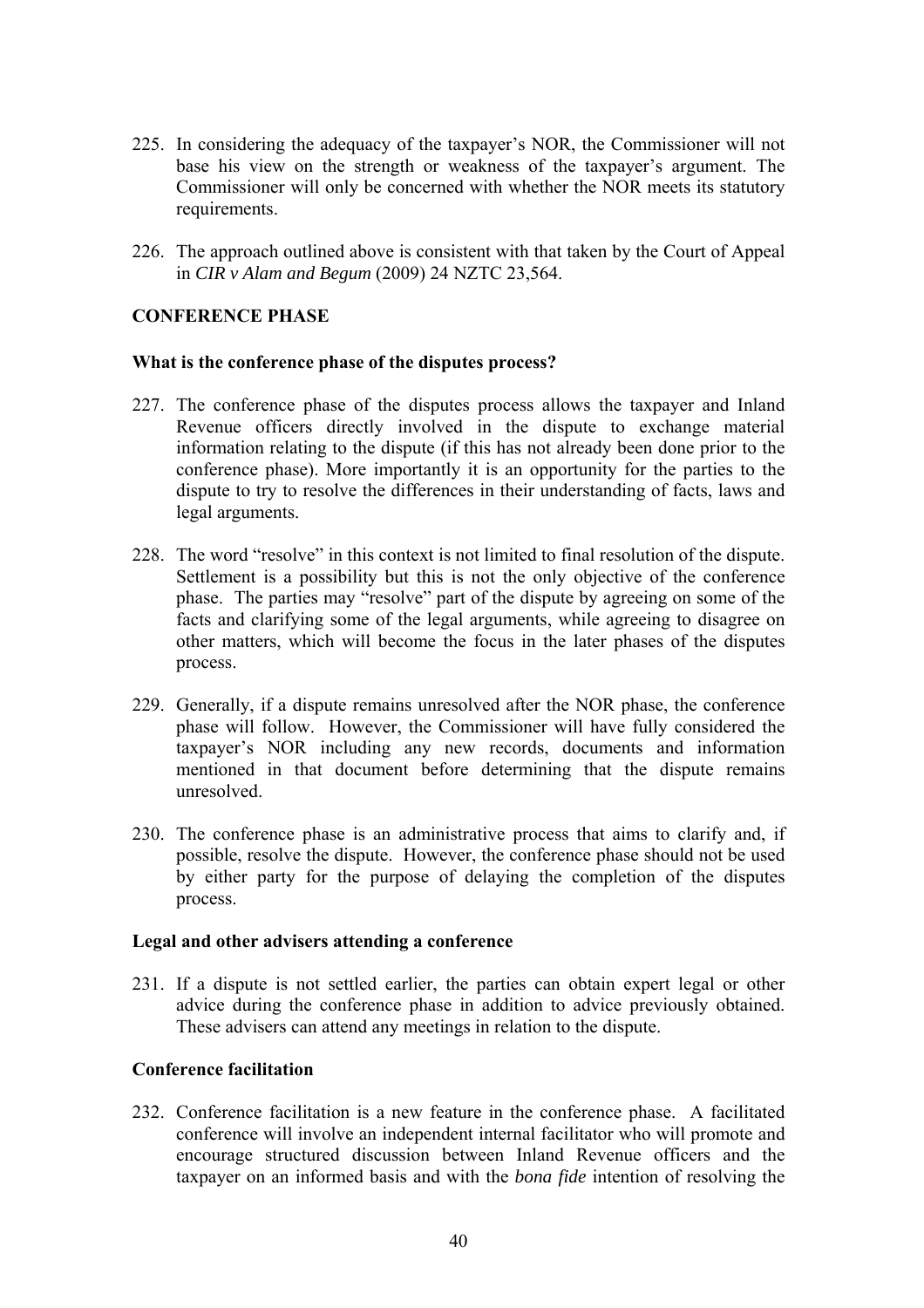225. In considering the adequacy of the taxpayer's NOR, the Commissioner will not base his view on the strength or weakness of the taxpayer's argument. The Commissioner will only be concerned with whether the NOR meets its statutory requirements.

226. The approach outlined above is consistent with that taken by the Court of Appeal in *CIR v Alam and Begum* (2009) 24 NZTC 23,564.

## CONFERENCE PHASE

### What is the conference phase of the disputes process?

227. The conference phase of the disputes process allows the taxpayer and Inland Revenue officers directly involved in the dispute to exchange material information relating to the dispute (if this has not already been done prior to the conference phase). More importantly it is an opportunity for the parties to the dispute to try to resolve the differences in their understanding of facts, laws and legal arguments.

228. The word "resolve" in this context is not limited to final resolution of the dispute. Settlement is a possibility but this is not the only objective of the conference phase. The parties may "resolve" part of the dispute by agreeing on some of the facts and clarifying some of the legal arguments, while agreeing to disagree on other matters, which will become the focus in the later phases of the disputes process.

229. Generally, if a dispute remains unresolved after the NOR phase, the conference phase will follow. However, the Commissioner will have fully considered the taxpayer's NOR including any new records, documents and information mentioned in that document before determining that the dispute remains unresolved.

230. The conference phase is an administrative process that aims to clarify and, if possible, resolve the dispute. However, the conference phase should not be used by either party for the purpose of delaying the completion of the disputes process.

### Legal and other advisers attending a conference

231. If a dispute is not settled earlier, the parties can obtain expert legal or other advice during the conference phase in addition to advice previously obtained. These advisers can attend any meetings in relation to the dispute.

### Conference facilitation

232. Conference facilitation is a new feature in the conference phase. A facilitated conference will involve an independent internal facilitator who will promote and encourage structured discussion between Inland Revenue officers and the taxpayer on an informed basis and with the *bona fide* intention of resolving the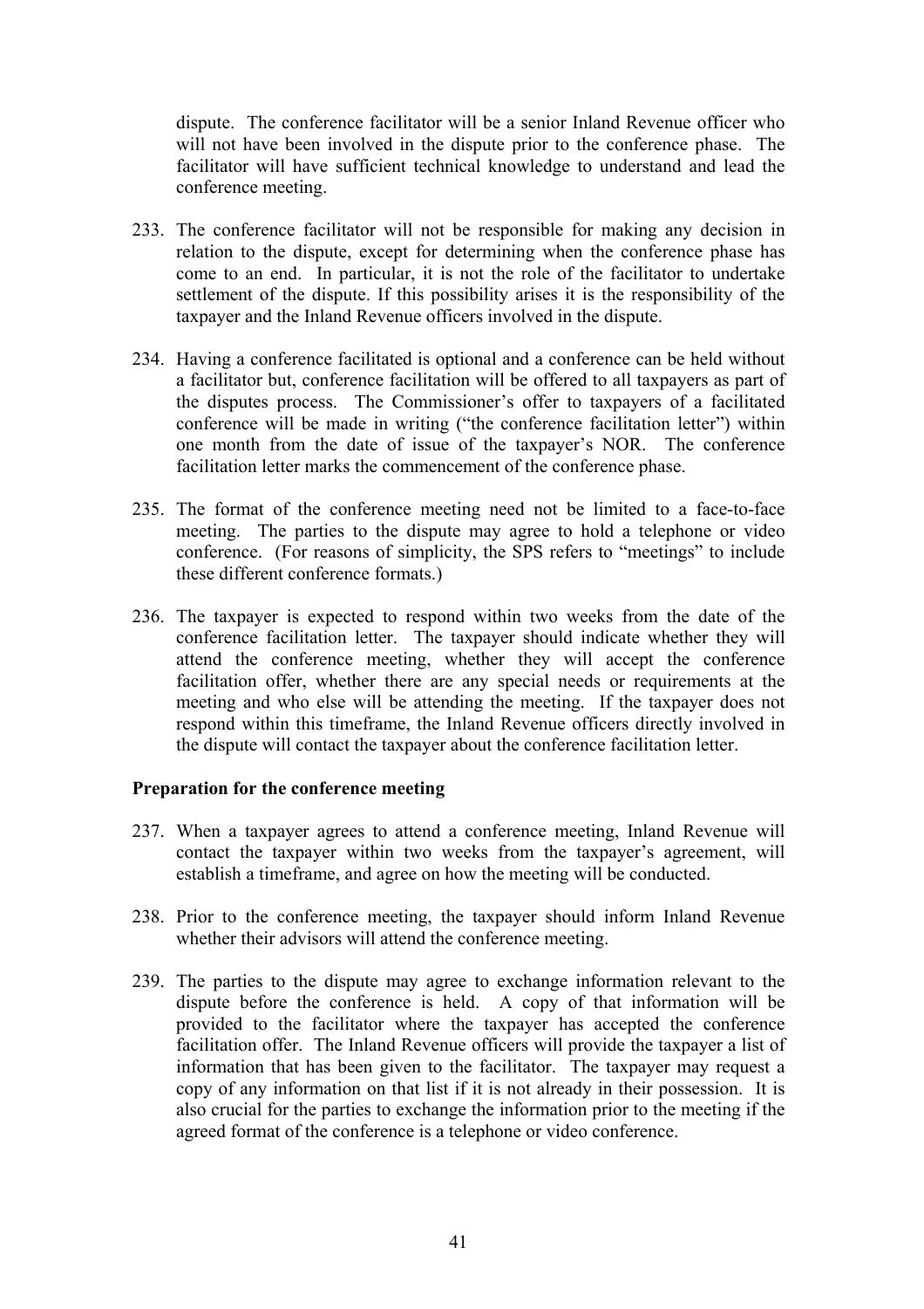dispute. The conference facilitator will be a senior Inland Revenue officer who will not have been involved in the dispute prior to the conference phase. The facilitator will have sufficient technical knowledge to understand and lead the conference meeting.

233. The conference facilitator will not be responsible for making any decision in relation to the dispute, except for determining when the conference phase has come to an end. In particular, it is not the role of the facilitator to undertake settlement of the dispute. If this possibility arises it is the responsibility of the taxpayer and the Inland Revenue officers involved in the dispute.

234. Having a conference facilitated is optional and a conference can be held without a facilitator but, conference facilitation will be offered to all taxpayers as part of the disputes process. The Commissioner's offer to taxpayers of a facilitated conference will be made in writing ("the conference facilitation letter") within one month from the date of issue of the taxpayer's NOR. The conference facilitation letter marks the commencement of the conference phase.

235. The format of the conference meeting need not be limited to a face-to-face meeting. The parties to the dispute may agree to hold a telephone or video conference. (For reasons of simplicity, the SPS refers to "meetings" to include these different conference formats.)

236. The taxpayer is expected to respond within two weeks from the date of the conference facilitation letter. The taxpayer should indicate whether they will attend the conference meeting, whether they will accept the conference facilitation offer, whether there are any special needs or requirements at the meeting and who else will be attending the meeting. If the taxpayer does not respond within this timeframe, the Inland Revenue officers directly involved in the dispute will contact the taxpayer about the conference facilitation letter.

**Preparation for the conference meeting**

237. When a taxpayer agrees to attend a conference meeting, Inland Revenue will contact the taxpayer within two weeks from the taxpayer's agreement, will establish a timeframe, and agree on how the meeting will be conducted.

238. Prior to the conference meeting, the taxpayer should inform Inland Revenue whether their advisors will attend the conference meeting.

239. The parties to the dispute may agree to exchange information relevant to the dispute before the conference is held. A copy of that information will be provided to the facilitator where the taxpayer has accepted the conference facilitation offer. The Inland Revenue officers will provide the taxpayer a list of information that has been given to the facilitator. The taxpayer may request a copy of any information on that list if it is not already in their possession. It is also crucial for the parties to exchange the information prior to the meeting if the agreed format of the conference is a telephone or video conference.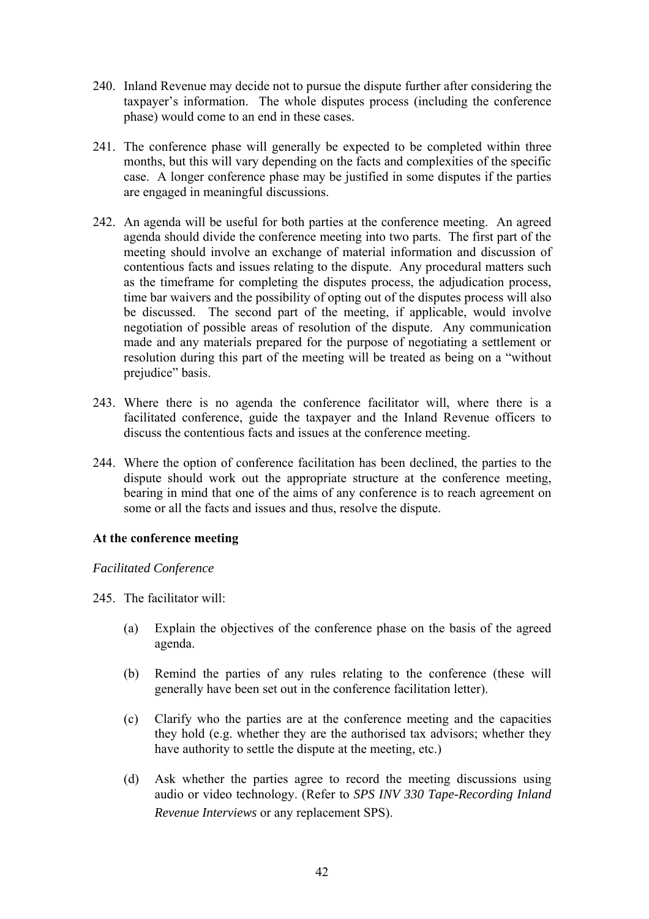240. Inland Revenue may decide not to pursue the dispute further after considering the taxpayer's information. The whole disputes process (including the conference phase) would come to an end in these cases.

241. The conference phase will generally be expected to be completed within three months, but this will vary depending on the facts and complexities of the specific case. A longer conference phase may be justified in some disputes if the parties are engaged in meaningful discussions.

242. An agenda will be useful for both parties at the conference meeting. An agreed agenda should divide the conference meeting into two parts. The first part of the meeting should involve an exchange of material information and discussion of contentious facts and issues relating to the dispute. Any procedural matters such as the timeframe for completing the disputes process, the adjudication process, time bar waivers and the possibility of opting out of the disputes process will also be discussed. The second part of the meeting, if applicable, would involve negotiation of possible areas of resolution of the dispute. Any communication made and any materials prepared for the purpose of negotiating a settlement or resolution during this part of the meeting will be treated as being on a "without prejudice" basis.

243. Where there is no agenda the conference facilitator will, where there is a facilitated conference, guide the taxpayer and the Inland Revenue officers to discuss the contentious facts and issues at the conference meeting.

244. Where the option of conference facilitation has been declined, the parties to the dispute should work out the appropriate structure at the conference meeting, bearing in mind that one of the aims of any conference is to reach agreement on some or all the facts and issues and thus, resolve the dispute.

**At the conference meeting**

*Facilitated Conference*

245. The facilitator will:

 (a) Explain the objectives of the conference phase on the basis of the agreed agenda.

 (b) Remind the parties of any rules relating to the conference (these will generally have been set out in the conference facilitation letter).

 (c) Clarify who the parties are at the conference meeting and the capacities they hold (e.g. whether they are the authorised tax advisors; whether they have authority to settle the dispute at the meeting, etc.)

 (d) Ask whether the parties agree to record the meeting discussions using audio or video technology. (Refer to *SPS INV 330 Tape-Recording Inland Revenue Interviews* or any replacement SPS).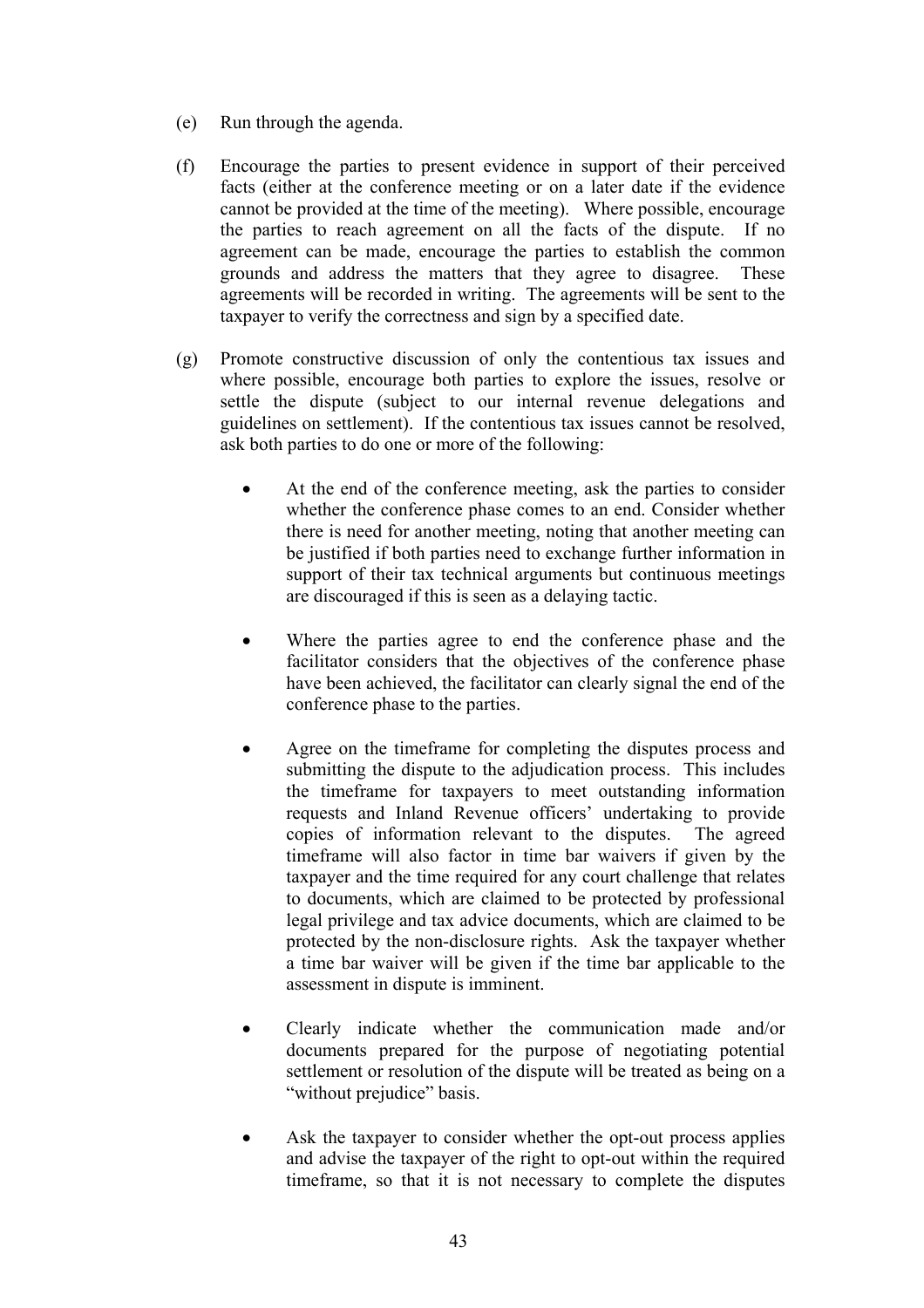(e) Run through the agenda.

(f) Encourage the parties to present evidence in support of their perceived facts (either at the conference meeting or on a later date if the evidence cannot be provided at the time of the meeting). Where possible, encourage the parties to reach agreement on all the facts of the dispute. If no agreement can be made, encourage the parties to establish the common grounds and address the matters that they agree to disagree. These agreements will be recorded in writing. The agreements will be sent to the taxpayer to verify the correctness and sign by a specified date.

(g) Promote constructive discussion of only the contentious tax issues and where possible, encourage both parties to explore the issues, resolve or settle the dispute (subject to our internal revenue delegations and guidelines on settlement). If the contentious tax issues cannot be resolved, ask both parties to do one or more of the following:

- At the end of the conference meeting, ask the parties to consider whether the conference phase comes to an end. Consider whether there is need for another meeting, noting that another meeting can be justified if both parties need to exchange further information in support of their tax technical arguments but continuous meetings are discouraged if this is seen as a delaying tactic.

- Where the parties agree to end the conference phase and the facilitator considers that the objectives of the conference phase have been achieved, the facilitator can clearly signal the end of the conference phase to the parties.

- Agree on the timeframe for completing the disputes process and submitting the dispute to the adjudication process. This includes the timeframe for taxpayers to meet outstanding information requests and Inland Revenue officers' undertaking to provide copies of information relevant to the disputes. The agreed timeframe will also factor in time bar waivers if given by the taxpayer and the time required for any court challenge that relates to documents, which are claimed to be protected by professional legal privilege and tax advice documents, which are claimed to be protected by the non-disclosure rights. Ask the taxpayer whether a time bar waiver will be given if the time bar applicable to the assessment in dispute is imminent.

- Clearly indicate whether the communication made and/or documents prepared for the purpose of negotiating potential settlement or resolution of the dispute will be treated as being on a "without prejudice" basis.

- Ask the taxpayer to consider whether the opt-out process applies and advise the taxpayer of the right to opt-out within the required timeframe, so that it is not necessary to complete the disputes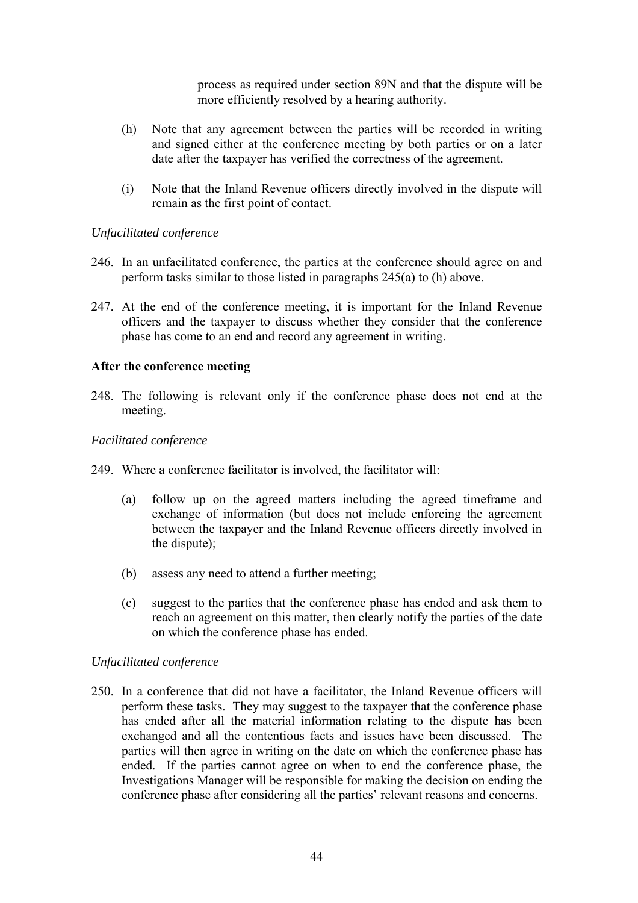process as required under section 89N and that the dispute will be more efficiently resolved by a hearing authority.

(h) Note that any agreement between the parties will be recorded in writing and signed either at the conference meeting by both parties or on a later date after the taxpayer has verified the correctness of the agreement.

(i) Note that the Inland Revenue officers directly involved in the dispute will remain as the first point of contact.

*Unfacilitated conference*

246. In an unfacilitated conference, the parties at the conference should agree on and perform tasks similar to those listed in paragraphs 245(a) to (h) above.

247. At the end of the conference meeting, it is important for the Inland Revenue officers and the taxpayer to discuss whether they consider that the conference phase has come to an end and record any agreement in writing.

**After the conference meeting**

248. The following is relevant only if the conference phase does not end at the meeting.

*Facilitated conference*

249. Where a conference facilitator is involved, the facilitator will:

(a) follow up on the agreed matters including the agreed timeframe and exchange of information (but does not include enforcing the agreement between the taxpayer and the Inland Revenue officers directly involved in the dispute);

(b) assess any need to attend a further meeting;

(c) suggest to the parties that the conference phase has ended and ask them to reach an agreement on this matter, then clearly notify the parties of the date on which the conference phase has ended.

*Unfacilitated conference*

250. In a conference that did not have a facilitator, the Inland Revenue officers will perform these tasks. They may suggest to the taxpayer that the conference phase has ended after all the material information relating to the dispute has been exchanged and all the contentious facts and issues have been discussed. The parties will then agree in writing on the date on which the conference phase has ended. If the parties cannot agree on when to end the conference phase, the Investigations Manager will be responsible for making the decision on ending the conference phase after considering all the parties' relevant reasons and concerns.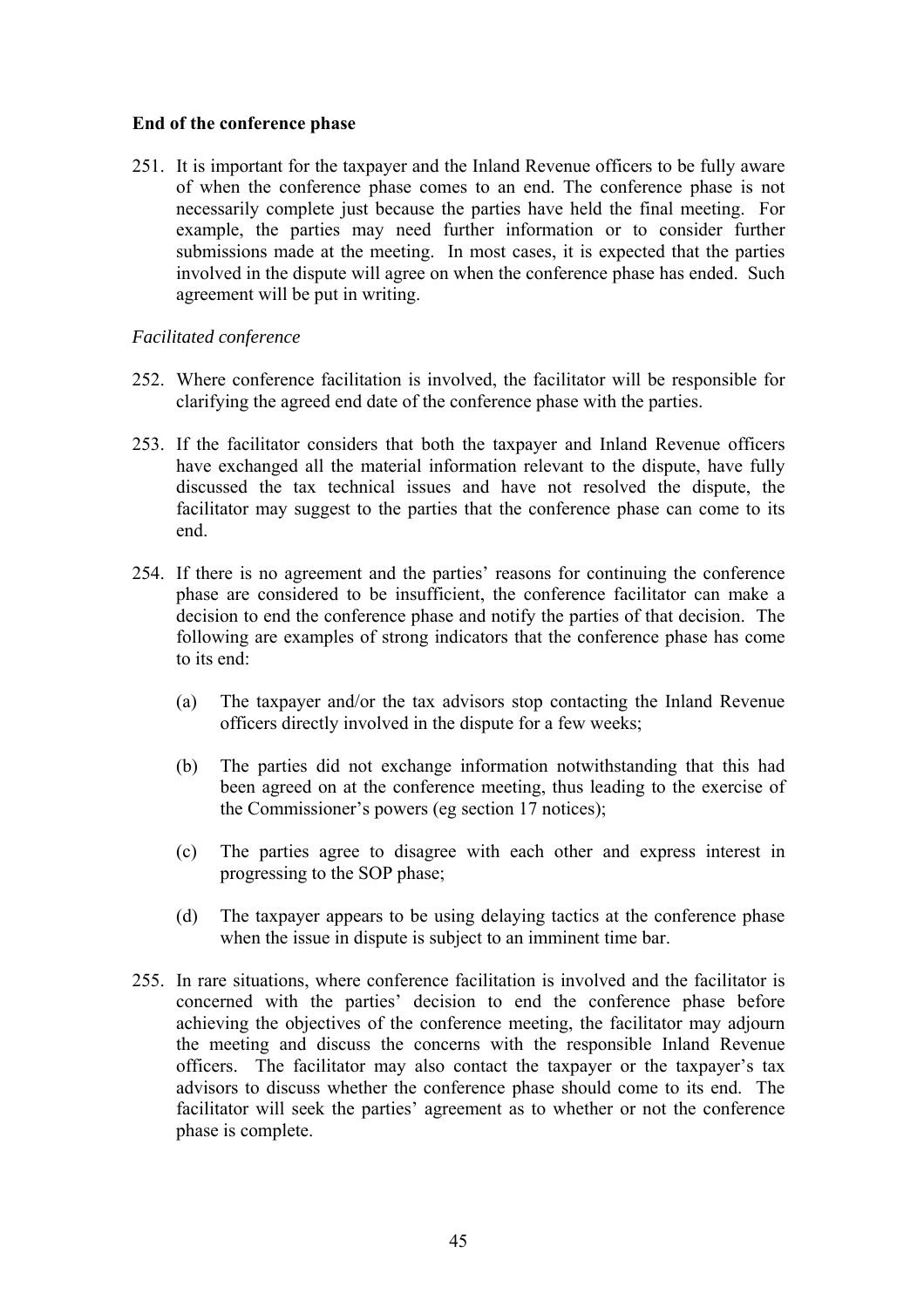**End of the conference phase**

251. It is important for the taxpayer and the Inland Revenue officers to be fully aware of when the conference phase comes to an end. The conference phase is not necessarily complete just because the parties have held the final meeting. For example, the parties may need further information or to consider further submissions made at the meeting. In most cases, it is expected that the parties involved in the dispute will agree on when the conference phase has ended. Such agreement will be put in writing.

*Facilitated conference*

252. Where conference facilitation is involved, the facilitator will be responsible for clarifying the agreed end date of the conference phase with the parties.

253. If the facilitator considers that both the taxpayer and Inland Revenue officers have exchanged all the material information relevant to the dispute, have fully discussed the tax technical issues and have not resolved the dispute, the facilitator may suggest to the parties that the conference phase can come to its end.

254. If there is no agreement and the parties' reasons for continuing the conference phase are considered to be insufficient, the conference facilitator can make a decision to end the conference phase and notify the parties of that decision. The following are examples of strong indicators that the conference phase has come to its end:

    (a) The taxpayer and/or the tax advisors stop contacting the Inland Revenue officers directly involved in the dispute for a few weeks;

    (b) The parties did not exchange information notwithstanding that this had been agreed on at the conference meeting, thus leading to the exercise of the Commissioner's powers (eg section 17 notices);

    (c) The parties agree to disagree with each other and express interest in progressing to the SOP phase;

    (d) The taxpayer appears to be using delaying tactics at the conference phase when the issue in dispute is subject to an imminent time bar.

255. In rare situations, where conference facilitation is involved and the facilitator is concerned with the parties' decision to end the conference phase before achieving the objectives of the conference meeting, the facilitator may adjourn the meeting and discuss the concerns with the responsible Inland Revenue officers. The facilitator may also contact the taxpayer or the taxpayer's tax advisors to discuss whether the conference phase should come to its end. The facilitator will seek the parties' agreement as to whether or not the conference phase is complete.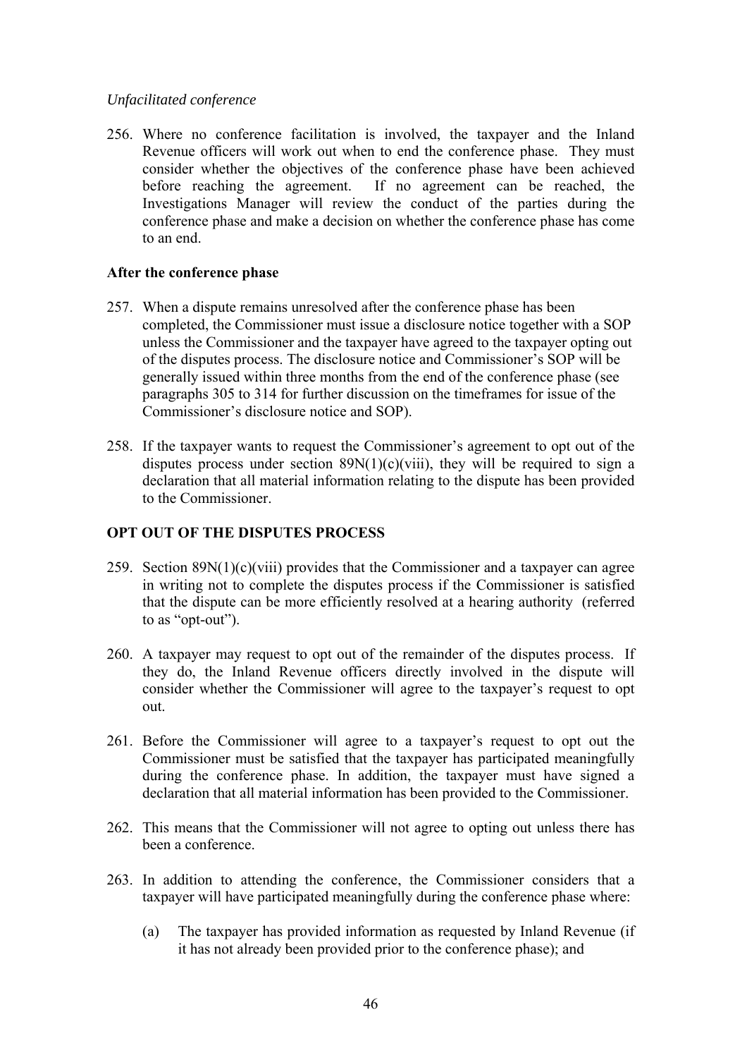*Unfacilitated conference*

256. Where no conference facilitation is involved, the taxpayer and the Inland Revenue officers will work out when to end the conference phase. They must consider whether the objectives of the conference phase have been achieved before reaching the agreement. If no agreement can be reached, the Investigations Manager will review the conduct of the parties during the conference phase and make a decision on whether the conference phase has come to an end.

**After the conference phase**

257. When a dispute remains unresolved after the conference phase has been completed, the Commissioner must issue a disclosure notice together with a SOP unless the Commissioner and the taxpayer have agreed to the taxpayer opting out of the disputes process. The disclosure notice and Commissioner's SOP will be generally issued within three months from the end of the conference phase (see paragraphs 305 to 314 for further discussion on the timeframes for issue of the Commissioner's disclosure notice and SOP).

258. If the taxpayer wants to request the Commissioner's agreement to opt out of the disputes process under section 89N(1)(c)(viii), they will be required to sign a declaration that all material information relating to the dispute has been provided to the Commissioner.

**OPT OUT OF THE DISPUTES PROCESS**

259. Section 89N(1)(c)(viii) provides that the Commissioner and a taxpayer can agree in writing not to complete the disputes process if the Commissioner is satisfied that the dispute can be more efficiently resolved at a hearing authority (referred to as "opt-out").

260. A taxpayer may request to opt out of the remainder of the disputes process. If they do, the Inland Revenue officers directly involved in the dispute will consider whether the Commissioner will agree to the taxpayer's request to opt out.

261. Before the Commissioner will agree to a taxpayer's request to opt out the Commissioner must be satisfied that the taxpayer has participated meaningfully during the conference phase. In addition, the taxpayer must have signed a declaration that all material information has been provided to the Commissioner.

262. This means that the Commissioner will not agree to opting out unless there has been a conference.

263. In addition to attending the conference, the Commissioner considers that a taxpayer will have participated meaningfully during the conference phase where:

    (a) The taxpayer has provided information as requested by Inland Revenue (if it has not already been provided prior to the conference phase); and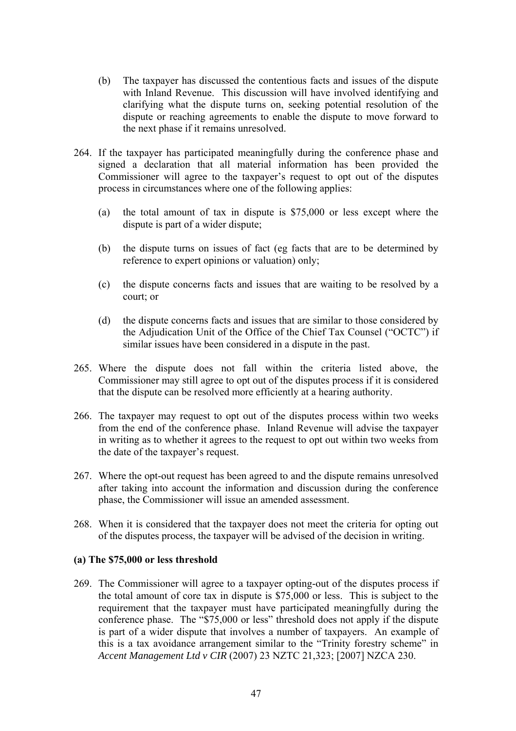(b) The taxpayer has discussed the contentious facts and issues of the dispute with Inland Revenue. This discussion will have involved identifying and clarifying what the dispute turns on, seeking potential resolution of the dispute or reaching agreements to enable the dispute to move forward to the next phase if it remains unresolved.

264. If the taxpayer has participated meaningfully during the conference phase and signed a declaration that all material information has been provided the Commissioner will agree to the taxpayer's request to opt out of the disputes process in circumstances where one of the following applies:

   (a) the total amount of tax in dispute is $75,000 or less except where the dispute is part of a wider dispute;

   (b) the dispute turns on issues of fact (eg facts that are to be determined by reference to expert opinions or valuation) only;

   (c) the dispute concerns facts and issues that are waiting to be resolved by a court; or

   (d) the dispute concerns facts and issues that are similar to those considered by the Adjudication Unit of the Office of the Chief Tax Counsel ("OCTC") if similar issues have been considered in a dispute in the past.

265. Where the dispute does not fall within the criteria listed above, the Commissioner may still agree to opt out of the disputes process if it is considered that the dispute can be resolved more efficiently at a hearing authority.

266. The taxpayer may request to opt out of the disputes process within two weeks from the end of the conference phase. Inland Revenue will advise the taxpayer in writing as to whether it agrees to the request to opt out within two weeks from the date of the taxpayer's request.

267. Where the opt-out request has been agreed to and the dispute remains unresolved after taking into account the information and discussion during the conference phase, the Commissioner will issue an amended assessment.

268. When it is considered that the taxpayer does not meet the criteria for opting out of the disputes process, the taxpayer will be advised of the decision in writing.

**(a) The $75,000 or less threshold**

269. The Commissioner will agree to a taxpayer opting-out of the disputes process if the total amount of core tax in dispute is $75,000 or less. This is subject to the requirement that the taxpayer must have participated meaningfully during the conference phase. The "$75,000 or less" threshold does not apply if the dispute is part of a wider dispute that involves a number of taxpayers. An example of this is a tax avoidance arrangement similar to the "Trinity forestry scheme" in *Accent Management Ltd v CIR* (2007) 23 NZTC 21,323; [2007] NZCA 230.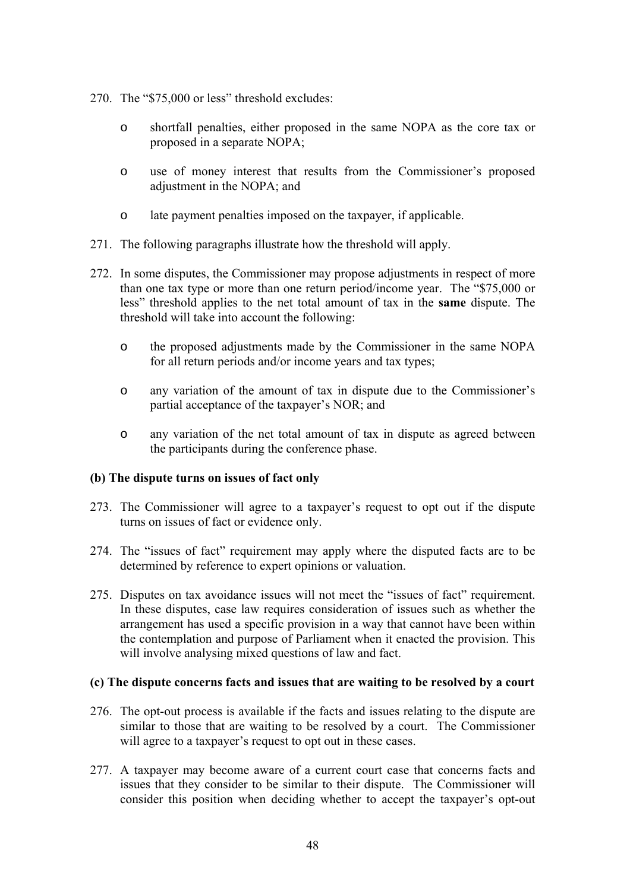270. The "$75,000 or less" threshold excludes:

   - shortfall penalties, either proposed in the same NOPA as the core tax or proposed in a separate NOPA;

   - use of money interest that results from the Commissioner's proposed adjustment in the NOPA; and

   - late payment penalties imposed on the taxpayer, if applicable.

271. The following paragraphs illustrate how the threshold will apply.

272. In some disputes, the Commissioner may propose adjustments in respect of more than one tax type or more than one return period/income year. The "$75,000 or less" threshold applies to the net total amount of tax in the **same** dispute. The threshold will take into account the following:

   - the proposed adjustments made by the Commissioner in the same NOPA for all return periods and/or income years and tax types;

   - any variation of the amount of tax in dispute due to the Commissioner's partial acceptance of the taxpayer's NOR; and

   - any variation of the net total amount of tax in dispute as agreed between the participants during the conference phase.

**(b) The dispute turns on issues of fact only**

273. The Commissioner will agree to a taxpayer's request to opt out if the dispute turns on issues of fact or evidence only.

274. The "issues of fact" requirement may apply where the disputed facts are to be determined by reference to expert opinions or valuation.

275. Disputes on tax avoidance issues will not meet the "issues of fact" requirement. In these disputes, case law requires consideration of issues such as whether the arrangement has used a specific provision in a way that cannot have been within the contemplation and purpose of Parliament when it enacted the provision. This will involve analysing mixed questions of law and fact.

**(c) The dispute concerns facts and issues that are waiting to be resolved by a court**

276. The opt-out process is available if the facts and issues relating to the dispute are similar to those that are waiting to be resolved by a court. The Commissioner will agree to a taxpayer's request to opt out in these cases.

277. A taxpayer may become aware of a current court case that concerns facts and issues that they consider to be similar to their dispute. The Commissioner will consider this position when deciding whether to accept the taxpayer's opt-out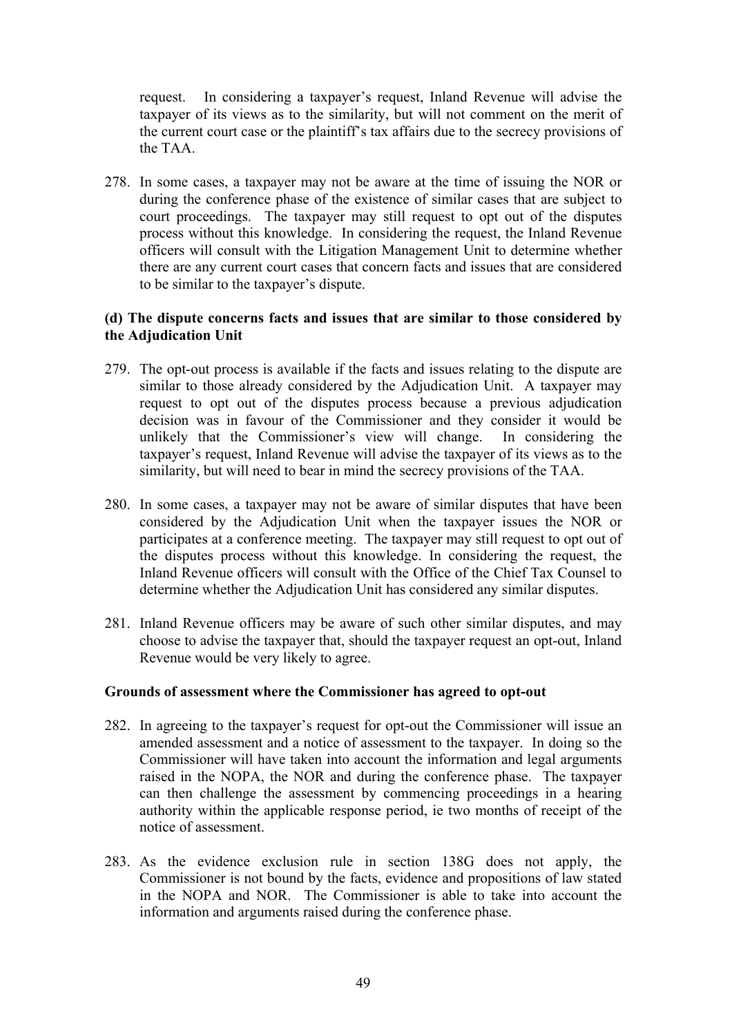request. In considering a taxpayer's request, Inland Revenue will advise the taxpayer of its views as to the similarity, but will not comment on the merit of the current court case or the plaintiff's tax affairs due to the secrecy provisions of the TAA.

278. In some cases, a taxpayer may not be aware at the time of issuing the NOR or during the conference phase of the existence of similar cases that are subject to court proceedings. The taxpayer may still request to opt out of the disputes process without this knowledge. In considering the request, the Inland Revenue officers will consult with the Litigation Management Unit to determine whether there are any current court cases that concern facts and issues that are considered to be similar to the taxpayer's dispute.

**(d) The dispute concerns facts and issues that are similar to those considered by the Adjudication Unit**

279. The opt-out process is available if the facts and issues relating to the dispute are similar to those already considered by the Adjudication Unit. A taxpayer may request to opt out of the disputes process because a previous adjudication decision was in favour of the Commissioner and they consider it would be unlikely that the Commissioner's view will change. In considering the taxpayer's request, Inland Revenue will advise the taxpayer of its views as to the similarity, but will need to bear in mind the secrecy provisions of the TAA.

280. In some cases, a taxpayer may not be aware of similar disputes that have been considered by the Adjudication Unit when the taxpayer issues the NOR or participates at a conference meeting. The taxpayer may still request to opt out of the disputes process without this knowledge. In considering the request, the Inland Revenue officers will consult with the Office of the Chief Tax Counsel to determine whether the Adjudication Unit has considered any similar disputes.

281. Inland Revenue officers may be aware of such other similar disputes, and may choose to advise the taxpayer that, should the taxpayer request an opt-out, Inland Revenue would be very likely to agree.

**Grounds of assessment where the Commissioner has agreed to opt-out**

282. In agreeing to the taxpayer's request for opt-out the Commissioner will issue an amended assessment and a notice of assessment to the taxpayer. In doing so the Commissioner will have taken into account the information and legal arguments raised in the NOPA, the NOR and during the conference phase. The taxpayer can then challenge the assessment by commencing proceedings in a hearing authority within the applicable response period, ie two months of receipt of the notice of assessment.

283. As the evidence exclusion rule in section 138G does not apply, the Commissioner is not bound by the facts, evidence and propositions of law stated in the NOPA and NOR. The Commissioner is able to take into account the information and arguments raised during the conference phase.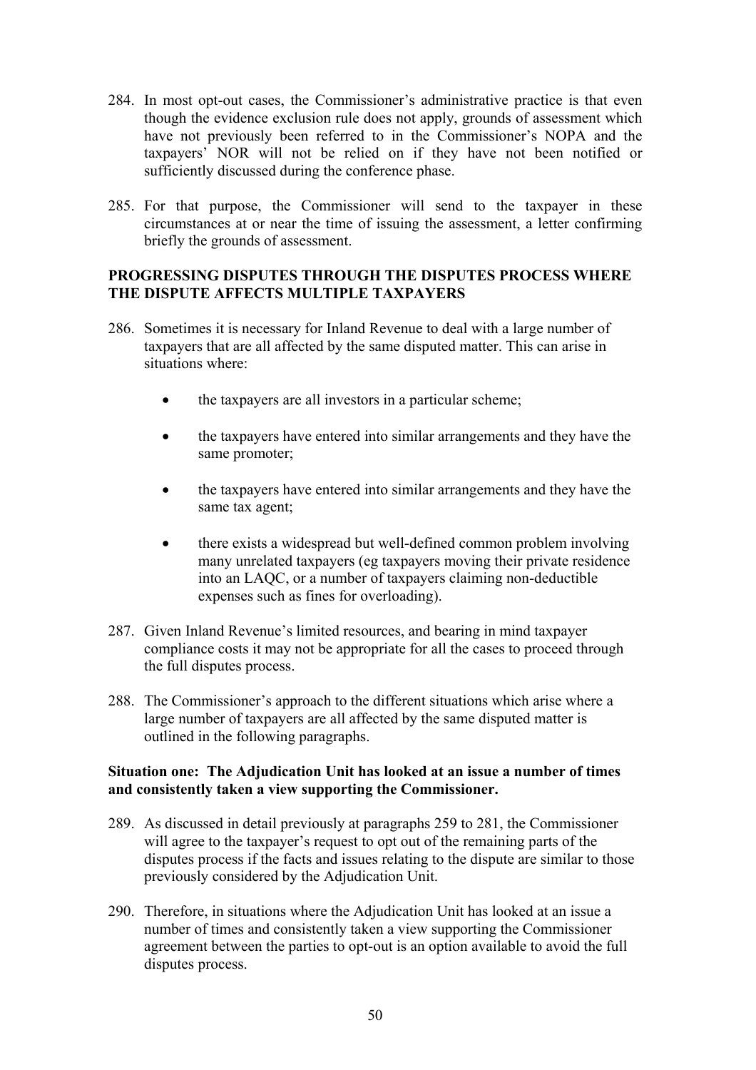284. In most opt-out cases, the Commissioner's administrative practice is that even though the evidence exclusion rule does not apply, grounds of assessment which have not previously been referred to in the Commissioner's NOPA and the taxpayers' NOR will not be relied on if they have not been notified or sufficiently discussed during the conference phase.

285. For that purpose, the Commissioner will send to the taxpayer in these circumstances at or near the time of issuing the assessment, a letter confirming briefly the grounds of assessment.

**PROGRESSING DISPUTES THROUGH THE DISPUTES PROCESS WHERE THE DISPUTE AFFECTS MULTIPLE TAXPAYERS**

286. Sometimes it is necessary for Inland Revenue to deal with a large number of taxpayers that are all affected by the same disputed matter. This can arise in situations where:

    - the taxpayers are all investors in a particular scheme;
    - the taxpayers have entered into similar arrangements and they have the same promoter;
    - the taxpayers have entered into similar arrangements and they have the same tax agent;
    - there exists a widespread but well-defined common problem involving many unrelated taxpayers (eg taxpayers moving their private residence into an LAQC, or a number of taxpayers claiming non-deductible expenses such as fines for overloading).

287. Given Inland Revenue's limited resources, and bearing in mind taxpayer compliance costs it may not be appropriate for all the cases to proceed through the full disputes process.

288. The Commissioner's approach to the different situations which arise where a large number of taxpayers are all affected by the same disputed matter is outlined in the following paragraphs.

**Situation one: The Adjudication Unit has looked at an issue a number of times and consistently taken a view supporting the Commissioner.**

289. As discussed in detail previously at paragraphs 259 to 281, the Commissioner will agree to the taxpayer's request to opt out of the remaining parts of the disputes process if the facts and issues relating to the dispute are similar to those previously considered by the Adjudication Unit.

290. Therefore, in situations where the Adjudication Unit has looked at an issue a number of times and consistently taken a view supporting the Commissioner agreement between the parties to opt-out is an option available to avoid the full disputes process.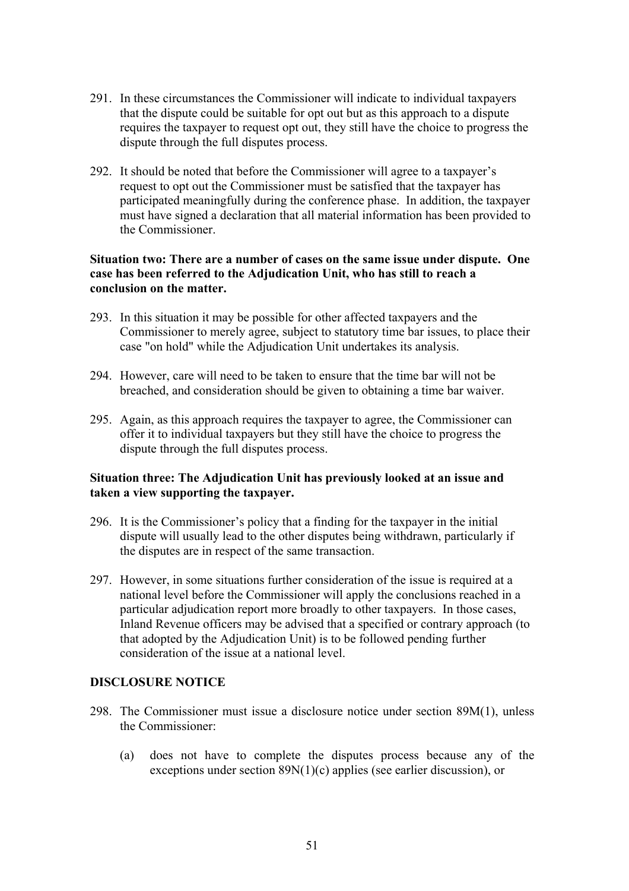291. In these circumstances the Commissioner will indicate to individual taxpayers that the dispute could be suitable for opt out but as this approach to a dispute requires the taxpayer to request opt out, they still have the choice to progress the dispute through the full disputes process.

292. It should be noted that before the Commissioner will agree to a taxpayer's request to opt out the Commissioner must be satisfied that the taxpayer has participated meaningfully during the conference phase. In addition, the taxpayer must have signed a declaration that all material information has been provided to the Commissioner.

**Situation two: There are a number of cases on the same issue under dispute. One case has been referred to the Adjudication Unit, who has still to reach a conclusion on the matter.**

293. In this situation it may be possible for other affected taxpayers and the Commissioner to merely agree, subject to statutory time bar issues, to place their case "on hold" while the Adjudication Unit undertakes its analysis.

294. However, care will need to be taken to ensure that the time bar will not be breached, and consideration should be given to obtaining a time bar waiver.

295. Again, as this approach requires the taxpayer to agree, the Commissioner can offer it to individual taxpayers but they still have the choice to progress the dispute through the full disputes process.

**Situation three: The Adjudication Unit has previously looked at an issue and taken a view supporting the taxpayer.**

296. It is the Commissioner's policy that a finding for the taxpayer in the initial dispute will usually lead to the other disputes being withdrawn, particularly if the disputes are in respect of the same transaction.

297. However, in some situations further consideration of the issue is required at a national level before the Commissioner will apply the conclusions reached in a particular adjudication report more broadly to other taxpayers. In those cases, Inland Revenue officers may be advised that a specified or contrary approach (to that adopted by the Adjudication Unit) is to be followed pending further consideration of the issue at a national level.

## DISCLOSURE NOTICE

298. The Commissioner must issue a disclosure notice under section 89M(1), unless the Commissioner:

    (a) does not have to complete the disputes process because any of the exceptions under section 89N(1)(c) applies (see earlier discussion), or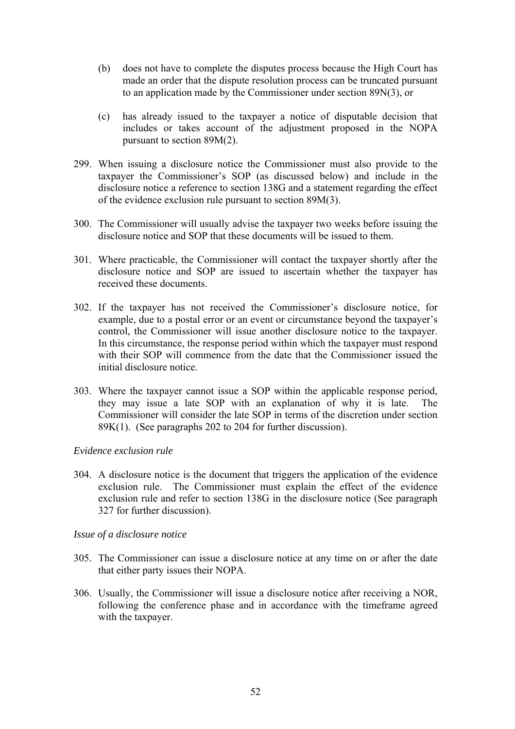(b) does not have to complete the disputes process because the High Court has made an order that the dispute resolution process can be truncated pursuant to an application made by the Commissioner under section 89N(3), or

(c) has already issued to the taxpayer a notice of disputable decision that includes or takes account of the adjustment proposed in the NOPA pursuant to section 89M(2).

299. When issuing a disclosure notice the Commissioner must also provide to the taxpayer the Commissioner's SOP (as discussed below) and include in the disclosure notice a reference to section 138G and a statement regarding the effect of the evidence exclusion rule pursuant to section 89M(3).

300. The Commissioner will usually advise the taxpayer two weeks before issuing the disclosure notice and SOP that these documents will be issued to them.

301. Where practicable, the Commissioner will contact the taxpayer shortly after the disclosure notice and SOP are issued to ascertain whether the taxpayer has received these documents.

302. If the taxpayer has not received the Commissioner's disclosure notice, for example, due to a postal error or an event or circumstance beyond the taxpayer's control, the Commissioner will issue another disclosure notice to the taxpayer. In this circumstance, the response period within which the taxpayer must respond with their SOP will commence from the date that the Commissioner issued the initial disclosure notice.

303. Where the taxpayer cannot issue a SOP within the applicable response period, they may issue a late SOP with an explanation of why it is late. The Commissioner will consider the late SOP in terms of the discretion under section 89K(1). (See paragraphs 202 to 204 for further discussion).

*Evidence exclusion rule*

304. A disclosure notice is the document that triggers the application of the evidence exclusion rule. The Commissioner must explain the effect of the evidence exclusion rule and refer to section 138G in the disclosure notice (See paragraph 327 for further discussion).

*Issue of a disclosure notice*

305. The Commissioner can issue a disclosure notice at any time on or after the date that either party issues their NOPA.

306. Usually, the Commissioner will issue a disclosure notice after receiving a NOR, following the conference phase and in accordance with the timeframe agreed with the taxpayer.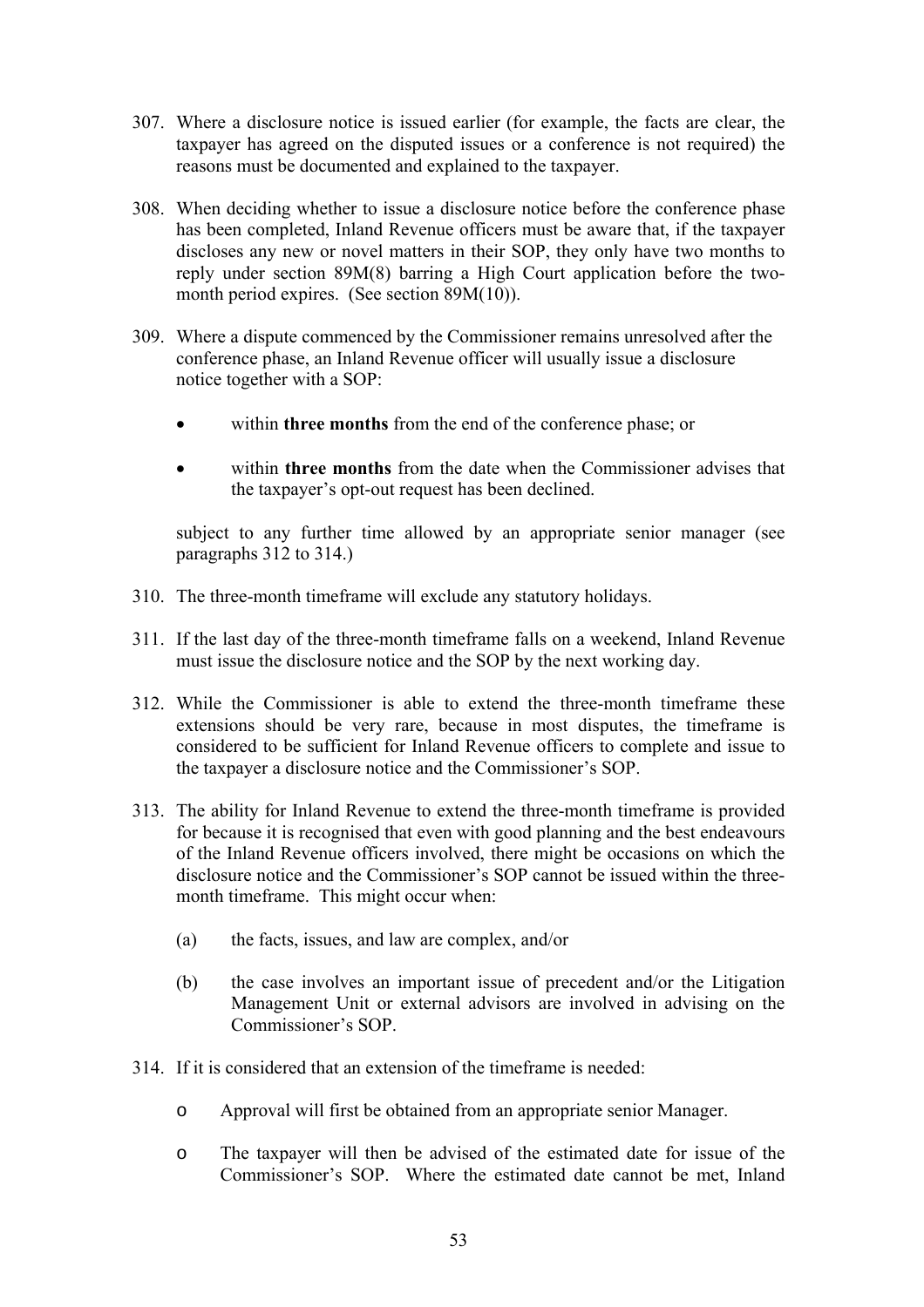307. Where a disclosure notice is issued earlier (for example, the facts are clear, the taxpayer has agreed on the disputed issues or a conference is not required) the reasons must be documented and explained to the taxpayer.

308. When deciding whether to issue a disclosure notice before the conference phase has been completed, Inland Revenue officers must be aware that, if the taxpayer discloses any new or novel matters in their SOP, they only have two months to reply under section 89M(8) barring a High Court application before the two-month period expires. (See section 89M(10)).

309. Where a dispute commenced by the Commissioner remains unresolved after the conference phase, an Inland Revenue officer will usually issue a disclosure notice together with a SOP:

- within **three months** from the end of the conference phase; or
- within **three months** from the date when the Commissioner advises that the taxpayer's opt-out request has been declined.

subject to any further time allowed by an appropriate senior manager (see paragraphs 312 to 314.)

310. The three-month timeframe will exclude any statutory holidays.

311. If the last day of the three-month timeframe falls on a weekend, Inland Revenue must issue the disclosure notice and the SOP by the next working day.

312. While the Commissioner is able to extend the three-month timeframe these extensions should be very rare, because in most disputes, the timeframe is considered to be sufficient for Inland Revenue officers to complete and issue to the taxpayer a disclosure notice and the Commissioner's SOP.

313. The ability for Inland Revenue to extend the three-month timeframe is provided for because it is recognised that even with good planning and the best endeavours of the Inland Revenue officers involved, there might be occasions on which the disclosure notice and the Commissioner's SOP cannot be issued within the three-month timeframe. This might occur when:

    (a) the facts, issues, and law are complex, and/or

    (b) the case involves an important issue of precedent and/or the Litigation Management Unit or external advisors are involved in advising on the Commissioner's SOP.

314. If it is considered that an extension of the timeframe is needed:

- Approval will first be obtained from an appropriate senior Manager.
- The taxpayer will then be advised of the estimated date for issue of the Commissioner's SOP. Where the estimated date cannot be met, Inland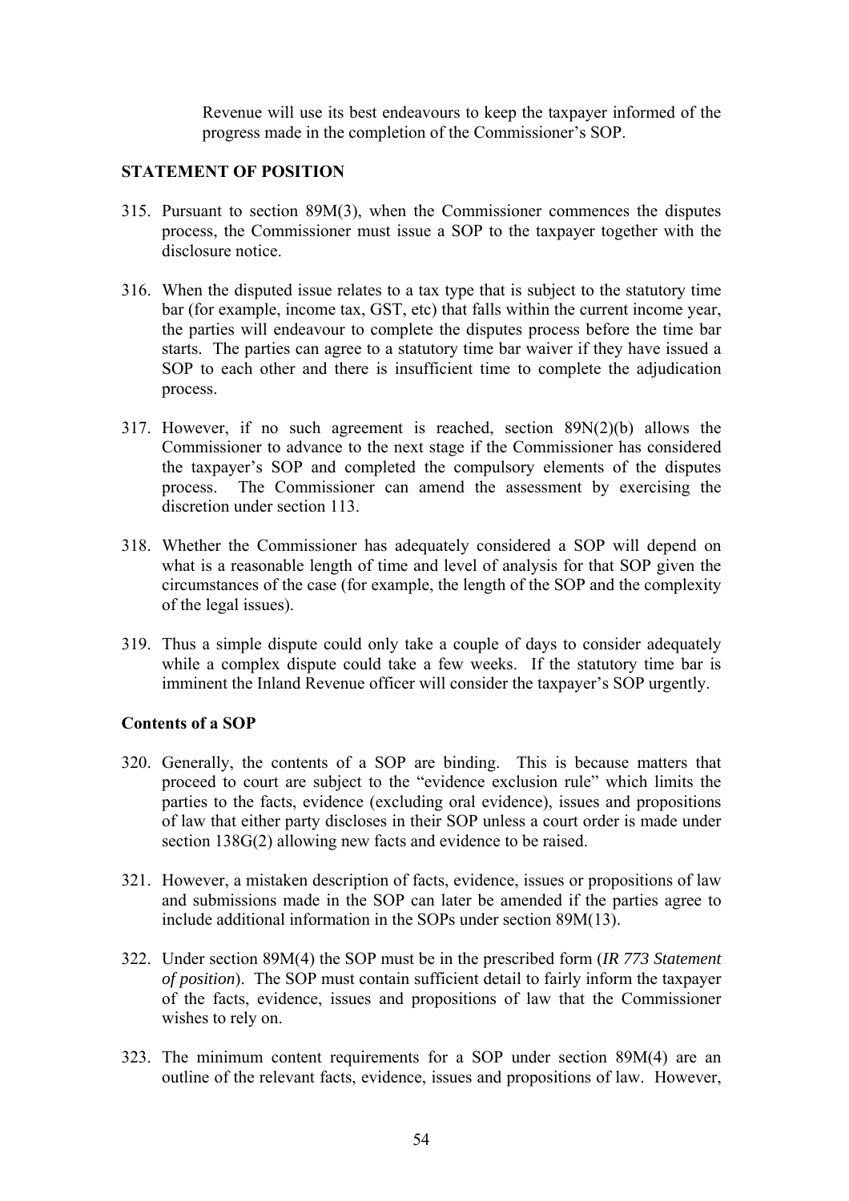Revenue will use its best endeavours to keep the taxpayer informed of the progress made in the completion of the Commissioner's SOP.

## STATEMENT OF POSITION

315. Pursuant to section 89M(3), when the Commissioner commences the disputes process, the Commissioner must issue a SOP to the taxpayer together with the disclosure notice.

316. When the disputed issue relates to a tax type that is subject to the statutory time bar (for example, income tax, GST, etc) that falls within the current income year, the parties will endeavour to complete the disputes process before the time bar starts. The parties can agree to a statutory time bar waiver if they have issued a SOP to each other and there is insufficient time to complete the adjudication process.

317. However, if no such agreement is reached, section 89N(2)(b) allows the Commissioner to advance to the next stage if the Commissioner has considered the taxpayer's SOP and completed the compulsory elements of the disputes process. The Commissioner can amend the assessment by exercising the discretion under section 113.

318. Whether the Commissioner has adequately considered a SOP will depend on what is a reasonable length of time and level of analysis for that SOP given the circumstances of the case (for example, the length of the SOP and the complexity of the legal issues).

319. Thus a simple dispute could only take a couple of days to consider adequately while a complex dispute could take a few weeks. If the statutory time bar is imminent the Inland Revenue officer will consider the taxpayer's SOP urgently.

### Contents of a SOP

320. Generally, the contents of a SOP are binding. This is because matters that proceed to court are subject to the "evidence exclusion rule" which limits the parties to the facts, evidence (excluding oral evidence), issues and propositions of law that either party discloses in their SOP unless a court order is made under section 138G(2) allowing new facts and evidence to be raised.

321. However, a mistaken description of facts, evidence, issues or propositions of law and submissions made in the SOP can later be amended if the parties agree to include additional information in the SOPs under section 89M(13).

322. Under section 89M(4) the SOP must be in the prescribed form (*IR 773 Statement of position*). The SOP must contain sufficient detail to fairly inform the taxpayer of the facts, evidence, issues and propositions of law that the Commissioner wishes to rely on.

323. The minimum content requirements for a SOP under section 89M(4) are an outline of the relevant facts, evidence, issues and propositions of law. However,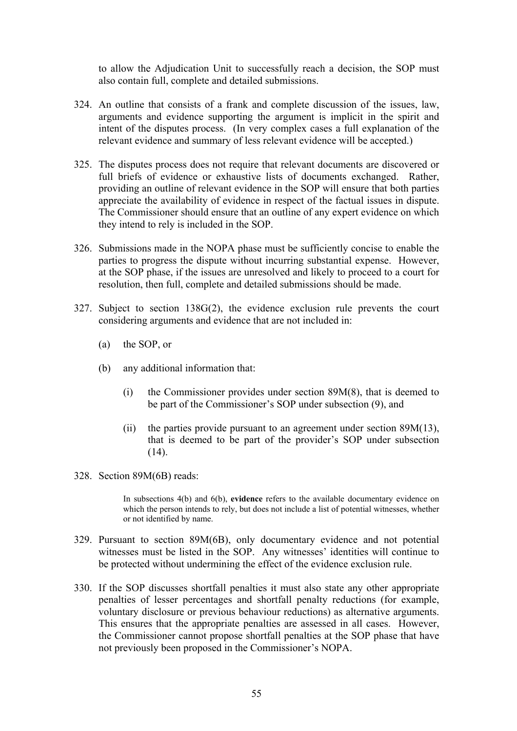to allow the Adjudication Unit to successfully reach a decision, the SOP must also contain full, complete and detailed submissions.

324. An outline that consists of a frank and complete discussion of the issues, law, arguments and evidence supporting the argument is implicit in the spirit and intent of the disputes process. (In very complex cases a full explanation of the relevant evidence and summary of less relevant evidence will be accepted.)

325. The disputes process does not require that relevant documents are discovered or full briefs of evidence or exhaustive lists of documents exchanged. Rather, providing an outline of relevant evidence in the SOP will ensure that both parties appreciate the availability of evidence in respect of the factual issues in dispute. The Commissioner should ensure that an outline of any expert evidence on which they intend to rely is included in the SOP.

326. Submissions made in the NOPA phase must be sufficiently concise to enable the parties to progress the dispute without incurring substantial expense. However, at the SOP phase, if the issues are unresolved and likely to proceed to a court for resolution, then full, complete and detailed submissions should be made.

327. Subject to section 138G(2), the evidence exclusion rule prevents the court considering arguments and evidence that are not included in:

    (a) the SOP, or

    (b) any additional information that:

        (i) the Commissioner provides under section 89M(8), that is deemed to be part of the Commissioner's SOP under subsection (9), and

        (ii) the parties provide pursuant to an agreement under section 89M(13), that is deemed to be part of the provider's SOP under subsection (14).

328. Section 89M(6B) reads:

> In subsections 4(b) and 6(b), **evidence** refers to the available documentary evidence on which the person intends to rely, but does not include a list of potential witnesses, whether or not identified by name.

329. Pursuant to section 89M(6B), only documentary evidence and not potential witnesses must be listed in the SOP. Any witnesses' identities will continue to be protected without undermining the effect of the evidence exclusion rule.

330. If the SOP discusses shortfall penalties it must also state any other appropriate penalties of lesser percentages and shortfall penalty reductions (for example, voluntary disclosure or previous behaviour reductions) as alternative arguments. This ensures that the appropriate penalties are assessed in all cases. However, the Commissioner cannot propose shortfall penalties at the SOP phase that have not previously been proposed in the Commissioner's NOPA.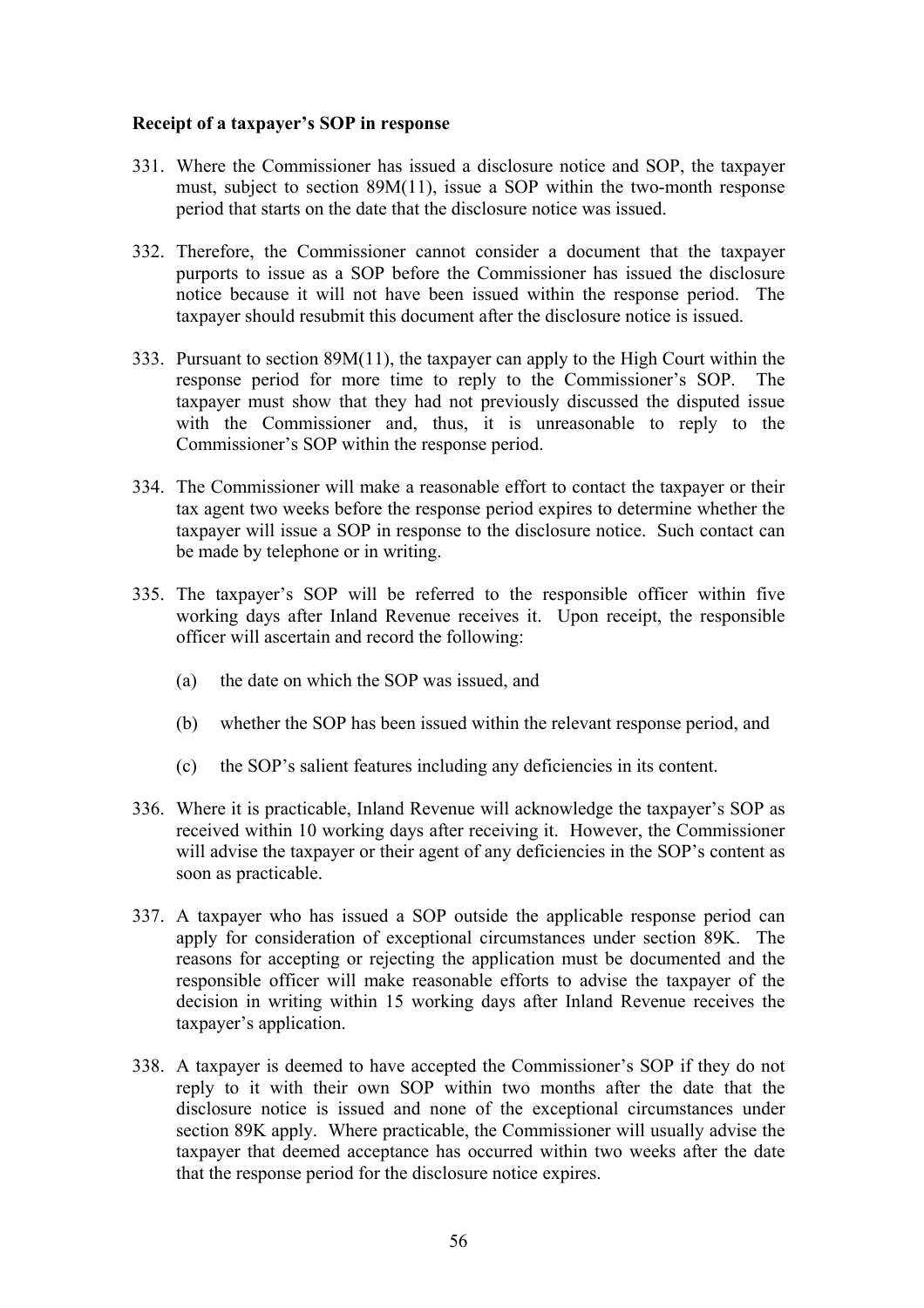**Receipt of a taxpayer's SOP in response**

331. Where the Commissioner has issued a disclosure notice and SOP, the taxpayer must, subject to section 89M(11), issue a SOP within the two-month response period that starts on the date that the disclosure notice was issued.

332. Therefore, the Commissioner cannot consider a document that the taxpayer purports to issue as a SOP before the Commissioner has issued the disclosure notice because it will not have been issued within the response period. The taxpayer should resubmit this document after the disclosure notice is issued.

333. Pursuant to section 89M(11), the taxpayer can apply to the High Court within the response period for more time to reply to the Commissioner's SOP. The taxpayer must show that they had not previously discussed the disputed issue with the Commissioner and, thus, it is unreasonable to reply to the Commissioner's SOP within the response period.

334. The Commissioner will make a reasonable effort to contact the taxpayer or their tax agent two weeks before the response period expires to determine whether the taxpayer will issue a SOP in response to the disclosure notice. Such contact can be made by telephone or in writing.

335. The taxpayer's SOP will be referred to the responsible officer within five working days after Inland Revenue receives it. Upon receipt, the responsible officer will ascertain and record the following:

    (a) the date on which the SOP was issued, and

    (b) whether the SOP has been issued within the relevant response period, and

    (c) the SOP's salient features including any deficiencies in its content.

336. Where it is practicable, Inland Revenue will acknowledge the taxpayer's SOP as received within 10 working days after receiving it. However, the Commissioner will advise the taxpayer or their agent of any deficiencies in the SOP's content as soon as practicable.

337. A taxpayer who has issued a SOP outside the applicable response period can apply for consideration of exceptional circumstances under section 89K. The reasons for accepting or rejecting the application must be documented and the responsible officer will make reasonable efforts to advise the taxpayer of the decision in writing within 15 working days after Inland Revenue receives the taxpayer's application.

338. A taxpayer is deemed to have accepted the Commissioner's SOP if they do not reply to it with their own SOP within two months after the date that the disclosure notice is issued and none of the exceptional circumstances under section 89K apply. Where practicable, the Commissioner will usually advise the taxpayer that deemed acceptance has occurred within two weeks after the date that the response period for the disclosure notice expires.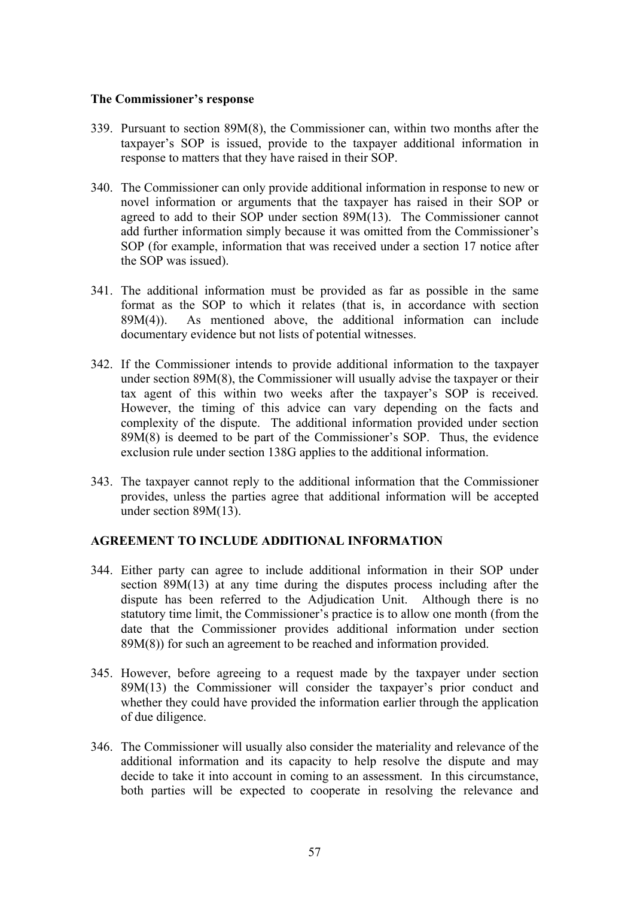**The Commissioner's response**

339. Pursuant to section 89M(8), the Commissioner can, within two months after the taxpayer's SOP is issued, provide to the taxpayer additional information in response to matters that they have raised in their SOP.

340. The Commissioner can only provide additional information in response to new or novel information or arguments that the taxpayer has raised in their SOP or agreed to add to their SOP under section 89M(13). The Commissioner cannot add further information simply because it was omitted from the Commissioner's SOP (for example, information that was received under a section 17 notice after the SOP was issued).

341. The additional information must be provided as far as possible in the same format as the SOP to which it relates (that is, in accordance with section 89M(4)). As mentioned above, the additional information can include documentary evidence but not lists of potential witnesses.

342. If the Commissioner intends to provide additional information to the taxpayer under section 89M(8), the Commissioner will usually advise the taxpayer or their tax agent of this within two weeks after the taxpayer's SOP is received. However, the timing of this advice can vary depending on the facts and complexity of the dispute. The additional information provided under section 89M(8) is deemed to be part of the Commissioner's SOP. Thus, the evidence exclusion rule under section 138G applies to the additional information.

343. The taxpayer cannot reply to the additional information that the Commissioner provides, unless the parties agree that additional information will be accepted under section 89M(13).

**AGREEMENT TO INCLUDE ADDITIONAL INFORMATION**

344. Either party can agree to include additional information in their SOP under section 89M(13) at any time during the disputes process including after the dispute has been referred to the Adjudication Unit. Although there is no statutory time limit, the Commissioner's practice is to allow one month (from the date that the Commissioner provides additional information under section 89M(8)) for such an agreement to be reached and information provided.

345. However, before agreeing to a request made by the taxpayer under section 89M(13) the Commissioner will consider the taxpayer's prior conduct and whether they could have provided the information earlier through the application of due diligence.

346. The Commissioner will usually also consider the materiality and relevance of the additional information and its capacity to help resolve the dispute and may decide to take it into account in coming to an assessment. In this circumstance, both parties will be expected to cooperate in resolving the relevance and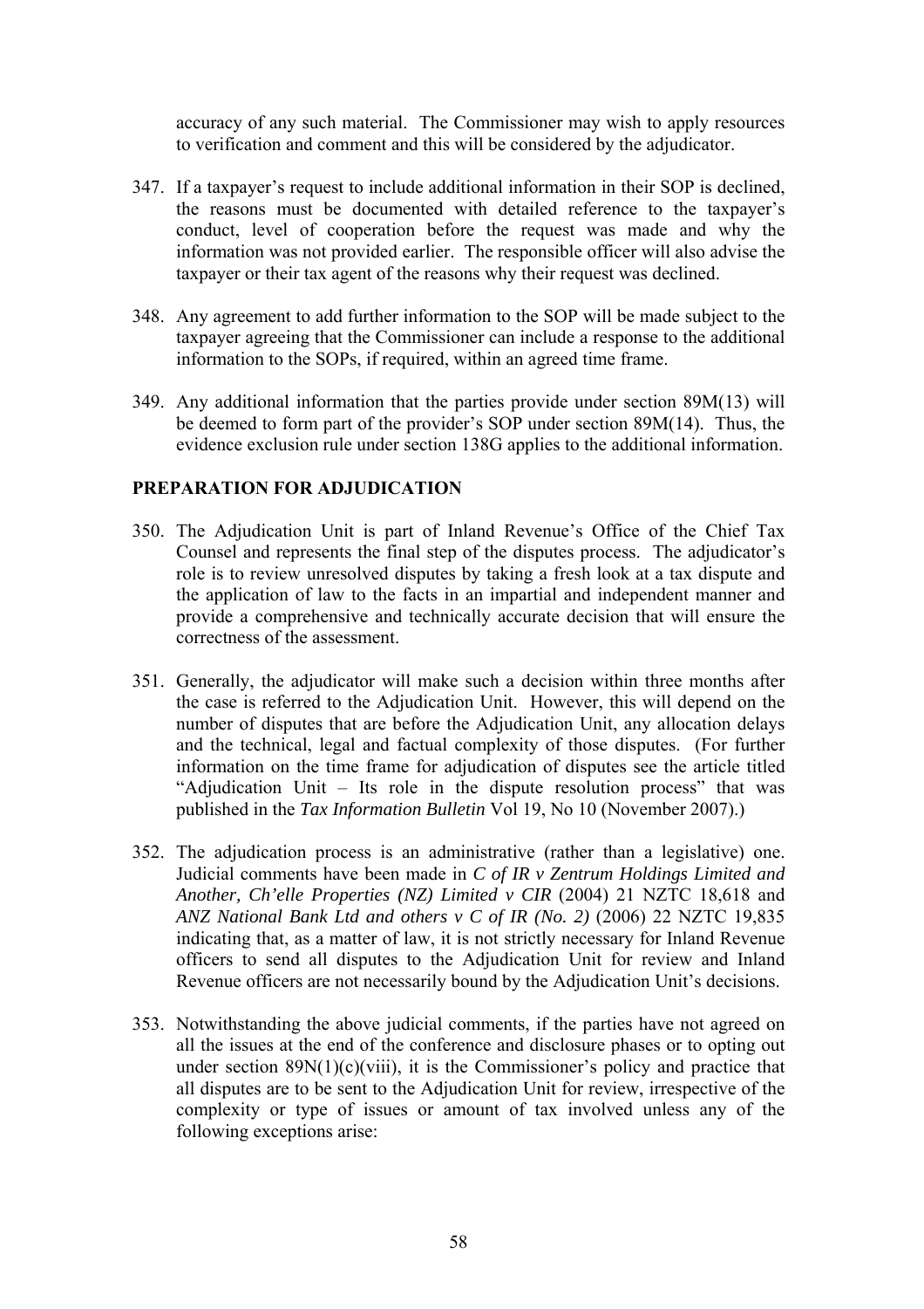accuracy of any such material. The Commissioner may wish to apply resources to verification and comment and this will be considered by the adjudicator.

347. If a taxpayer's request to include additional information in their SOP is declined, the reasons must be documented with detailed reference to the taxpayer's conduct, level of cooperation before the request was made and why the information was not provided earlier. The responsible officer will also advise the taxpayer or their tax agent of the reasons why their request was declined.

348. Any agreement to add further information to the SOP will be made subject to the taxpayer agreeing that the Commissioner can include a response to the additional information to the SOPs, if required, within an agreed time frame.

349. Any additional information that the parties provide under section 89M(13) will be deemed to form part of the provider's SOP under section 89M(14). Thus, the evidence exclusion rule under section 138G applies to the additional information.

## PREPARATION FOR ADJUDICATION

350. The Adjudication Unit is part of Inland Revenue's Office of the Chief Tax Counsel and represents the final step of the disputes process. The adjudicator's role is to review unresolved disputes by taking a fresh look at a tax dispute and the application of law to the facts in an impartial and independent manner and provide a comprehensive and technically accurate decision that will ensure the correctness of the assessment.

351. Generally, the adjudicator will make such a decision within three months after the case is referred to the Adjudication Unit. However, this will depend on the number of disputes that are before the Adjudication Unit, any allocation delays and the technical, legal and factual complexity of those disputes. (For further information on the time frame for adjudication of disputes see the article titled "Adjudication Unit – Its role in the dispute resolution process" that was published in the *Tax Information Bulletin* Vol 19, No 10 (November 2007).)

352. The adjudication process is an administrative (rather than a legislative) one. Judicial comments have been made in *C of IR v Zentrum Holdings Limited and Another, Ch'elle Properties (NZ) Limited v CIR* (2004) 21 NZTC 18,618 and *ANZ National Bank Ltd and others v C of IR (No. 2)* (2006) 22 NZTC 19,835 indicating that, as a matter of law, it is not strictly necessary for Inland Revenue officers to send all disputes to the Adjudication Unit for review and Inland Revenue officers are not necessarily bound by the Adjudication Unit's decisions.

353. Notwithstanding the above judicial comments, if the parties have not agreed on all the issues at the end of the conference and disclosure phases or to opting out under section 89N(1)(c)(viii), it is the Commissioner's policy and practice that all disputes are to be sent to the Adjudication Unit for review, irrespective of the complexity or type of issues or amount of tax involved unless any of the following exceptions arise: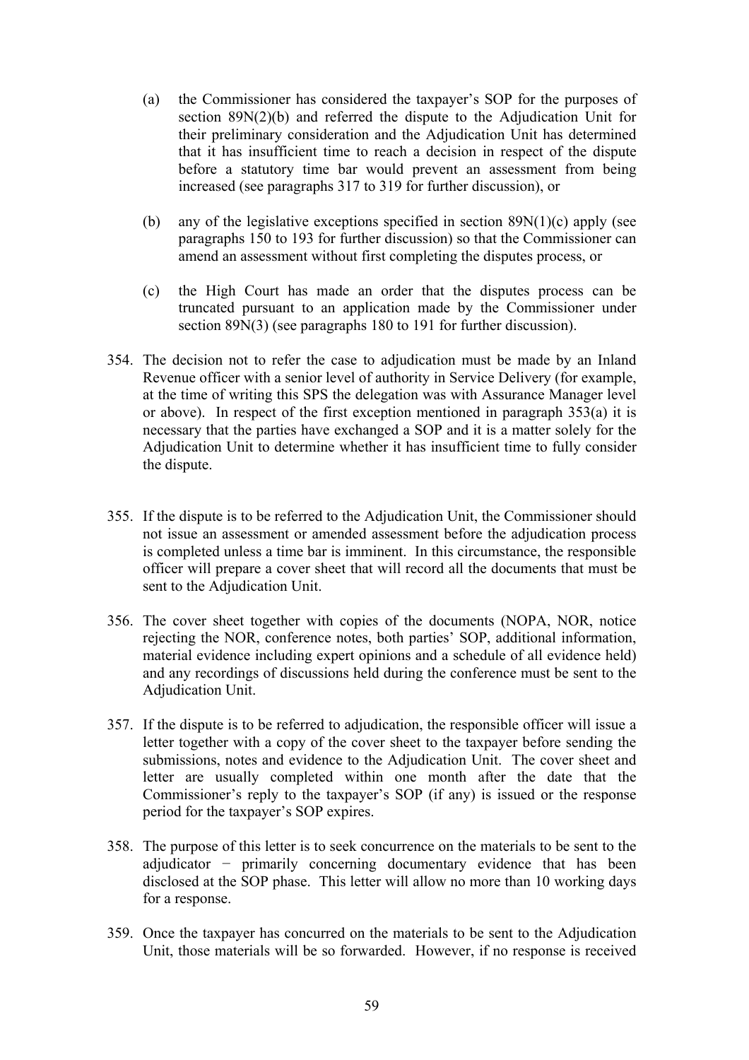(a) the Commissioner has considered the taxpayer's SOP for the purposes of section 89N(2)(b) and referred the dispute to the Adjudication Unit for their preliminary consideration and the Adjudication Unit has determined that it has insufficient time to reach a decision in respect of the dispute before a statutory time bar would prevent an assessment from being increased (see paragraphs 317 to 319 for further discussion), or

(b) any of the legislative exceptions specified in section 89N(1)(c) apply (see paragraphs 150 to 193 for further discussion) so that the Commissioner can amend an assessment without first completing the disputes process, or

(c) the High Court has made an order that the disputes process can be truncated pursuant to an application made by the Commissioner under section 89N(3) (see paragraphs 180 to 191 for further discussion).

354. The decision not to refer the case to adjudication must be made by an Inland Revenue officer with a senior level of authority in Service Delivery (for example, at the time of writing this SPS the delegation was with Assurance Manager level or above). In respect of the first exception mentioned in paragraph 353(a) it is necessary that the parties have exchanged a SOP and it is a matter solely for the Adjudication Unit to determine whether it has insufficient time to fully consider the dispute.

355. If the dispute is to be referred to the Adjudication Unit, the Commissioner should not issue an assessment or amended assessment before the adjudication process is completed unless a time bar is imminent. In this circumstance, the responsible officer will prepare a cover sheet that will record all the documents that must be sent to the Adjudication Unit.

356. The cover sheet together with copies of the documents (NOPA, NOR, notice rejecting the NOR, conference notes, both parties' SOP, additional information, material evidence including expert opinions and a schedule of all evidence held) and any recordings of discussions held during the conference must be sent to the Adjudication Unit.

357. If the dispute is to be referred to adjudication, the responsible officer will issue a letter together with a copy of the cover sheet to the taxpayer before sending the submissions, notes and evidence to the Adjudication Unit. The cover sheet and letter are usually completed within one month after the date that the Commissioner's reply to the taxpayer's SOP (if any) is issued or the response period for the taxpayer's SOP expires.

358. The purpose of this letter is to seek concurrence on the materials to be sent to the adjudicator − primarily concerning documentary evidence that has been disclosed at the SOP phase. This letter will allow no more than 10 working days for a response.

359. Once the taxpayer has concurred on the materials to be sent to the Adjudication Unit, those materials will be so forwarded. However, if no response is received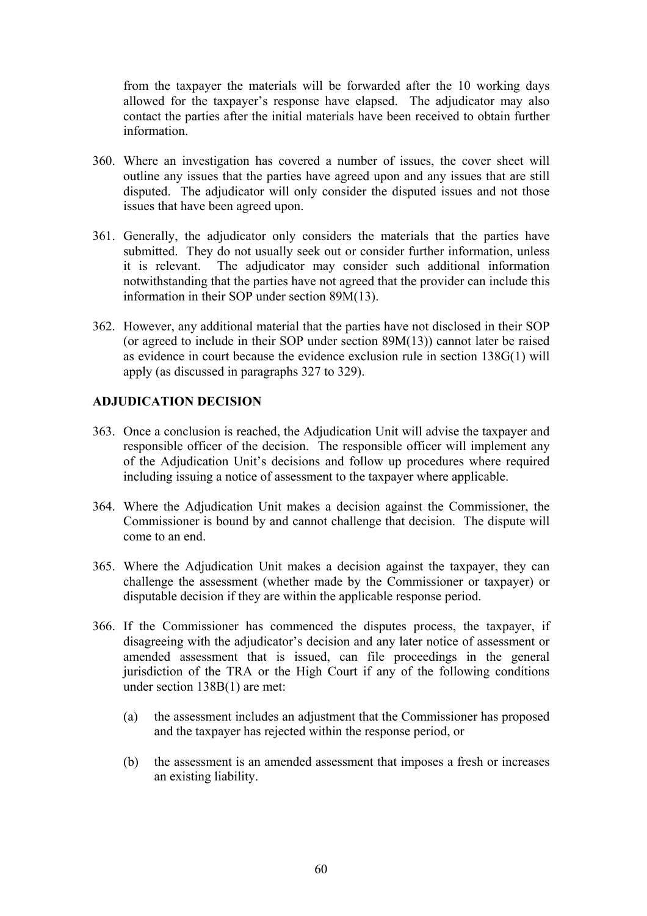from the taxpayer the materials will be forwarded after the 10 working days allowed for the taxpayer's response have elapsed. The adjudicator may also contact the parties after the initial materials have been received to obtain further information.

360. Where an investigation has covered a number of issues, the cover sheet will outline any issues that the parties have agreed upon and any issues that are still disputed. The adjudicator will only consider the disputed issues and not those issues that have been agreed upon.

361. Generally, the adjudicator only considers the materials that the parties have submitted. They do not usually seek out or consider further information, unless it is relevant. The adjudicator may consider such additional information notwithstanding that the parties have not agreed that the provider can include this information in their SOP under section 89M(13).

362. However, any additional material that the parties have not disclosed in their SOP (or agreed to include in their SOP under section 89M(13)) cannot later be raised as evidence in court because the evidence exclusion rule in section 138G(1) will apply (as discussed in paragraphs 327 to 329).

## ADJUDICATION DECISION

363. Once a conclusion is reached, the Adjudication Unit will advise the taxpayer and responsible officer of the decision. The responsible officer will implement any of the Adjudication Unit's decisions and follow up procedures where required including issuing a notice of assessment to the taxpayer where applicable.

364. Where the Adjudication Unit makes a decision against the Commissioner, the Commissioner is bound by and cannot challenge that decision. The dispute will come to an end.

365. Where the Adjudication Unit makes a decision against the taxpayer, they can challenge the assessment (whether made by the Commissioner or taxpayer) or disputable decision if they are within the applicable response period.

366. If the Commissioner has commenced the disputes process, the taxpayer, if disagreeing with the adjudicator's decision and any later notice of assessment or amended assessment that is issued, can file proceedings in the general jurisdiction of the TRA or the High Court if any of the following conditions under section 138B(1) are met:

    (a) the assessment includes an adjustment that the Commissioner has proposed and the taxpayer has rejected within the response period, or

    (b) the assessment is an amended assessment that imposes a fresh or increases an existing liability.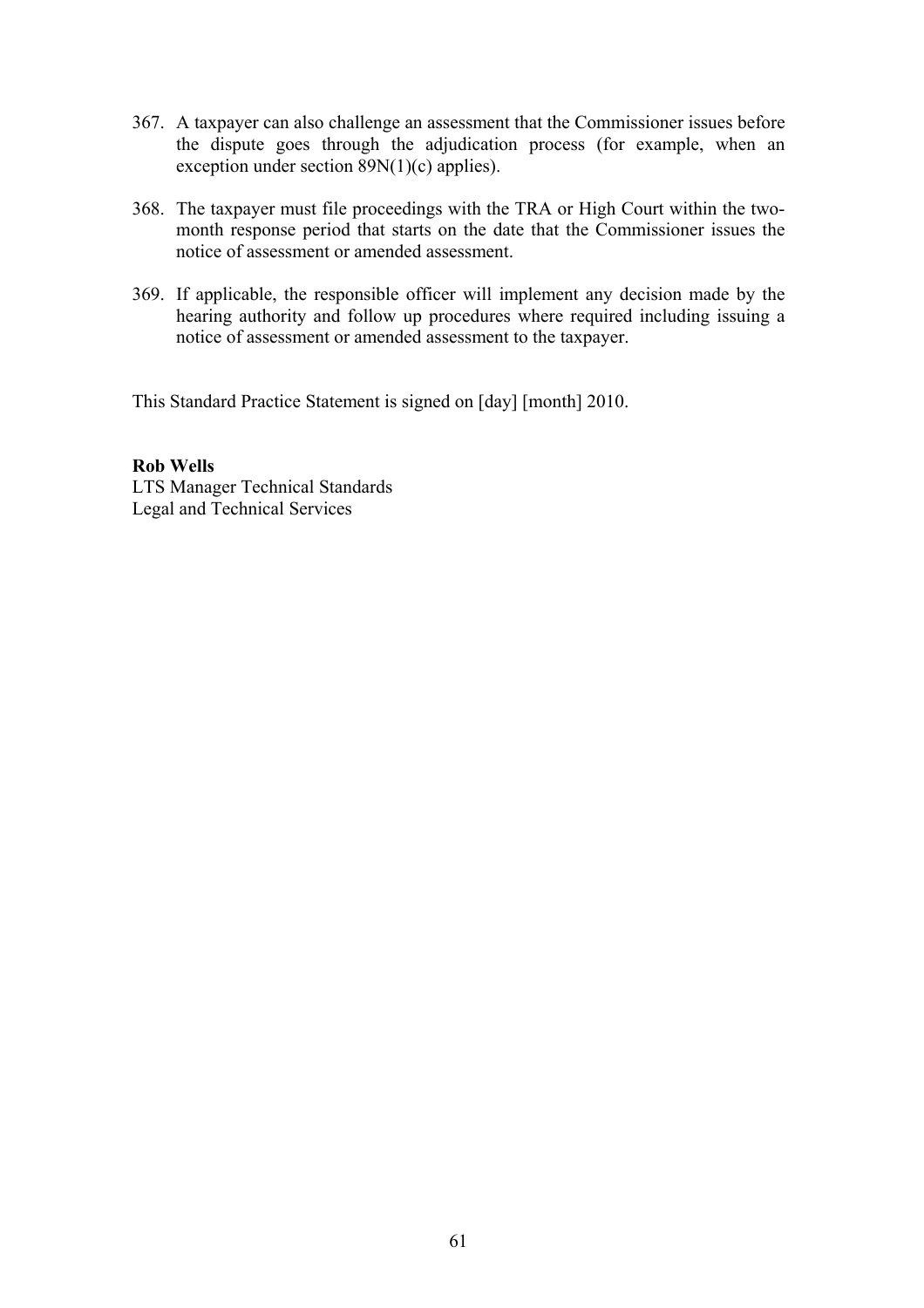367. A taxpayer can also challenge an assessment that the Commissioner issues before the dispute goes through the adjudication process (for example, when an exception under section 89N(1)(c) applies).

368. The taxpayer must file proceedings with the TRA or High Court within the two-month response period that starts on the date that the Commissioner issues the notice of assessment or amended assessment.

369. If applicable, the responsible officer will implement any decision made by the hearing authority and follow up procedures where required including issuing a notice of assessment or amended assessment to the taxpayer.

This Standard Practice Statement is signed on [day] [month] 2010.

**Rob Wells**
LTS Manager Technical Standards
Legal and Technical Services